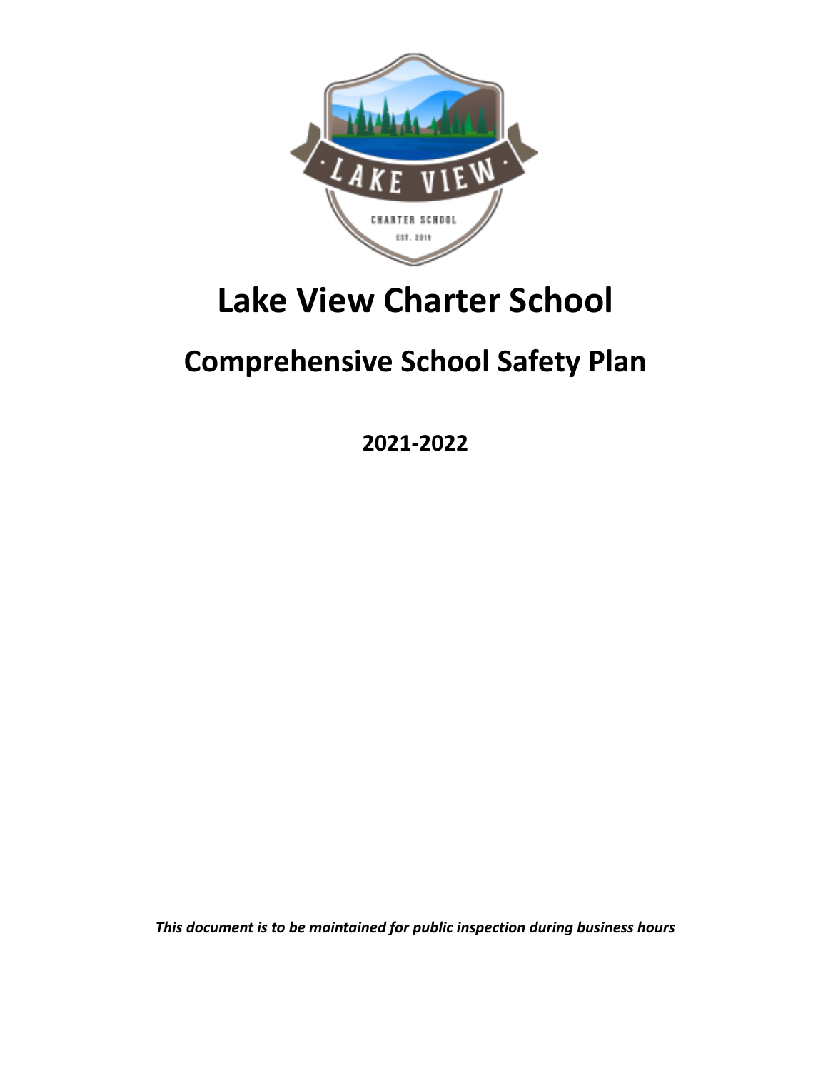# Lake View Charter School

## Comprehensive School Safety Plan

**2021-2022**

***This document is to be maintained for public inspection during business hours***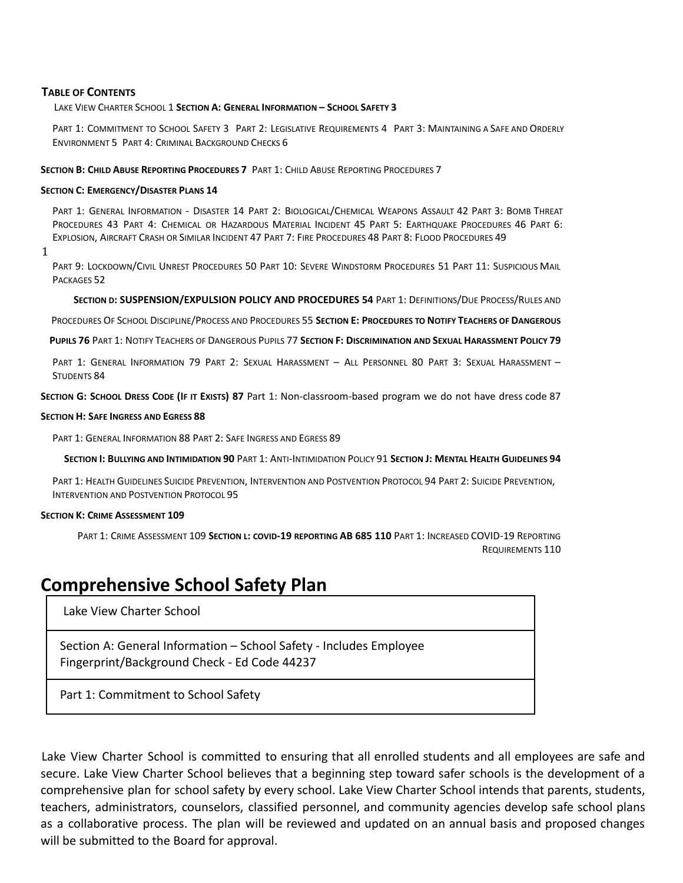**Table of Contents**

Lake View Charter School 1 **Section A: General Information – School Safety 3**

Part 1: Commitment to School Safety 3 Part 2: Legislative Requirements 4 Part 3: Maintaining a Safe and Orderly Environment 5 Part 4: Criminal Background Checks 6

**Section B: Child Abuse Reporting Procedures 7** Part 1: Child Abuse Reporting Procedures 7

**Section C: Emergency/Disaster Plans 14**

Part 1: General Information - Disaster 14 Part 2: Biological/Chemical Weapons Assault 42 Part 3: Bomb Threat Procedures 43 Part 4: Chemical or Hazardous Material Incident 45 Part 5: Earthquake Procedures 46 Part 6: Explosion, Aircraft Crash or Similar Incident 47 Part 7: Fire Procedures 48 Part 8: Flood Procedures 49

Part 9: Lockdown/Civil Unrest Procedures 50 Part 10: Severe Windstorm Procedures 51 Part 11: Suspicious Mail Packages 52

**Section d: SUSPENSION/EXPULSION POLICY AND PROCEDURES 54** Part 1: Definitions/Due Process/Rules and Procedures Of School Discipline/Process and Procedures 55 **Section E: Procedures to Notify Teachers of Dangerous Pupils 76** Part 1: Notify Teachers of Dangerous Pupils 77 **Section F: Discrimination and Sexual Harassment Policy 79**

Part 1: General Information 79 Part 2: Sexual Harassment – All Personnel 80 Part 3: Sexual Harassment – Students 84

**Section G: School Dress Code (If it Exists) 87** Part 1: Non-classroom-based program we do not have dress code 87

**Section H: Safe Ingress and Egress 88**

Part 1: General Information 88 Part 2: Safe Ingress and Egress 89

**Section I: Bullying and Intimidation 90** Part 1: Anti-Intimidation Policy 91 **Section J: Mental Health Guidelines 94**

Part 1: Health Guidelines Suicide Prevention, Intervention and Postvention Protocol 94 Part 2: Suicide Prevention, Intervention and Postvention Protocol 95

**Section K: Crime Assessment 109**

Part 1: Crime Assessment 109 **Section l: covid-19 reporting AB 685 110** Part 1: Increased COVID-19 Reporting Requirements 110

# Comprehensive School Safety Plan

| Lake View Charter School |
|---|
| Section A: General Information – School Safety - Includes Employee Fingerprint/Background Check - Ed Code 44237 |
| Part 1: Commitment to School Safety |

Lake View Charter School is committed to ensuring that all enrolled students and all employees are safe and secure. Lake View Charter School believes that a beginning step toward safer schools is the development of a comprehensive plan for school safety by every school. Lake View Charter School intends that parents, students, teachers, administrators, counselors, classified personnel, and community agencies develop safe school plans as a collaborative process. The plan will be reviewed and updated on an annual basis and proposed changes will be submitted to the Board for approval.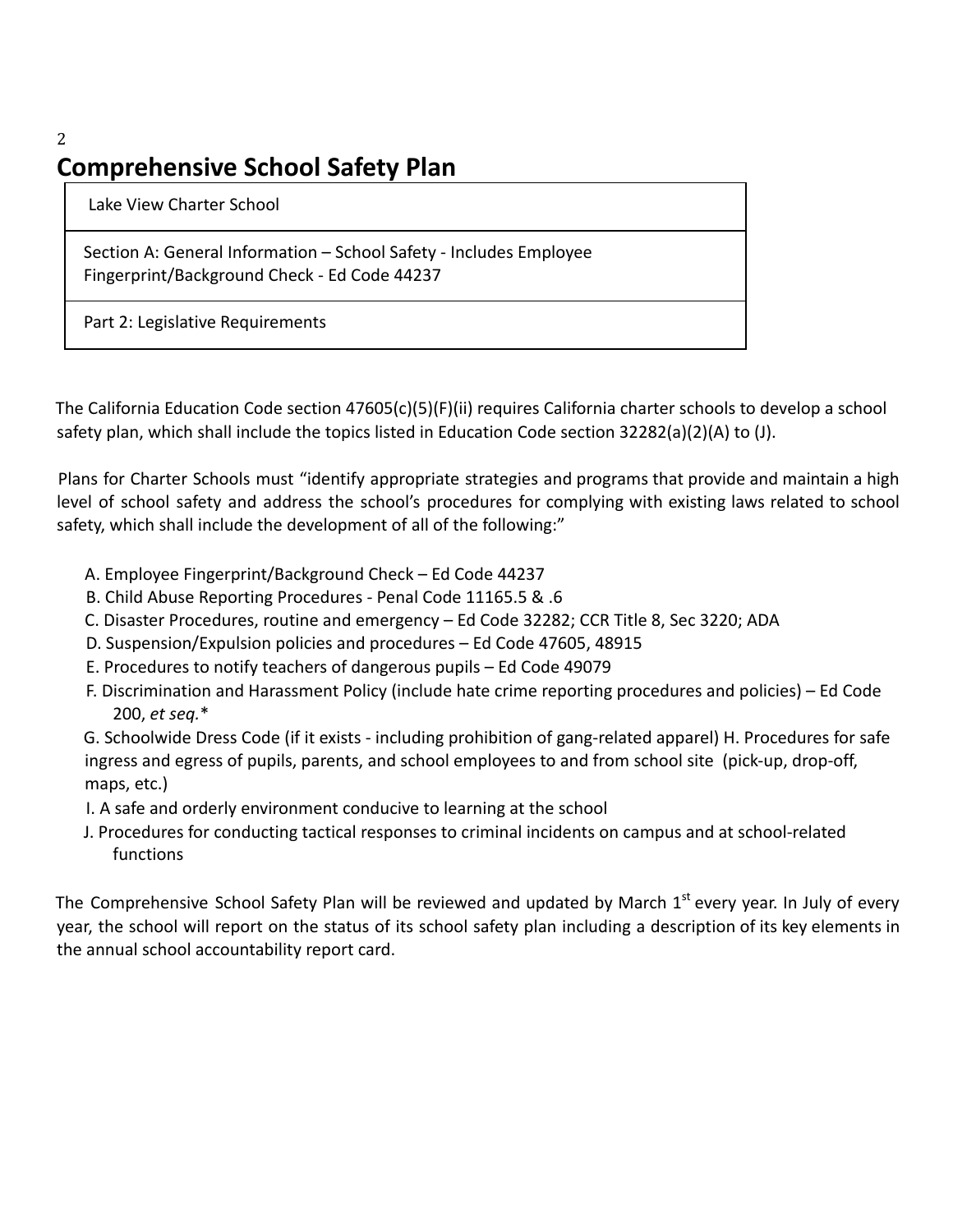# Comprehensive School Safety Plan

| Lake View Charter School |
|---|
| Section A: General Information – School Safety - Includes Employee Fingerprint/Background Check - Ed Code 44237 |
| Part 2: Legislative Requirements |

The California Education Code section 47605(c)(5)(F)(ii) requires California charter schools to develop a school safety plan, which shall include the topics listed in Education Code section 32282(a)(2)(A) to (J).

Plans for Charter Schools must "identify appropriate strategies and programs that provide and maintain a high level of school safety and address the school's procedures for complying with existing laws related to school safety, which shall include the development of all of the following:"

A. Employee Fingerprint/Background Check – Ed Code 44237
B. Child Abuse Reporting Procedures - Penal Code 11165.5 & .6
C. Disaster Procedures, routine and emergency – Ed Code 32282; CCR Title 8, Sec 3220; ADA
D. Suspension/Expulsion policies and procedures – Ed Code 47605, 48915
E. Procedures to notify teachers of dangerous pupils – Ed Code 49079
F. Discrimination and Harassment Policy (include hate crime reporting procedures and policies) – Ed Code 200, *et seq.**
G. Schoolwide Dress Code (if it exists - including prohibition of gang-related apparel) H. Procedures for safe ingress and egress of pupils, parents, and school employees to and from school site (pick-up, drop-off, maps, etc.)
I. A safe and orderly environment conducive to learning at the school
J. Procedures for conducting tactical responses to criminal incidents on campus and at school-related functions

The Comprehensive School Safety Plan will be reviewed and updated by March 1st every year. In July of every year, the school will report on the status of its school safety plan including a description of its key elements in the annual school accountability report card.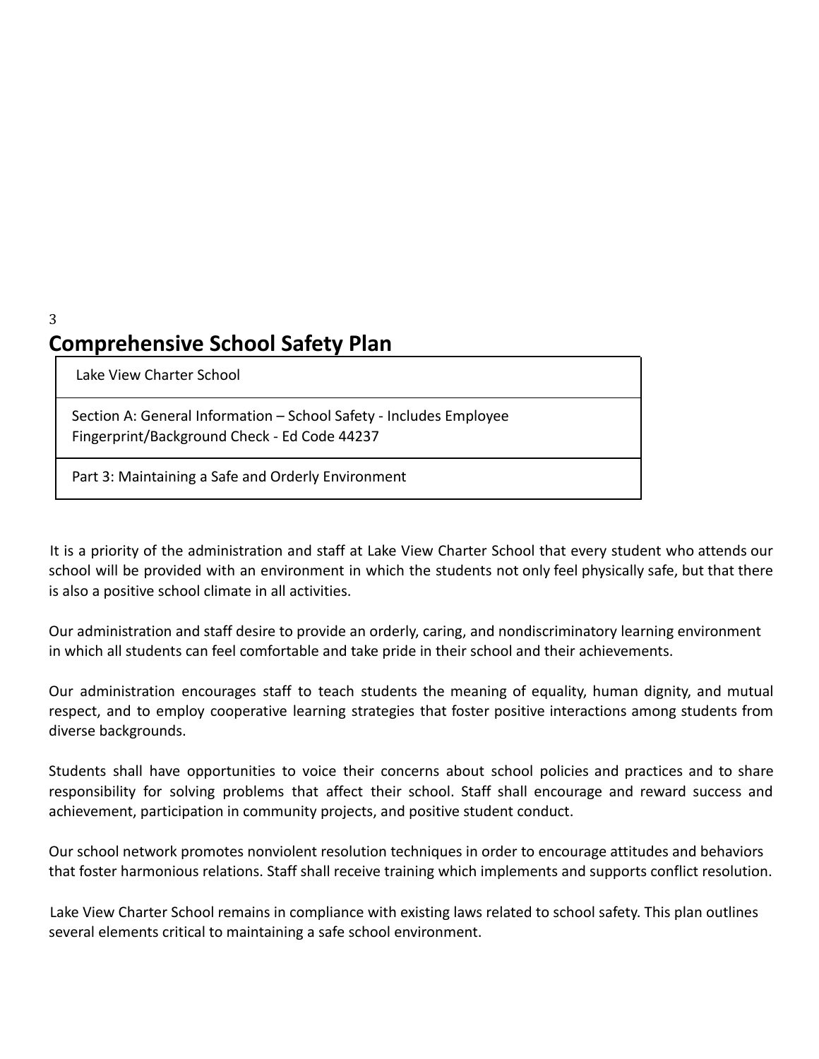# Comprehensive School Safety Plan

| Lake View Charter School |
| --- |
| Section A: General Information – School Safety - Includes Employee Fingerprint/Background Check - Ed Code 44237 |
| Part 3: Maintaining a Safe and Orderly Environment |

It is a priority of the administration and staff at Lake View Charter School that every student who attends our school will be provided with an environment in which the students not only feel physically safe, but that there is also a positive school climate in all activities.

Our administration and staff desire to provide an orderly, caring, and nondiscriminatory learning environment in which all students can feel comfortable and take pride in their school and their achievements.

Our administration encourages staff to teach students the meaning of equality, human dignity, and mutual respect, and to employ cooperative learning strategies that foster positive interactions among students from diverse backgrounds.

Students shall have opportunities to voice their concerns about school policies and practices and to share responsibility for solving problems that affect their school. Staff shall encourage and reward success and achievement, participation in community projects, and positive student conduct.

Our school network promotes nonviolent resolution techniques in order to encourage attitudes and behaviors that foster harmonious relations. Staff shall receive training which implements and supports conflict resolution.

Lake View Charter School remains in compliance with existing laws related to school safety. This plan outlines several elements critical to maintaining a safe school environment.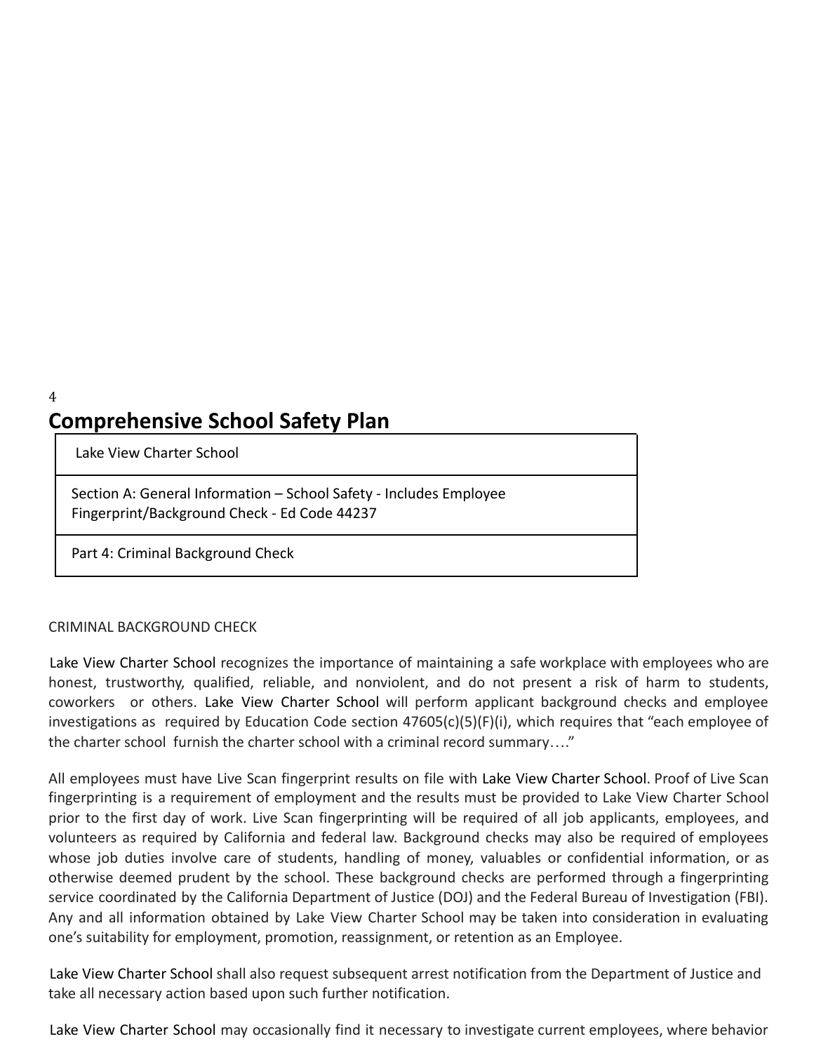# Comprehensive School Safety Plan

| Lake View Charter School |
| --- |
| Section A: General Information – School Safety - Includes Employee Fingerprint/Background Check - Ed Code 44237 |
| Part 4: Criminal Background Check |

CRIMINAL BACKGROUND CHECK

Lake View Charter School recognizes the importance of maintaining a safe workplace with employees who are honest, trustworthy, qualified, reliable, and nonviolent, and do not present a risk of harm to students, coworkers or others. Lake View Charter School will perform applicant background checks and employee investigations as required by Education Code section 47605(c)(5)(F)(i), which requires that "each employee of the charter school furnish the charter school with a criminal record summary…."

All employees must have Live Scan fingerprint results on file with Lake View Charter School. Proof of Live Scan fingerprinting is a requirement of employment and the results must be provided to Lake View Charter School prior to the first day of work. Live Scan fingerprinting will be required of all job applicants, employees, and volunteers as required by California and federal law. Background checks may also be required of employees whose job duties involve care of students, handling of money, valuables or confidential information, or as otherwise deemed prudent by the school. These background checks are performed through a fingerprinting service coordinated by the California Department of Justice (DOJ) and the Federal Bureau of Investigation (FBI). Any and all information obtained by Lake View Charter School may be taken into consideration in evaluating one's suitability for employment, promotion, reassignment, or retention as an Employee.

Lake View Charter School shall also request subsequent arrest notification from the Department of Justice and take all necessary action based upon such further notification.

Lake View Charter School may occasionally find it necessary to investigate current employees, where behavior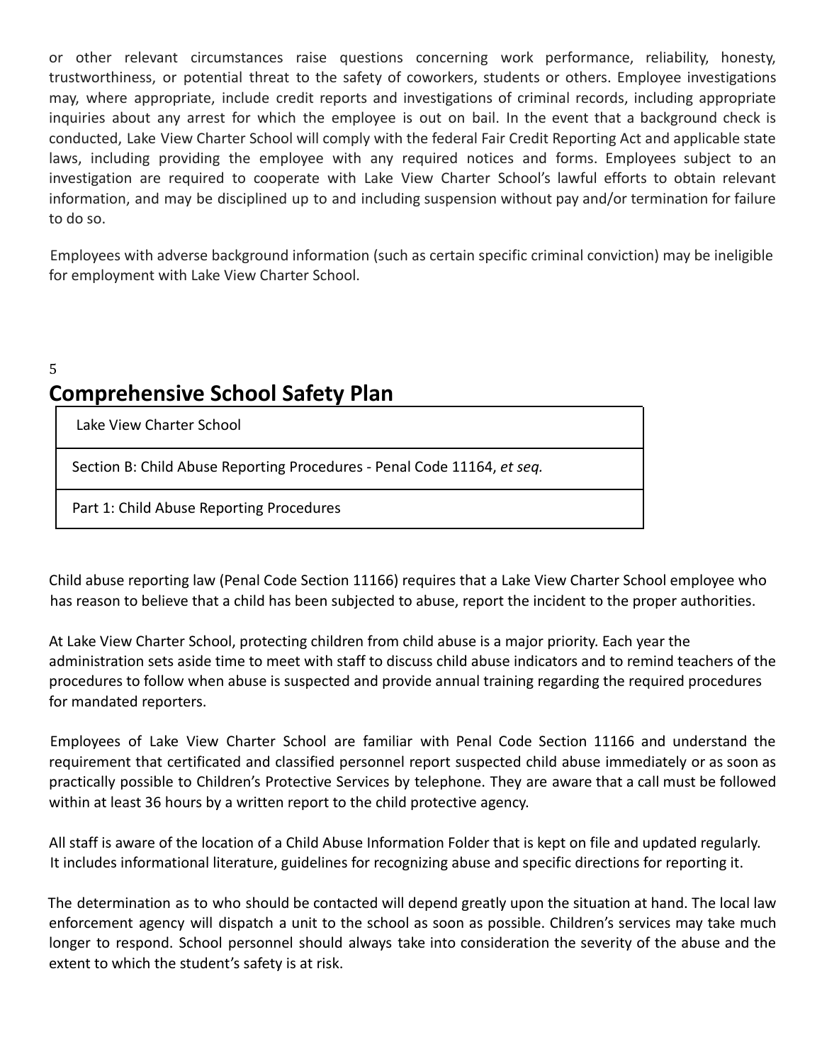or other relevant circumstances raise questions concerning work performance, reliability, honesty, trustworthiness, or potential threat to the safety of coworkers, students or others. Employee investigations may, where appropriate, include credit reports and investigations of criminal records, including appropriate inquiries about any arrest for which the employee is out on bail. In the event that a background check is conducted, Lake View Charter School will comply with the federal Fair Credit Reporting Act and applicable state laws, including providing the employee with any required notices and forms. Employees subject to an investigation are required to cooperate with Lake View Charter School's lawful efforts to obtain relevant information, and may be disciplined up to and including suspension without pay and/or termination for failure to do so.

Employees with adverse background information (such as certain specific criminal conviction) may be ineligible for employment with Lake View Charter School.

5

# Comprehensive School Safety Plan

| Lake View Charter School |
| --- |
| Section B: Child Abuse Reporting Procedures - Penal Code 11164, *et seq.* |
| Part 1: Child Abuse Reporting Procedures |

Child abuse reporting law (Penal Code Section 11166) requires that a Lake View Charter School employee who has reason to believe that a child has been subjected to abuse, report the incident to the proper authorities.

At Lake View Charter School, protecting children from child abuse is a major priority. Each year the administration sets aside time to meet with staff to discuss child abuse indicators and to remind teachers of the procedures to follow when abuse is suspected and provide annual training regarding the required procedures for mandated reporters.

Employees of Lake View Charter School are familiar with Penal Code Section 11166 and understand the requirement that certificated and classified personnel report suspected child abuse immediately or as soon as practically possible to Children's Protective Services by telephone. They are aware that a call must be followed within at least 36 hours by a written report to the child protective agency.

All staff is aware of the location of a Child Abuse Information Folder that is kept on file and updated regularly. It includes informational literature, guidelines for recognizing abuse and specific directions for reporting it.

The determination as to who should be contacted will depend greatly upon the situation at hand. The local law enforcement agency will dispatch a unit to the school as soon as possible. Children's services may take much longer to respond. School personnel should always take into consideration the severity of the abuse and the extent to which the student's safety is at risk.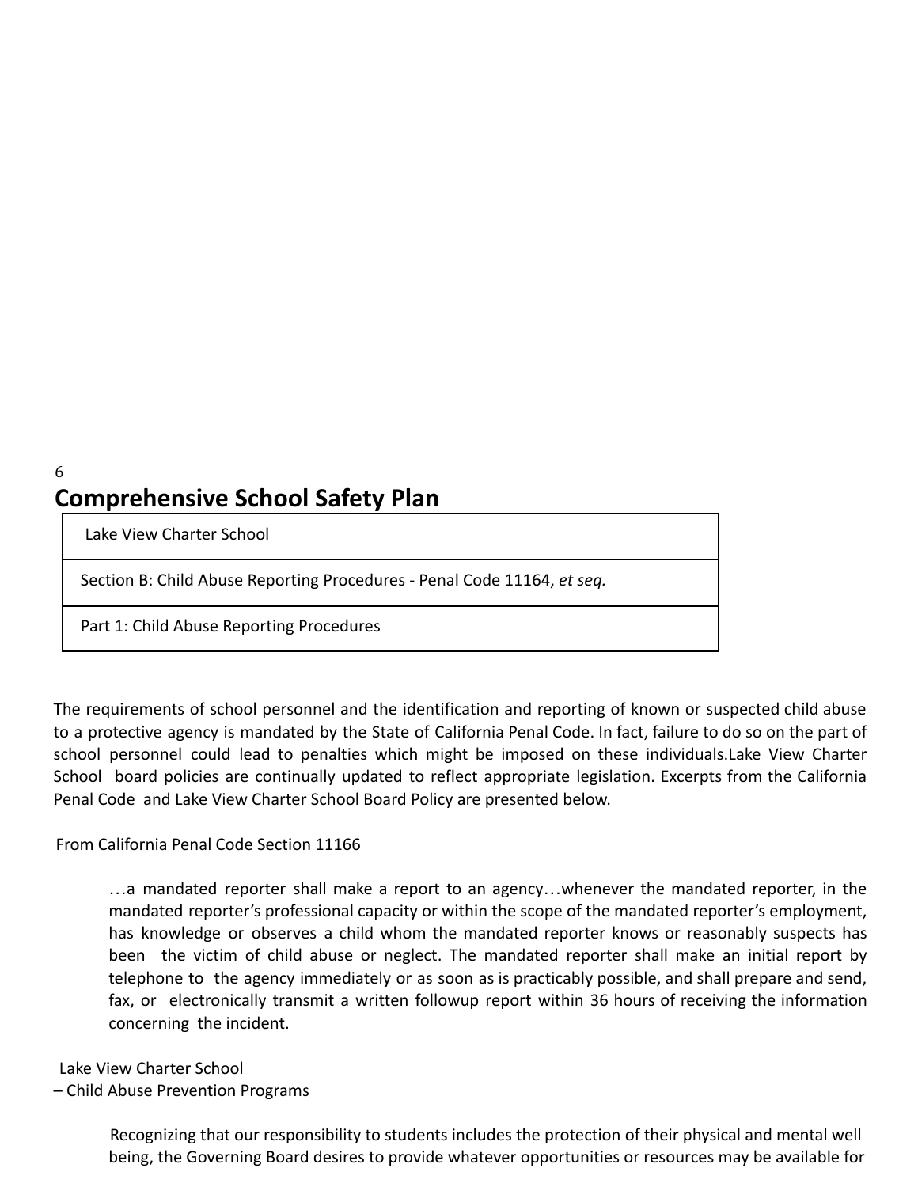## Comprehensive School Safety Plan

| Lake View Charter School |
|---|
| Section B: Child Abuse Reporting Procedures - Penal Code 11164, *et seq.* |
| Part 1: Child Abuse Reporting Procedures |

The requirements of school personnel and the identification and reporting of known or suspected child abuse to a protective agency is mandated by the State of California Penal Code. In fact, failure to do so on the part of school personnel could lead to penalties which might be imposed on these individuals.Lake View Charter School board policies are continually updated to reflect appropriate legislation. Excerpts from the California Penal Code and Lake View Charter School Board Policy are presented below.

From California Penal Code Section 11166

> …a mandated reporter shall make a report to an agency…whenever the mandated reporter, in the mandated reporter's professional capacity or within the scope of the mandated reporter's employment, has knowledge or observes a child whom the mandated reporter knows or reasonably suspects has been the victim of child abuse or neglect. The mandated reporter shall make an initial report by telephone to the agency immediately or as soon as is practicably possible, and shall prepare and send, fax, or electronically transmit a written followup report within 36 hours of receiving the information concerning the incident.

Lake View Charter School
– Child Abuse Prevention Programs

> Recognizing that our responsibility to students includes the protection of their physical and mental well being, the Governing Board desires to provide whatever opportunities or resources may be available for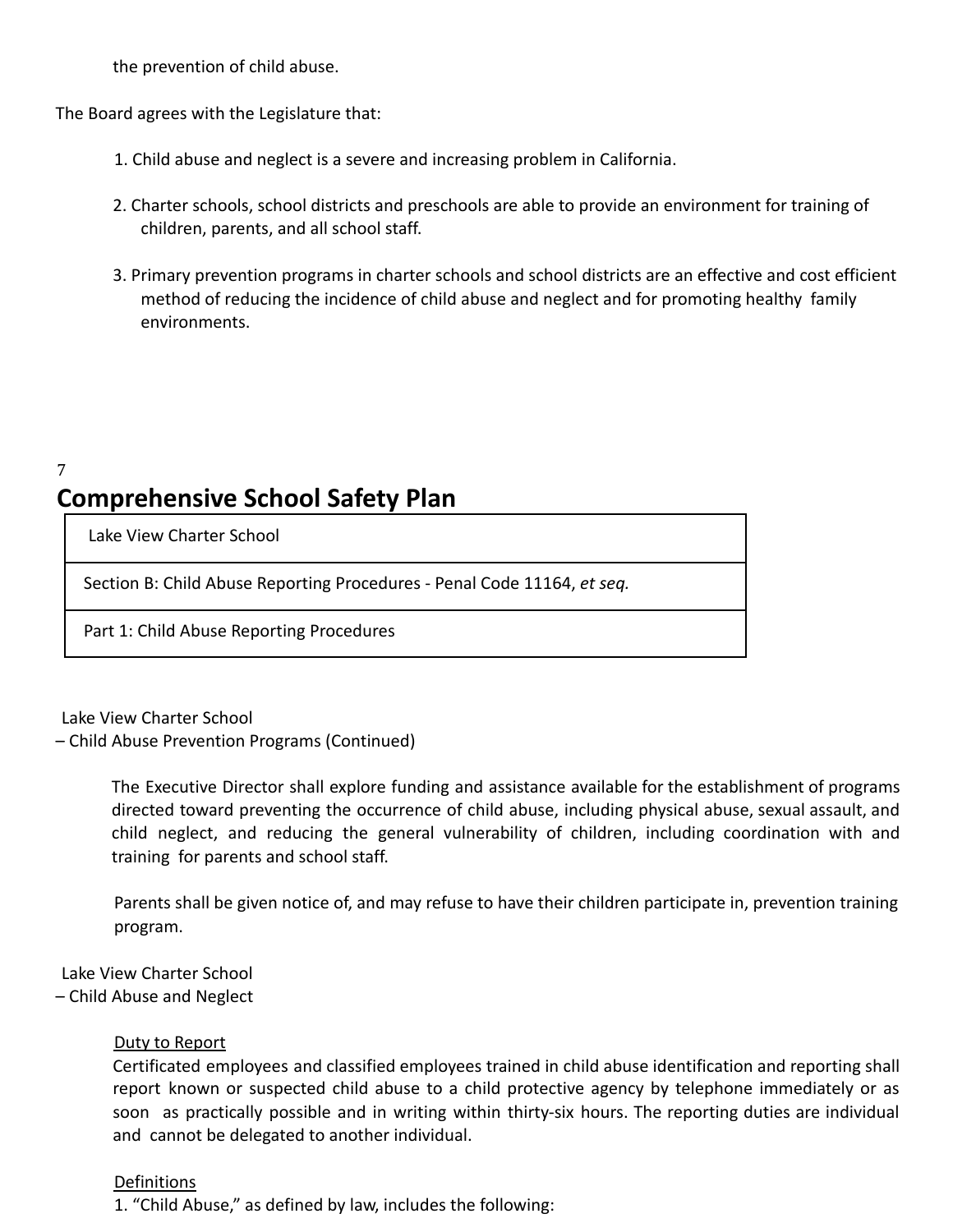the prevention of child abuse.

The Board agrees with the Legislature that:

1. Child abuse and neglect is a severe and increasing problem in California.

2. Charter schools, school districts and preschools are able to provide an environment for training of children, parents, and all school staff.

3. Primary prevention programs in charter schools and school districts are an effective and cost efficient method of reducing the incidence of child abuse and neglect and for promoting healthy family environments.

# Comprehensive School Safety Plan

| Lake View Charter School |
|---|
| Section B: Child Abuse Reporting Procedures - Penal Code 11164, *et seq.* |
| Part 1: Child Abuse Reporting Procedures |

Lake View Charter School
– Child Abuse Prevention Programs (Continued)

The Executive Director shall explore funding and assistance available for the establishment of programs directed toward preventing the occurrence of child abuse, including physical abuse, sexual assault, and child neglect, and reducing the general vulnerability of children, including coordination with and training for parents and school staff.

Parents shall be given notice of, and may refuse to have their children participate in, prevention training program.

Lake View Charter School
– Child Abuse and Neglect

Duty to Report

Certificated employees and classified employees trained in child abuse identification and reporting shall report known or suspected child abuse to a child protective agency by telephone immediately or as soon as practically possible and in writing within thirty-six hours. The reporting duties are individual and cannot be delegated to another individual.

Definitions

1. "Child Abuse," as defined by law, includes the following: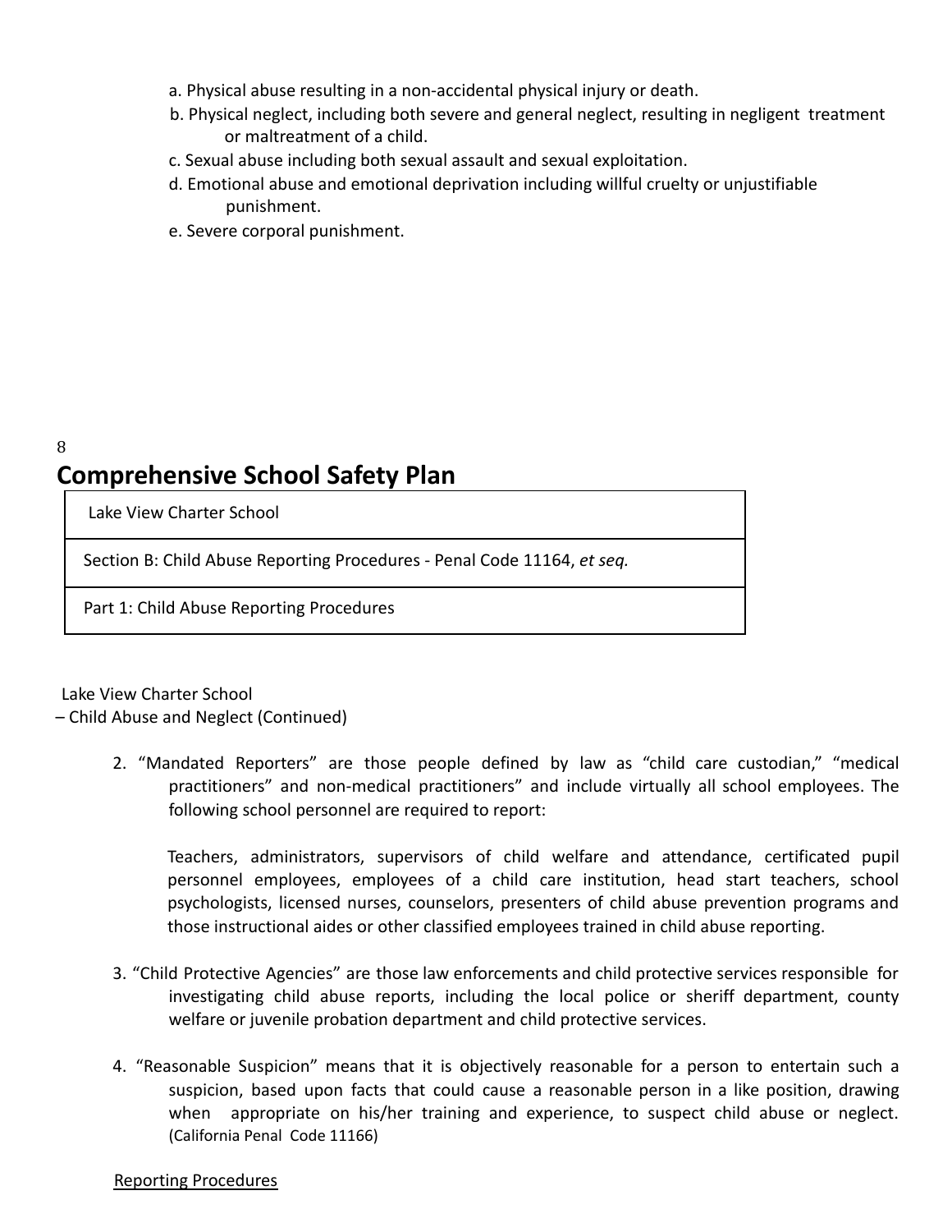a. Physical abuse resulting in a non-accidental physical injury or death.

b. Physical neglect, including both severe and general neglect, resulting in negligent treatment or maltreatment of a child.

c. Sexual abuse including both sexual assault and sexual exploitation.

d. Emotional abuse and emotional deprivation including willful cruelty or unjustifiable punishment.

e. Severe corporal punishment.

## Comprehensive School Safety Plan

| Lake View Charter School |
| --- |
| Section B: Child Abuse Reporting Procedures - Penal Code 11164, *et seq.* |
| Part 1: Child Abuse Reporting Procedures |

Lake View Charter School
– Child Abuse and Neglect (Continued)

2. "Mandated Reporters" are those people defined by law as "child care custodian," "medical practitioners" and non-medical practitioners" and include virtually all school employees. The following school personnel are required to report:

   Teachers, administrators, supervisors of child welfare and attendance, certificated pupil personnel employees, employees of a child care institution, head start teachers, school psychologists, licensed nurses, counselors, presenters of child abuse prevention programs and those instructional aides or other classified employees trained in child abuse reporting.

3. "Child Protective Agencies" are those law enforcements and child protective services responsible for investigating child abuse reports, including the local police or sheriff department, county welfare or juvenile probation department and child protective services.

4. "Reasonable Suspicion" means that it is objectively reasonable for a person to entertain such a suspicion, based upon facts that could cause a reasonable person in a like position, drawing when appropriate on his/her training and experience, to suspect child abuse or neglect. (California Penal Code 11166)

<u>Reporting Procedures</u>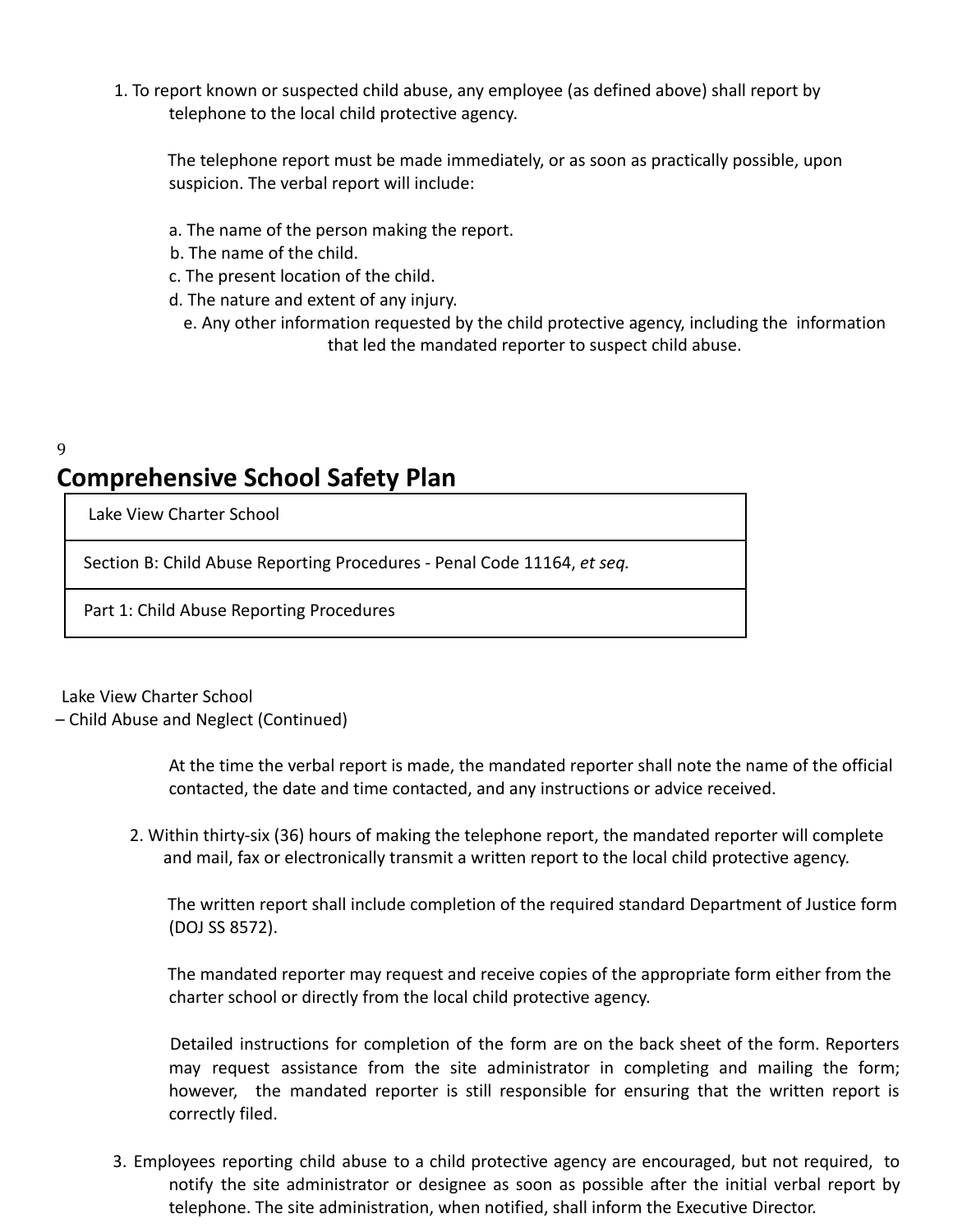1. To report known or suspected child abuse, any employee (as defined above) shall report by telephone to the local child protective agency.

   The telephone report must be made immediately, or as soon as practically possible, upon suspicion. The verbal report will include:

   a. The name of the person making the report.
   b. The name of the child.
   c. The present location of the child.
   d. The nature and extent of any injury.
   e. Any other information requested by the child protective agency, including the information that led the mandated reporter to suspect child abuse.

# Comprehensive School Safety Plan

| Lake View Charter School |
|---|
| Section B: Child Abuse Reporting Procedures - Penal Code 11164, *et seq.* |
| Part 1: Child Abuse Reporting Procedures |

Lake View Charter School
– Child Abuse and Neglect (Continued)

   At the time the verbal report is made, the mandated reporter shall note the name of the official contacted, the date and time contacted, and any instructions or advice received.

2. Within thirty-six (36) hours of making the telephone report, the mandated reporter will complete and mail, fax or electronically transmit a written report to the local child protective agency.

   The written report shall include completion of the required standard Department of Justice form (DOJ SS 8572).

   The mandated reporter may request and receive copies of the appropriate form either from the charter school or directly from the local child protective agency.

   Detailed instructions for completion of the form are on the back sheet of the form. Reporters may request assistance from the site administrator in completing and mailing the form; however, the mandated reporter is still responsible for ensuring that the written report is correctly filed.

3. Employees reporting child abuse to a child protective agency are encouraged, but not required, to notify the site administrator or designee as soon as possible after the initial verbal report by telephone. The site administration, when notified, shall inform the Executive Director.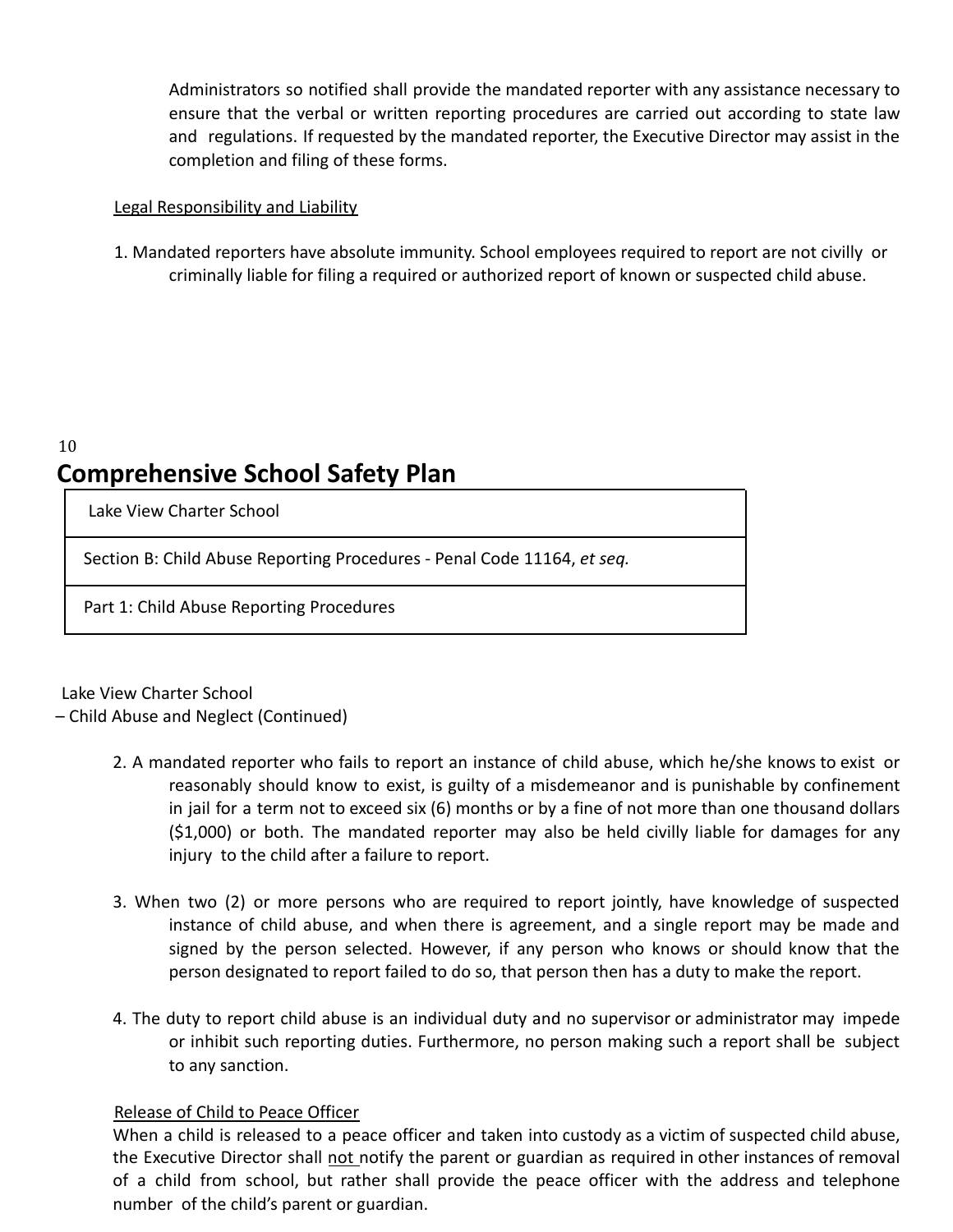Administrators so notified shall provide the mandated reporter with any assistance necessary to ensure that the verbal or written reporting procedures are carried out according to state law and regulations. If requested by the mandated reporter, the Executive Director may assist in the completion and filing of these forms.

Legal Responsibility and Liability

1. Mandated reporters have absolute immunity. School employees required to report are not civilly or criminally liable for filing a required or authorized report of known or suspected child abuse.

# Comprehensive School Safety Plan

| Lake View Charter School |
|---|
| Section B: Child Abuse Reporting Procedures - Penal Code 11164, *et seq.* |
| Part 1: Child Abuse Reporting Procedures |

Lake View Charter School
– Child Abuse and Neglect (Continued)

2. A mandated reporter who fails to report an instance of child abuse, which he/she knows to exist or reasonably should know to exist, is guilty of a misdemeanor and is punishable by confinement in jail for a term not to exceed six (6) months or by a fine of not more than one thousand dollars ($1,000) or both. The mandated reporter may also be held civilly liable for damages for any injury to the child after a failure to report.

3. When two (2) or more persons who are required to report jointly, have knowledge of suspected instance of child abuse, and when there is agreement, and a single report may be made and signed by the person selected. However, if any person who knows or should know that the person designated to report failed to do so, that person then has a duty to make the report.

4. The duty to report child abuse is an individual duty and no supervisor or administrator may impede or inhibit such reporting duties. Furthermore, no person making such a report shall be subject to any sanction.

Release of Child to Peace Officer

When a child is released to a peace officer and taken into custody as a victim of suspected child abuse, the Executive Director shall not notify the parent or guardian as required in other instances of removal of a child from school, but rather shall provide the peace officer with the address and telephone number of the child's parent or guardian.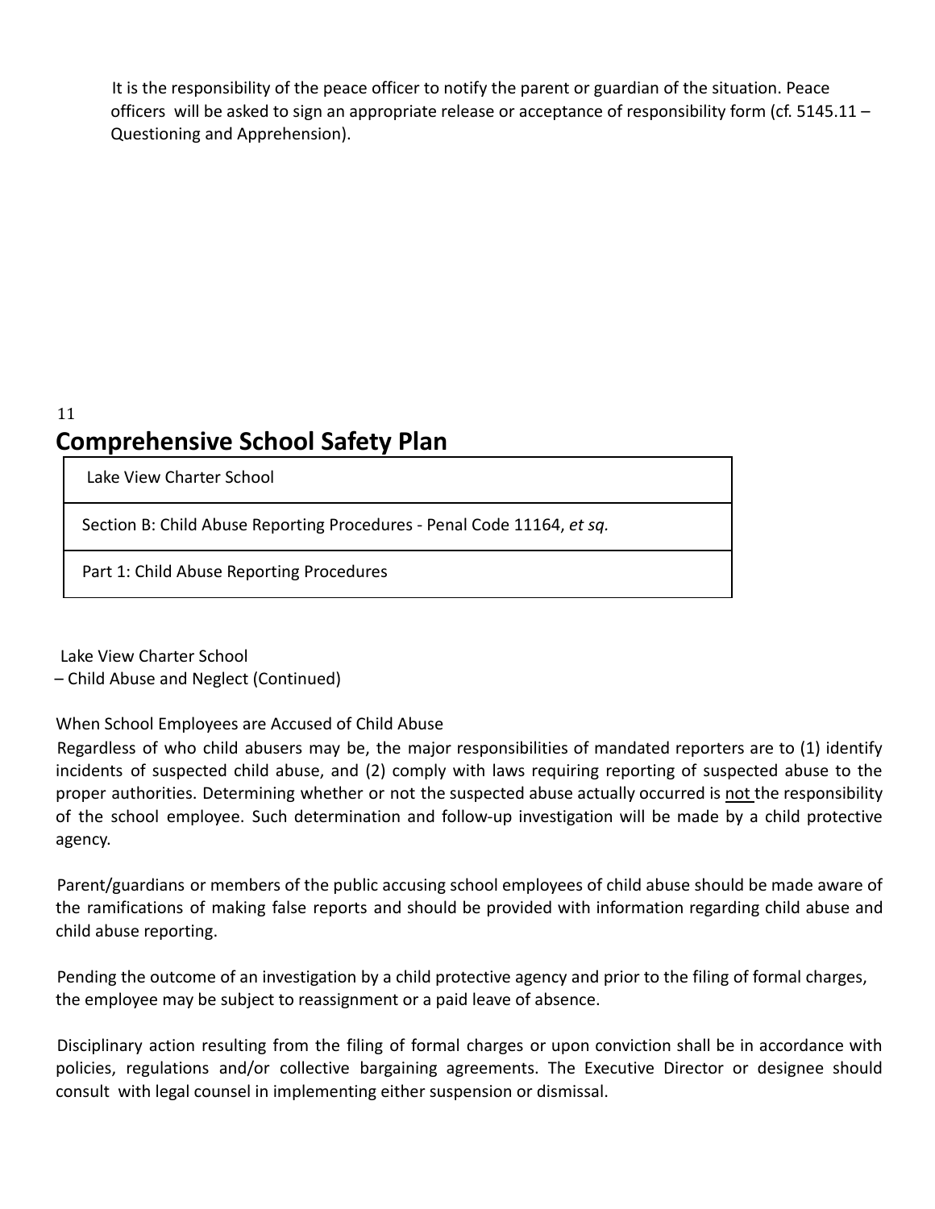It is the responsibility of the peace officer to notify the parent or guardian of the situation. Peace officers will be asked to sign an appropriate release or acceptance of responsibility form (cf. 5145.11 – Questioning and Apprehension).

# Comprehensive School Safety Plan

| Lake View Charter School |
| --- |
| Section B: Child Abuse Reporting Procedures - Penal Code 11164, *et sq.* |
| Part 1: Child Abuse Reporting Procedures |

Lake View Charter School
– Child Abuse and Neglect (Continued)

When School Employees are Accused of Child Abuse

Regardless of who child abusers may be, the major responsibilities of mandated reporters are to (1) identify incidents of suspected child abuse, and (2) comply with laws requiring reporting of suspected abuse to the proper authorities. Determining whether or not the suspected abuse actually occurred is <u>not</u> the responsibility of the school employee. Such determination and follow-up investigation will be made by a child protective agency.

Parent/guardians or members of the public accusing school employees of child abuse should be made aware of the ramifications of making false reports and should be provided with information regarding child abuse and child abuse reporting.

Pending the outcome of an investigation by a child protective agency and prior to the filing of formal charges, the employee may be subject to reassignment or a paid leave of absence.

Disciplinary action resulting from the filing of formal charges or upon conviction shall be in accordance with policies, regulations and/or collective bargaining agreements. The Executive Director or designee should consult with legal counsel in implementing either suspension or dismissal.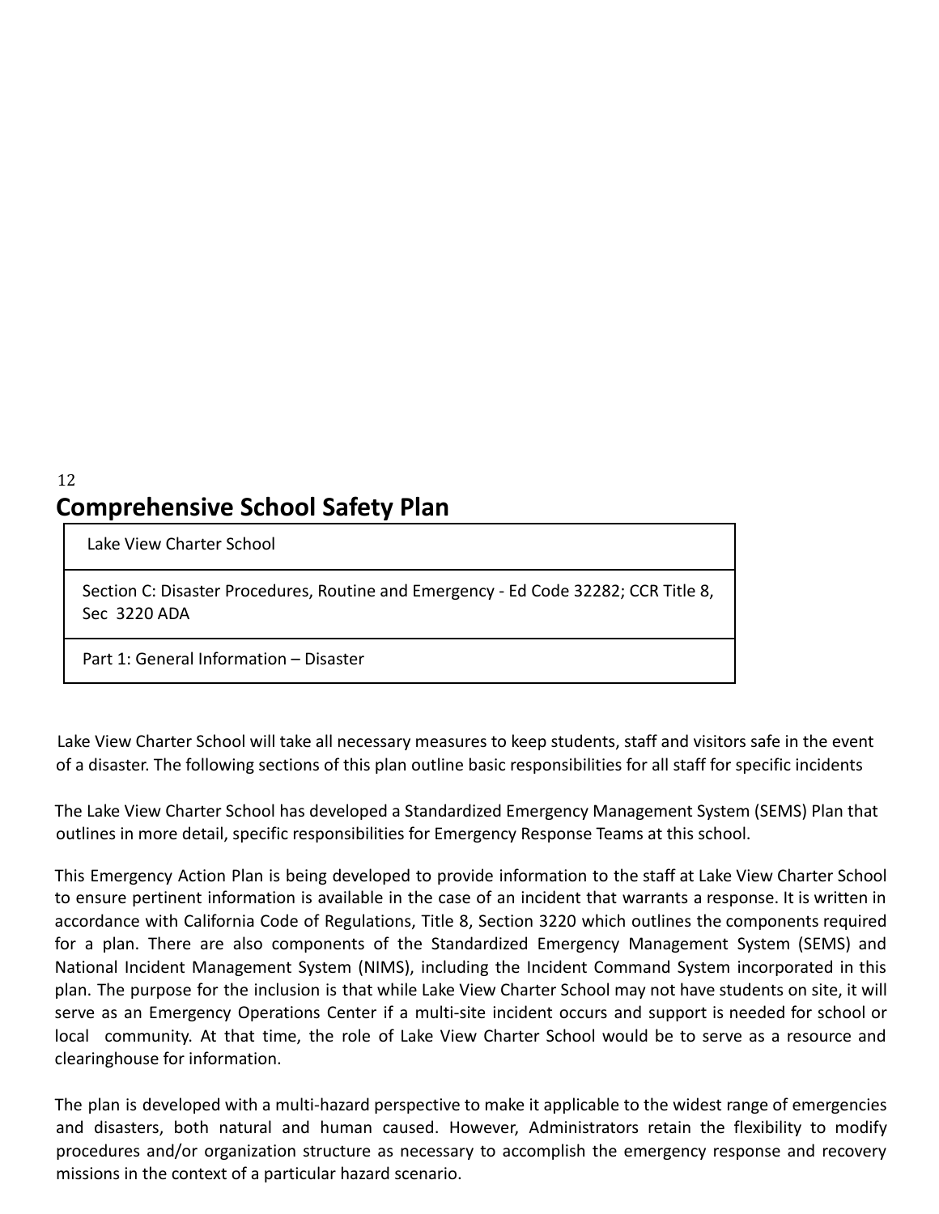# Comprehensive School Safety Plan

| Lake View Charter School |
|---|
| Section C: Disaster Procedures, Routine and Emergency - Ed Code 32282; CCR Title 8, Sec 3220 ADA |
| Part 1: General Information – Disaster |

Lake View Charter School will take all necessary measures to keep students, staff and visitors safe in the event of a disaster. The following sections of this plan outline basic responsibilities for all staff for specific incidents

The Lake View Charter School has developed a Standardized Emergency Management System (SEMS) Plan that outlines in more detail, specific responsibilities for Emergency Response Teams at this school.

This Emergency Action Plan is being developed to provide information to the staff at Lake View Charter School to ensure pertinent information is available in the case of an incident that warrants a response. It is written in accordance with California Code of Regulations, Title 8, Section 3220 which outlines the components required for a plan. There are also components of the Standardized Emergency Management System (SEMS) and National Incident Management System (NIMS), including the Incident Command System incorporated in this plan. The purpose for the inclusion is that while Lake View Charter School may not have students on site, it will serve as an Emergency Operations Center if a multi-site incident occurs and support is needed for school or local community. At that time, the role of Lake View Charter School would be to serve as a resource and clearinghouse for information.

The plan is developed with a multi-hazard perspective to make it applicable to the widest range of emergencies and disasters, both natural and human caused. However, Administrators retain the flexibility to modify procedures and/or organization structure as necessary to accomplish the emergency response and recovery missions in the context of a particular hazard scenario.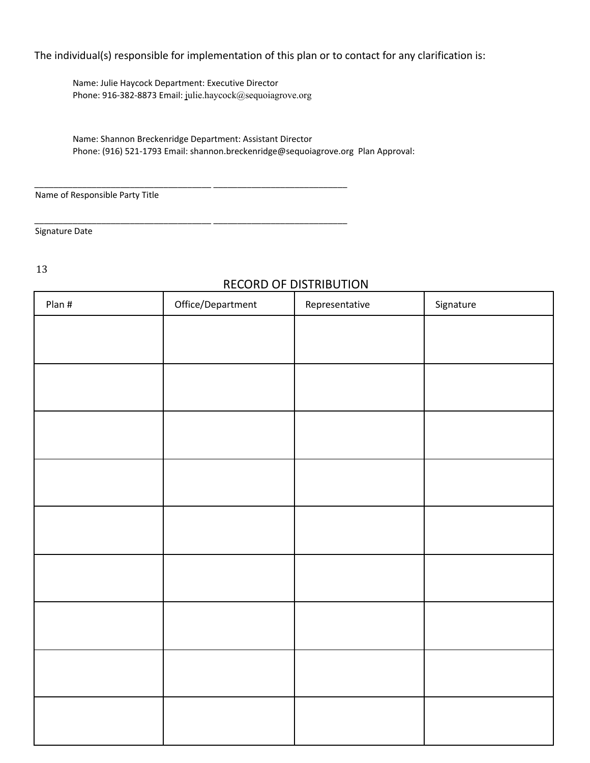The individual(s) responsible for implementation of this plan or to contact for any clarification is:

Name: Julie Haycock Department: Executive Director
Phone: 916-382-8873 Email: julie.haycock@sequoiagrove.org

Name: Shannon Breckenridge Department: Assistant Director
Phone: (916) 521-1793 Email: shannon.breckenridge@sequoiagrove.org Plan Approval:

\_\_\_\_\_\_\_\_\_\_\_\_\_\_\_\_\_\_\_\_\_\_\_\_\_\_\_\_\_\_\_\_\_\_\_\_ \_\_\_\_\_\_\_\_\_\_\_\_\_\_\_\_\_\_\_\_\_\_\_\_\_\_\_\_
Name of Responsible Party Title

\_\_\_\_\_\_\_\_\_\_\_\_\_\_\_\_\_\_\_\_\_\_\_\_\_\_\_\_\_\_\_\_\_\_\_\_ \_\_\_\_\_\_\_\_\_\_\_\_\_\_\_\_\_\_\_\_\_\_\_\_\_\_\_\_
Signature Date

## RECORD OF DISTRIBUTION

| Plan # | Office/Department | Representative | Signature |
|---|---|---|---|
| | | | |
| | | | |
| | | | |
| | | | |
| | | | |
| | | | |
| | | | |
| | | | |
| | | | |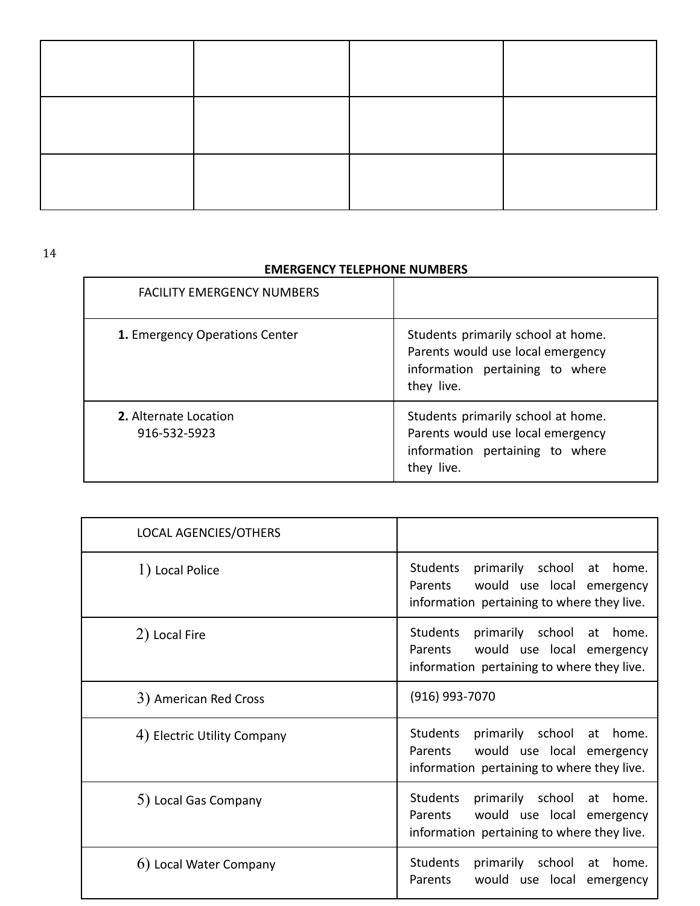| | | | |
|---|---|---|---|
| | | | |
| | | | |
| | | | |

14

**EMERGENCY TELEPHONE NUMBERS**

| FACILITY EMERGENCY NUMBERS | |
|---|---|
| **1.** Emergency Operations Center | Students primarily school at home. Parents would use local emergency information pertaining to where they live. |
| **2.** Alternate Location<br>916-532-5923 | Students primarily school at home. Parents would use local emergency information pertaining to where they live. |

| LOCAL AGENCIES/OTHERS | |
|---|---|
| 1) Local Police | Students primarily school at home. Parents would use local emergency information pertaining to where they live. |
| 2) Local Fire | Students primarily school at home. Parents would use local emergency information pertaining to where they live. |
| 3) American Red Cross | (916) 993-7070 |
| 4) Electric Utility Company | Students primarily school at home. Parents would use local emergency information pertaining to where they live. |
| 5) Local Gas Company | Students primarily school at home. Parents would use local emergency information pertaining to where they live. |
| 6) Local Water Company | Students primarily school at home. Parents would use local emergency |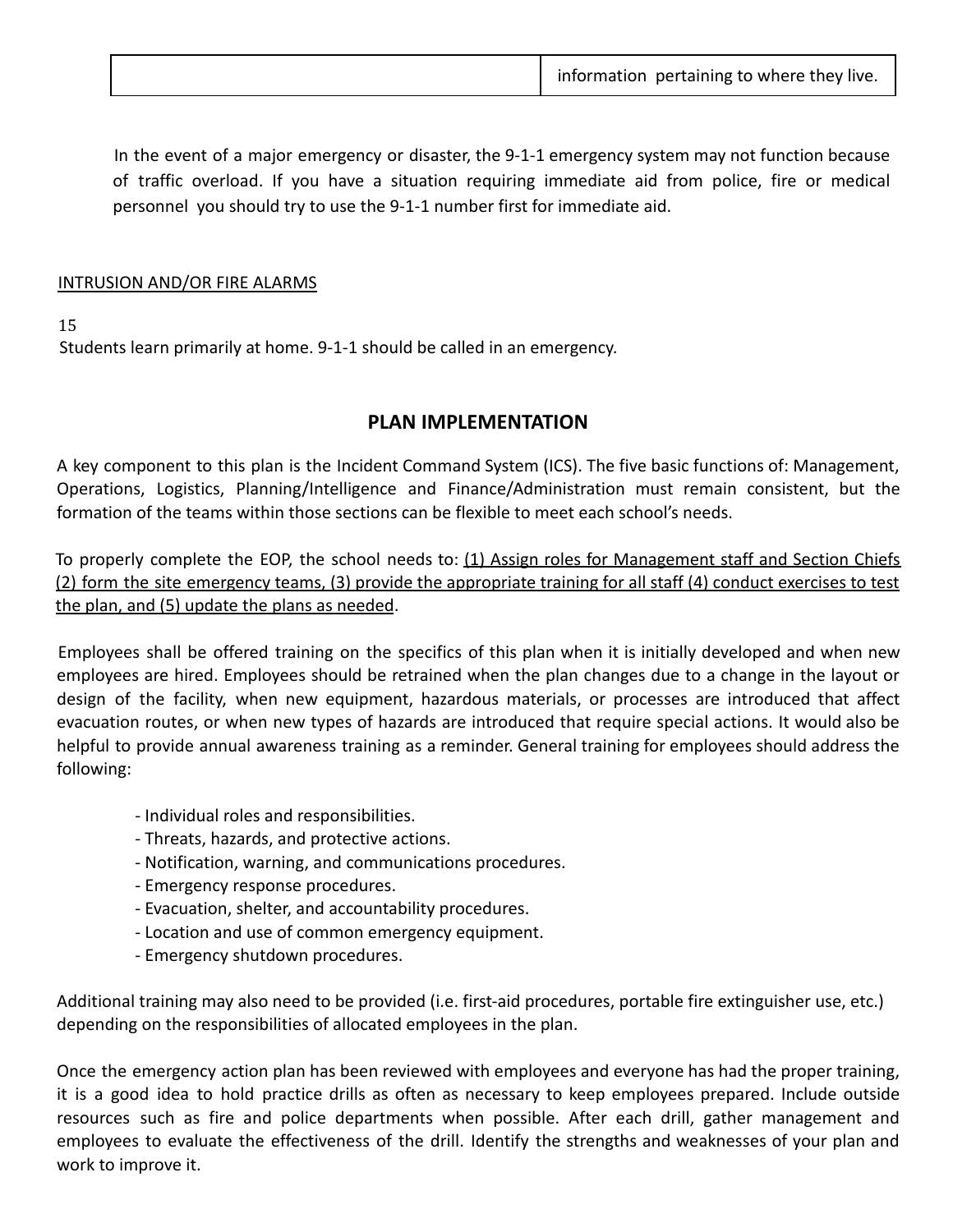| | information pertaining to where they live. |
|---|---|

In the event of a major emergency or disaster, the 9-1-1 emergency system may not function because of traffic overload. If you have a situation requiring immediate aid from police, fire or medical personnel you should try to use the 9-1-1 number first for immediate aid.

INTRUSION AND/OR FIRE ALARMS

15

Students learn primarily at home. 9-1-1 should be called in an emergency.

## PLAN IMPLEMENTATION

A key component to this plan is the Incident Command System (ICS). The five basic functions of: Management, Operations, Logistics, Planning/Intelligence and Finance/Administration must remain consistent, but the formation of the teams within those sections can be flexible to meet each school's needs.

To properly complete the EOP, the school needs to: (1) Assign roles for Management staff and Section Chiefs (2) form the site emergency teams, (3) provide the appropriate training for all staff (4) conduct exercises to test the plan, and (5) update the plans as needed.

Employees shall be offered training on the specifics of this plan when it is initially developed and when new employees are hired. Employees should be retrained when the plan changes due to a change in the layout or design of the facility, when new equipment, hazardous materials, or processes are introduced that affect evacuation routes, or when new types of hazards are introduced that require special actions. It would also be helpful to provide annual awareness training as a reminder. General training for employees should address the following:

- Individual roles and responsibilities.
- Threats, hazards, and protective actions.
- Notification, warning, and communications procedures.
- Emergency response procedures.
- Evacuation, shelter, and accountability procedures.
- Location and use of common emergency equipment.
- Emergency shutdown procedures.

Additional training may also need to be provided (i.e. first-aid procedures, portable fire extinguisher use, etc.) depending on the responsibilities of allocated employees in the plan.

Once the emergency action plan has been reviewed with employees and everyone has had the proper training, it is a good idea to hold practice drills as often as necessary to keep employees prepared. Include outside resources such as fire and police departments when possible. After each drill, gather management and employees to evaluate the effectiveness of the drill. Identify the strengths and weaknesses of your plan and work to improve it.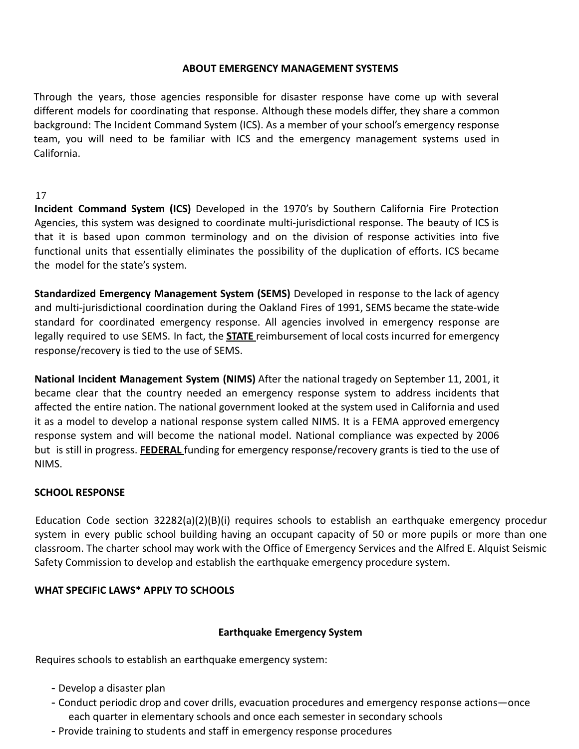**ABOUT EMERGENCY MANAGEMENT SYSTEMS**

Through the years, those agencies responsible for disaster response have come up with several different models for coordinating that response. Although these models differ, they share a common background: The Incident Command System (ICS). As a member of your school's emergency response team, you will need to be familiar with ICS and the emergency management systems used in California.

**Incident Command System (ICS)** Developed in the 1970's by Southern California Fire Protection Agencies, this system was designed to coordinate multi-jurisdictional response. The beauty of ICS is that it is based upon common terminology and on the division of response activities into five functional units that essentially eliminates the possibility of the duplication of efforts. ICS became the model for the state's system.

**Standardized Emergency Management System (SEMS)** Developed in response to the lack of agency and multi-jurisdictional coordination during the Oakland Fires of 1991, SEMS became the state-wide standard for coordinated emergency response. All agencies involved in emergency response are legally required to use SEMS. In fact, the **STATE** reimbursement of local costs incurred for emergency response/recovery is tied to the use of SEMS.

**National Incident Management System (NIMS)** After the national tragedy on September 11, 2001, it became clear that the country needed an emergency response system to address incidents that affected the entire nation. The national government looked at the system used in California and used it as a model to develop a national response system called NIMS. It is a FEMA approved emergency response system and will become the national model. National compliance was expected by 2006 but is still in progress. **FEDERAL** funding for emergency response/recovery grants is tied to the use of NIMS.

**SCHOOL RESPONSE**

Education Code section 32282(a)(2)(B)(i) requires schools to establish an earthquake emergency procedur system in every public school building having an occupant capacity of 50 or more pupils or more than one classroom. The charter school may work with the Office of Emergency Services and the Alfred E. Alquist Seismic Safety Commission to develop and establish the earthquake emergency procedure system.

**WHAT SPECIFIC LAWS* APPLY TO SCHOOLS**

**Earthquake Emergency System**

Requires schools to establish an earthquake emergency system:

- Develop a disaster plan
- Conduct periodic drop and cover drills, evacuation procedures and emergency response actions—once each quarter in elementary schools and once each semester in secondary schools
- Provide training to students and staff in emergency response procedures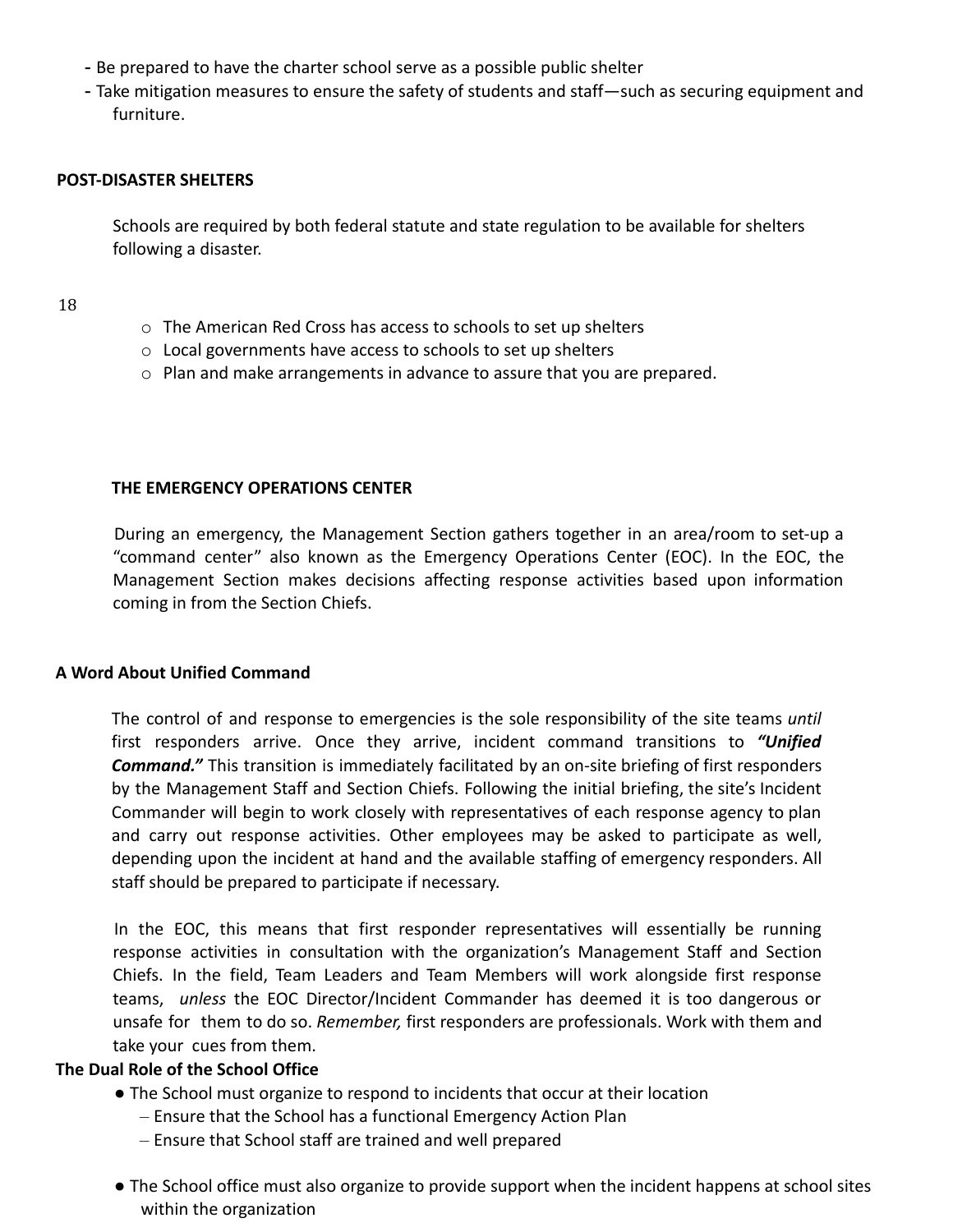- Be prepared to have the charter school serve as a possible public shelter
- Take mitigation measures to ensure the safety of students and staff—such as securing equipment and furniture.

## POST-DISASTER SHELTERS

Schools are required by both federal statute and state regulation to be available for shelters following a disaster.

- The American Red Cross has access to schools to set up shelters
- Local governments have access to schools to set up shelters
- Plan and make arrangements in advance to assure that you are prepared.

## THE EMERGENCY OPERATIONS CENTER

During an emergency, the Management Section gathers together in an area/room to set-up a "command center" also known as the Emergency Operations Center (EOC). In the EOC, the Management Section makes decisions affecting response activities based upon information coming in from the Section Chiefs.

### A Word About Unified Command

The control of and response to emergencies is the sole responsibility of the site teams *until* first responders arrive. Once they arrive, incident command transitions to ***"Unified Command."*** This transition is immediately facilitated by an on-site briefing of first responders by the Management Staff and Section Chiefs. Following the initial briefing, the site's Incident Commander will begin to work closely with representatives of each response agency to plan and carry out response activities. Other employees may be asked to participate as well, depending upon the incident at hand and the available staffing of emergency responders. All staff should be prepared to participate if necessary.

In the EOC, this means that first responder representatives will essentially be running response activities in consultation with the organization's Management Staff and Section Chiefs. In the field, Team Leaders and Team Members will work alongside first response teams, *unless* the EOC Director/Incident Commander has deemed it is too dangerous or unsafe for them to do so. *Remember,* first responders are professionals. Work with them and take your cues from them.

### The Dual Role of the School Office

- The School must organize to respond to incidents that occur at their location
  - Ensure that the School has a functional Emergency Action Plan
  - Ensure that School staff are trained and well prepared
- The School office must also organize to provide support when the incident happens at school sites within the organization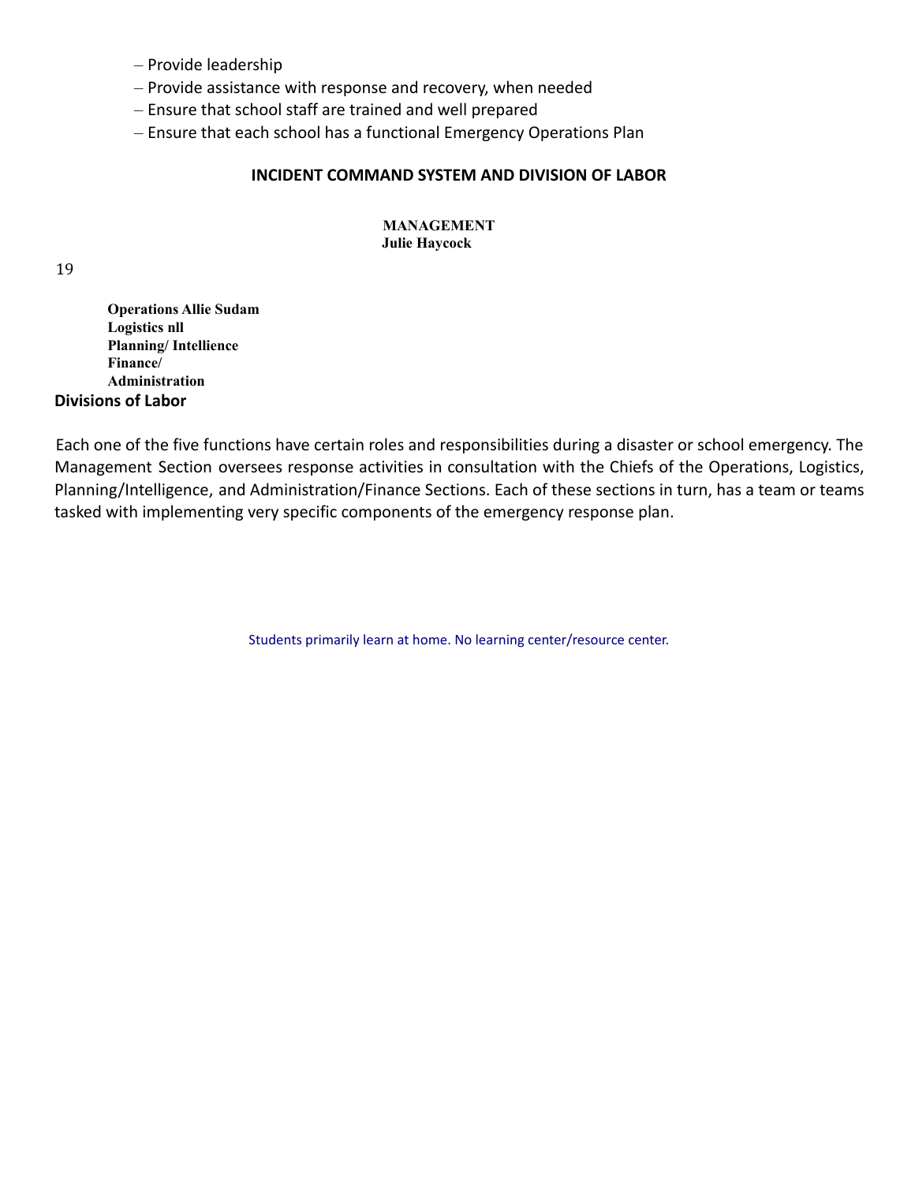- Provide leadership
- Provide assistance with response and recovery, when needed
- Ensure that school staff are trained and well prepared
- Ensure that each school has a functional Emergency Operations Plan

**INCIDENT COMMAND SYSTEM AND DIVISION OF LABOR**

**MANAGEMENT**
**Julie Haycock**

**Operations Allie Sudam**
**Logistics nll**
**Planning/ Intellience**
**Finance/**
**Administration**

**Divisions of Labor**

Each one of the five functions have certain roles and responsibilities during a disaster or school emergency. The Management Section oversees response activities in consultation with the Chiefs of the Operations, Logistics, Planning/Intelligence, and Administration/Finance Sections. Each of these sections in turn, has a team or teams tasked with implementing very specific components of the emergency response plan.

Students primarily learn at home. No learning center/resource center.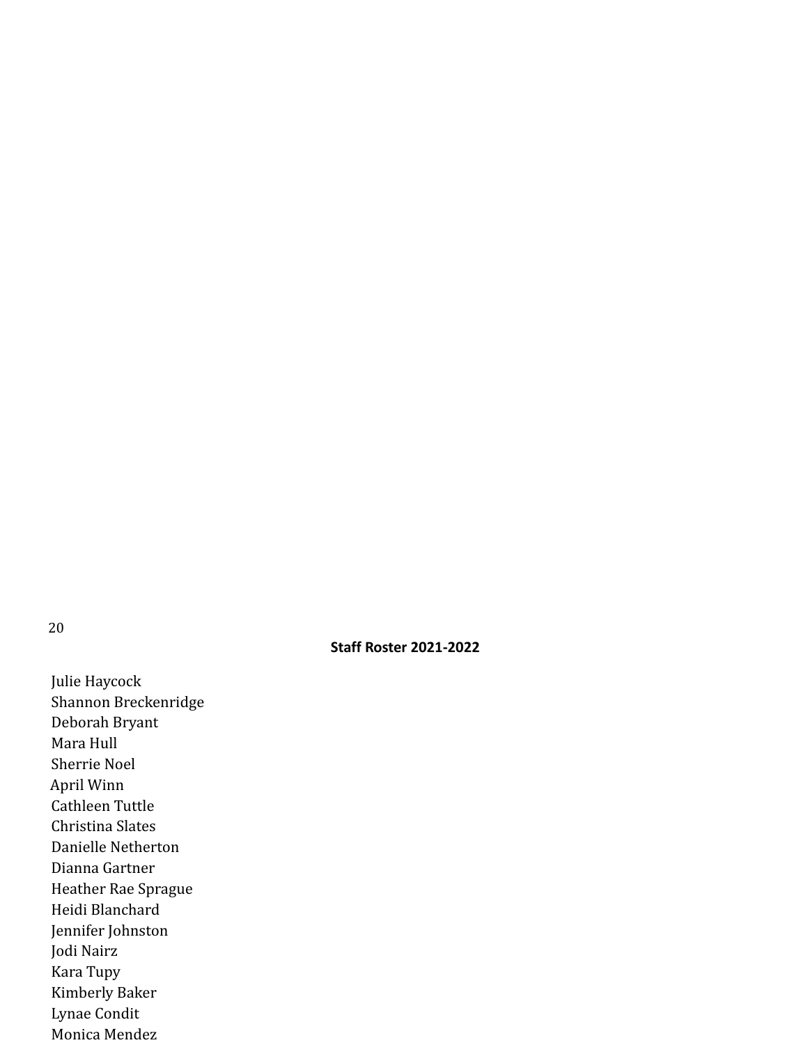**Staff Roster 2021-2022**

Julie Haycock
Shannon Breckenridge
Deborah Bryant
Mara Hull
Sherrie Noel
April Winn
Cathleen Tuttle
Christina Slates
Danielle Netherton
Dianna Gartner
Heather Rae Sprague
Heidi Blanchard
Jennifer Johnston
Jodi Nairz
Kara Tupy
Kimberly Baker
Lynae Condit
Monica Mendez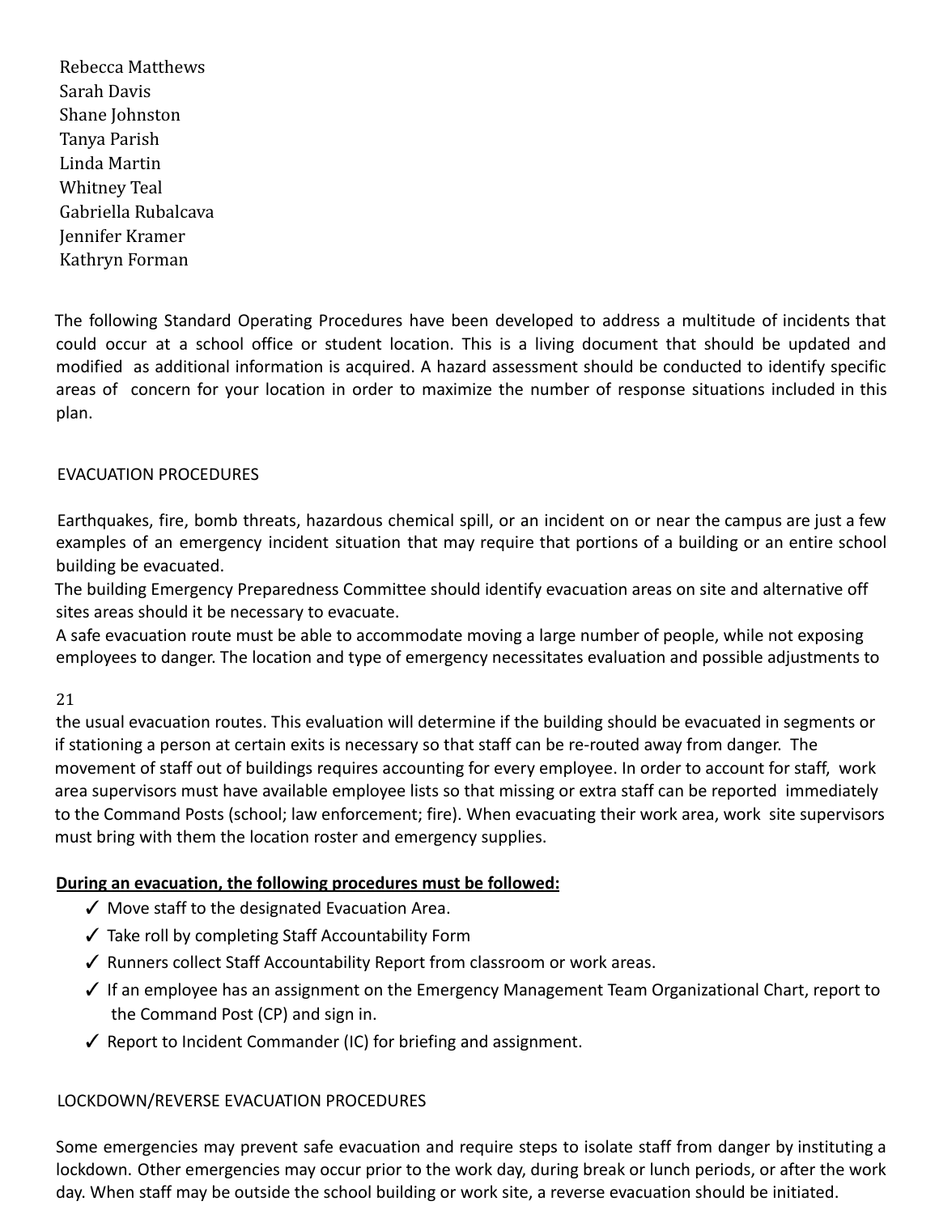Rebecca Matthews
Sarah Davis
Shane Johnston
Tanya Parish
Linda Martin
Whitney Teal
Gabriella Rubalcava
Jennifer Kramer
Kathryn Forman

The following Standard Operating Procedures have been developed to address a multitude of incidents that could occur at a school office or student location. This is a living document that should be updated and modified as additional information is acquired. A hazard assessment should be conducted to identify specific areas of concern for your location in order to maximize the number of response situations included in this plan.

## EVACUATION PROCEDURES

Earthquakes, fire, bomb threats, hazardous chemical spill, or an incident on or near the campus are just a few examples of an emergency incident situation that may require that portions of a building or an entire school building be evacuated.
The building Emergency Preparedness Committee should identify evacuation areas on site and alternative off sites areas should it be necessary to evacuate.
A safe evacuation route must be able to accommodate moving a large number of people, while not exposing employees to danger. The location and type of emergency necessitates evaluation and possible adjustments to the usual evacuation routes. This evaluation will determine if the building should be evacuated in segments or if stationing a person at certain exits is necessary so that staff can be re-routed away from danger. The movement of staff out of buildings requires accounting for every employee. In order to account for staff, work area supervisors must have available employee lists so that missing or extra staff can be reported immediately to the Command Posts (school; law enforcement; fire). When evacuating their work area, work site supervisors must bring with them the location roster and emergency supplies.

**<u>During an evacuation, the following procedures must be followed:</u>**

- ✓ Move staff to the designated Evacuation Area.
- ✓ Take roll by completing Staff Accountability Form
- ✓ Runners collect Staff Accountability Report from classroom or work areas.
- ✓ If an employee has an assignment on the Emergency Management Team Organizational Chart, report to the Command Post (CP) and sign in.
- ✓ Report to Incident Commander (IC) for briefing and assignment.

## LOCKDOWN/REVERSE EVACUATION PROCEDURES

Some emergencies may prevent safe evacuation and require steps to isolate staff from danger by instituting a lockdown. Other emergencies may occur prior to the work day, during break or lunch periods, or after the work day. When staff may be outside the school building or work site, a reverse evacuation should be initiated.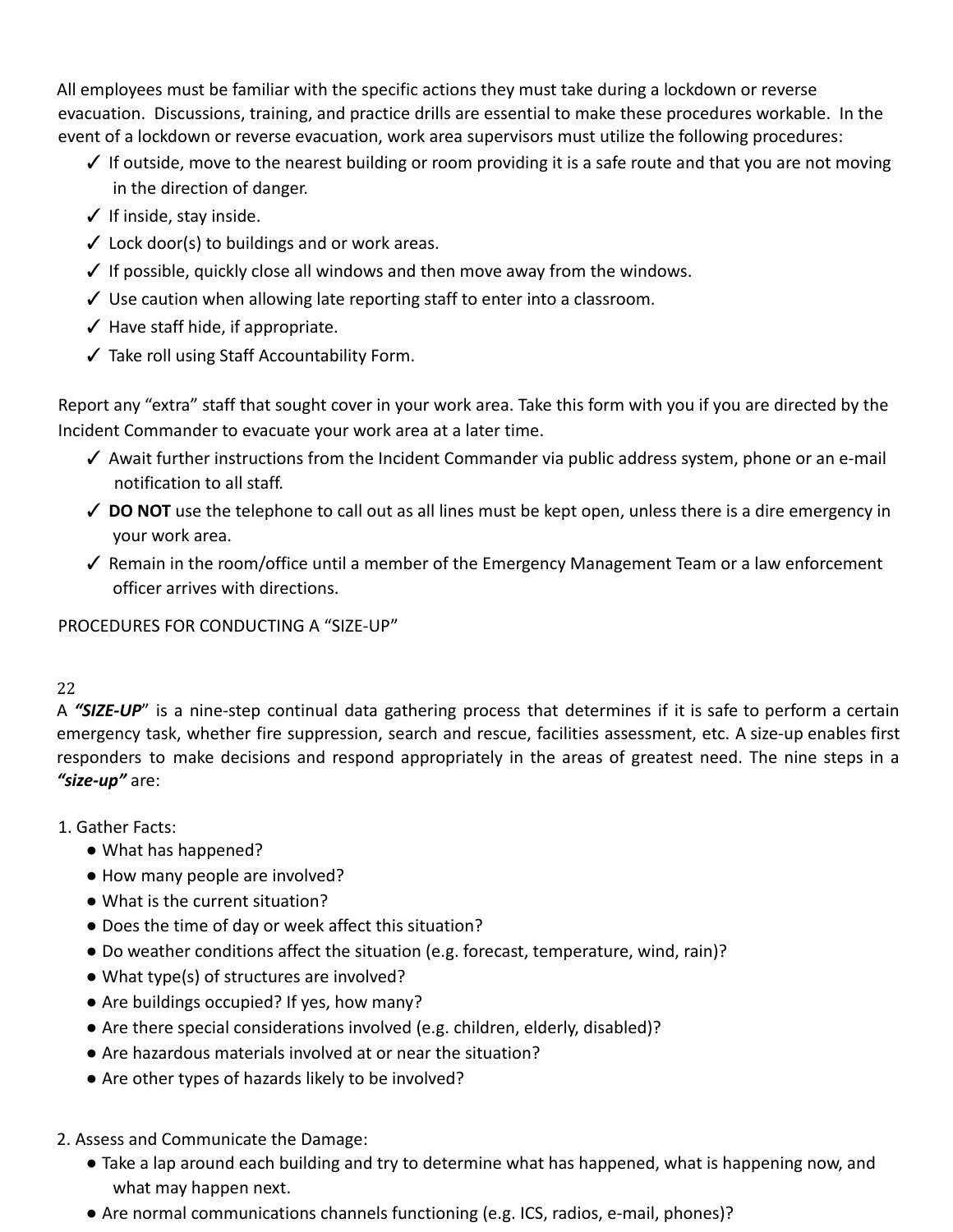All employees must be familiar with the specific actions they must take during a lockdown or reverse evacuation. Discussions, training, and practice drills are essential to make these procedures workable. In the event of a lockdown or reverse evacuation, work area supervisors must utilize the following procedures:

- ✓ If outside, move to the nearest building or room providing it is a safe route and that you are not moving in the direction of danger.
- ✓ If inside, stay inside.
- ✓ Lock door(s) to buildings and or work areas.
- ✓ If possible, quickly close all windows and then move away from the windows.
- ✓ Use caution when allowing late reporting staff to enter into a classroom.
- ✓ Have staff hide, if appropriate.
- ✓ Take roll using Staff Accountability Form.

Report any "extra" staff that sought cover in your work area. Take this form with you if you are directed by the Incident Commander to evacuate your work area at a later time.

- ✓ Await further instructions from the Incident Commander via public address system, phone or an e-mail notification to all staff.
- ✓ **DO NOT** use the telephone to call out as all lines must be kept open, unless there is a dire emergency in your work area.
- ✓ Remain in the room/office until a member of the Emergency Management Team or a law enforcement officer arrives with directions.

PROCEDURES FOR CONDUCTING A "SIZE-UP"

A ***"SIZE-UP"*** is a nine-step continual data gathering process that determines if it is safe to perform a certain emergency task, whether fire suppression, search and rescue, facilities assessment, etc. A size-up enables first responders to make decisions and respond appropriately in the areas of greatest need. The nine steps in a ***"size-up"*** are:

1. Gather Facts:
   - What has happened?
   - How many people are involved?
   - What is the current situation?
   - Does the time of day or week affect this situation?
   - Do weather conditions affect the situation (e.g. forecast, temperature, wind, rain)?
   - What type(s) of structures are involved?
   - Are buildings occupied? If yes, how many?
   - Are there special considerations involved (e.g. children, elderly, disabled)?
   - Are hazardous materials involved at or near the situation?
   - Are other types of hazards likely to be involved?

2. Assess and Communicate the Damage:
   - Take a lap around each building and try to determine what has happened, what is happening now, and what may happen next.
   - Are normal communications channels functioning (e.g. ICS, radios, e-mail, phones)?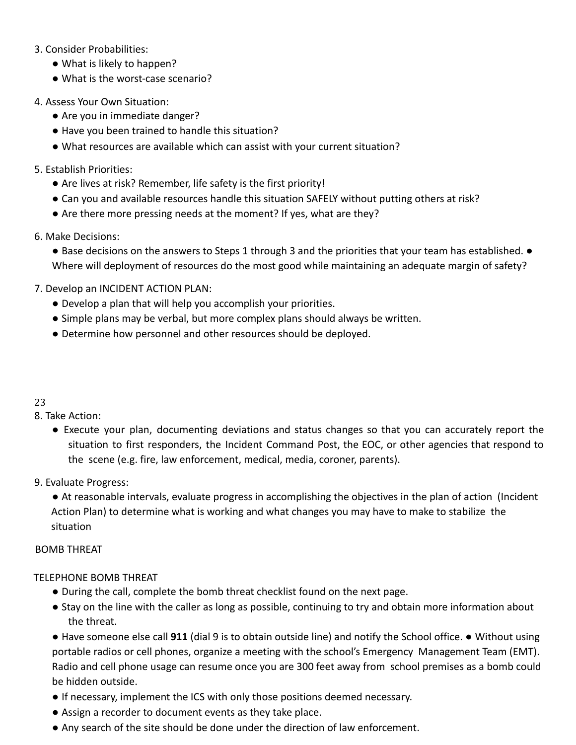3. Consider Probabilities:
    - What is likely to happen?
    - What is the worst-case scenario?

4. Assess Your Own Situation:
    - Are you in immediate danger?
    - Have you been trained to handle this situation?
    - What resources are available which can assist with your current situation?

5. Establish Priorities:
    - Are lives at risk? Remember, life safety is the first priority!
    - Can you and available resources handle this situation SAFELY without putting others at risk?
    - Are there more pressing needs at the moment? If yes, what are they?

6. Make Decisions:
    - Base decisions on the answers to Steps 1 through 3 and the priorities that your team has established.
    - Where will deployment of resources do the most good while maintaining an adequate margin of safety?

7. Develop an INCIDENT ACTION PLAN:
    - Develop a plan that will help you accomplish your priorities.
    - Simple plans may be verbal, but more complex plans should always be written.
    - Determine how personnel and other resources should be deployed.

8. Take Action:
    - Execute your plan, documenting deviations and status changes so that you can accurately report the situation to first responders, the Incident Command Post, the EOC, or other agencies that respond to the scene (e.g. fire, law enforcement, medical, media, coroner, parents).

9. Evaluate Progress:
    - At reasonable intervals, evaluate progress in accomplishing the objectives in the plan of action (Incident Action Plan) to determine what is working and what changes you may have to make to stabilize the situation

## BOMB THREAT

### TELEPHONE BOMB THREAT

- During the call, complete the bomb threat checklist found on the next page.
- Stay on the line with the caller as long as possible, continuing to try and obtain more information about the threat.
- Have someone else call **911** (dial 9 is to obtain outside line) and notify the School office.
- Without using portable radios or cell phones, organize a meeting with the school's Emergency Management Team (EMT). Radio and cell phone usage can resume once you are 300 feet away from school premises as a bomb could be hidden outside.
- If necessary, implement the ICS with only those positions deemed necessary.
- Assign a recorder to document events as they take place.
- Any search of the site should be done under the direction of law enforcement.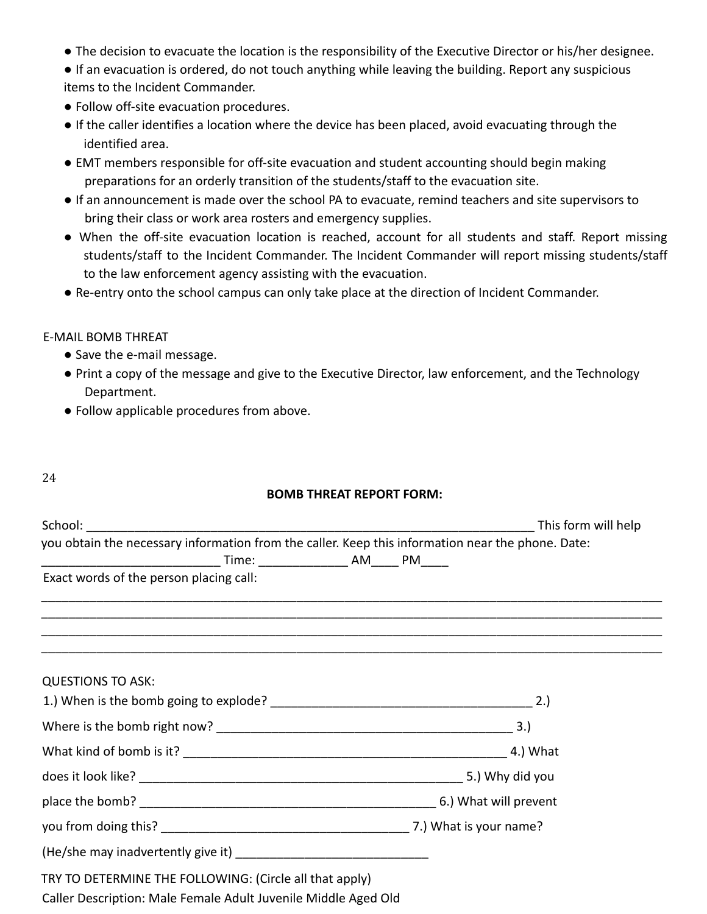- The decision to evacuate the location is the responsibility of the Executive Director or his/her designee.
- If an evacuation is ordered, do not touch anything while leaving the building. Report any suspicious items to the Incident Commander.
- Follow off-site evacuation procedures.
- If the caller identifies a location where the device has been placed, avoid evacuating through the identified area.
- EMT members responsible for off-site evacuation and student accounting should begin making preparations for an orderly transition of the students/staff to the evacuation site.
- If an announcement is made over the school PA to evacuate, remind teachers and site supervisors to bring their class or work area rosters and emergency supplies.
- When the off-site evacuation location is reached, account for all students and staff. Report missing students/staff to the Incident Commander. The Incident Commander will report missing students/staff to the law enforcement agency assisting with the evacuation.
- Re-entry onto the school campus can only take place at the direction of Incident Commander.

E-MAIL BOMB THREAT

- Save the e-mail message.
- Print a copy of the message and give to the Executive Director, law enforcement, and the Technology Department.
- Follow applicable procedures from above.

**BOMB THREAT REPORT FORM:**

School: ______________________________________________________________________ This form will help you obtain the necessary information from the caller. Keep this information near the phone. Date: ___________________________ Time: _____________ AM____ PM____

Exact words of the person placing call:

_____________________________________________________________________________________________
_____________________________________________________________________________________________
_____________________________________________________________________________________________
_____________________________________________________________________________________________

QUESTIONS TO ASK:

1.) When is the bomb going to explode? _______________________________________ 2.) Where is the bomb right now? ____________________________________________ 3.) What kind of bomb is it? ________________________________________________ 4.) What does it look like? _________________________________________________ 5.) Why did you place the bomb? __________________________________________ 6.) What will prevent you from doing this? ____________________________________ 7.) What is your name? (He/she may inadvertently give it) _____________________________

TRY TO DETERMINE THE FOLLOWING: (Circle all that apply)

Caller Description: Male Female Adult Juvenile Middle Aged Old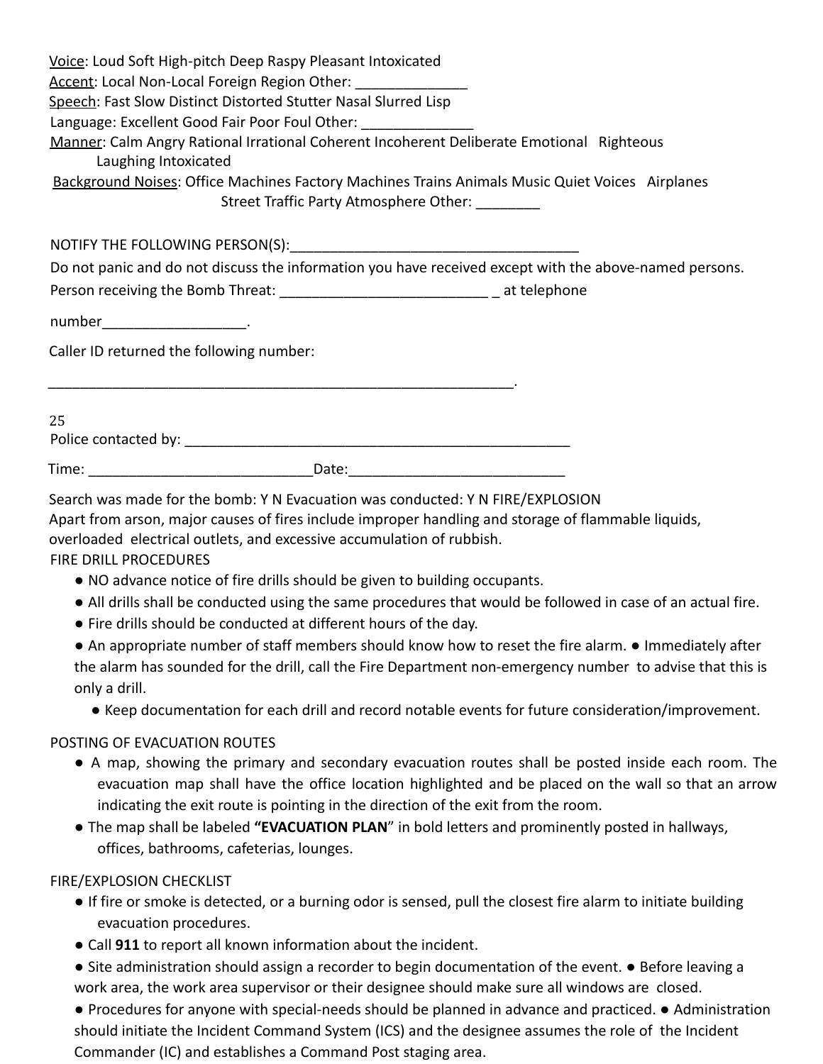Voice: Loud Soft High-pitch Deep Raspy Pleasant Intoxicated

Accent: Local Non-Local Foreign Region Other: ______________

Speech: Fast Slow Distinct Distorted Stutter Nasal Slurred Lisp

Language: Excellent Good Fair Poor Foul Other: ______________

Manner: Calm Angry Rational Irrational Coherent Incoherent Deliberate Emotional Righteous Laughing Intoxicated

Background Noises: Office Machines Factory Machines Trains Animals Music Quiet Voices Airplanes Street Traffic Party Atmosphere Other: ________

NOTIFY THE FOLLOWING PERSON(S):_____________________________________

Do not panic and do not discuss the information you have received except with the above-named persons.

Person receiving the Bomb Threat: __________________________ _ at telephone number__________________.

Caller ID returned the following number:

____________________________________________________________.

Police contacted by: __________________________________________________

Time: ____________________________Date:___________________________

Search was made for the bomb: Y N Evacuation was conducted: Y N

## FIRE/EXPLOSION

Apart from arson, major causes of fires include improper handling and storage of flammable liquids, overloaded electrical outlets, and excessive accumulation of rubbish.

### FIRE DRILL PROCEDURES

- NO advance notice of fire drills should be given to building occupants.
- All drills shall be conducted using the same procedures that would be followed in case of an actual fire.
- Fire drills should be conducted at different hours of the day.
- An appropriate number of staff members should know how to reset the fire alarm.
- Immediately after the alarm has sounded for the drill, call the Fire Department non-emergency number to advise that this is only a drill.
- Keep documentation for each drill and record notable events for future consideration/improvement.

### POSTING OF EVACUATION ROUTES

- A map, showing the primary and secondary evacuation routes shall be posted inside each room. The evacuation map shall have the office location highlighted and be placed on the wall so that an arrow indicating the exit route is pointing in the direction of the exit from the room.
- The map shall be labeled **"EVACUATION PLAN"** in bold letters and prominently posted in hallways, offices, bathrooms, cafeterias, lounges.

### FIRE/EXPLOSION CHECKLIST

- If fire or smoke is detected, or a burning odor is sensed, pull the closest fire alarm to initiate building evacuation procedures.
- Call **911** to report all known information about the incident.
- Site administration should assign a recorder to begin documentation of the event.
- Before leaving a work area, the work area supervisor or their designee should make sure all windows are closed.
- Procedures for anyone with special-needs should be planned in advance and practiced.
- Administration should initiate the Incident Command System (ICS) and the designee assumes the role of the Incident Commander (IC) and establishes a Command Post staging area.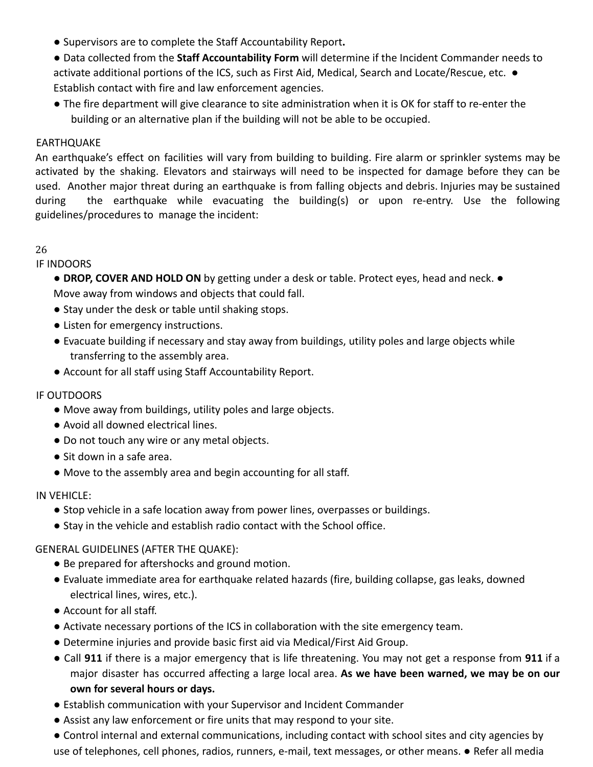- Supervisors are to complete the Staff Accountability Report**.**
- Data collected from the **Staff Accountability Form** will determine if the Incident Commander needs to activate additional portions of the ICS, such as First Aid, Medical, Search and Locate/Rescue, etc.
- Establish contact with fire and law enforcement agencies.
- The fire department will give clearance to site administration when it is OK for staff to re-enter the building or an alternative plan if the building will not be able to be occupied.

EARTHQUAKE

An earthquake's effect on facilities will vary from building to building. Fire alarm or sprinkler systems may be activated by the shaking. Elevators and stairways will need to be inspected for damage before they can be used. Another major threat during an earthquake is from falling objects and debris. Injuries may be sustained during the earthquake while evacuating the building(s) or upon re-entry. Use the following guidelines/procedures to manage the incident:

IF INDOORS

- **DROP, COVER AND HOLD ON** by getting under a desk or table. Protect eyes, head and neck.
- Move away from windows and objects that could fall.
- Stay under the desk or table until shaking stops.
- Listen for emergency instructions.
- Evacuate building if necessary and stay away from buildings, utility poles and large objects while transferring to the assembly area.
- Account for all staff using Staff Accountability Report.

IF OUTDOORS

- Move away from buildings, utility poles and large objects.
- Avoid all downed electrical lines.
- Do not touch any wire or any metal objects.
- Sit down in a safe area.
- Move to the assembly area and begin accounting for all staff.

IN VEHICLE:

- Stop vehicle in a safe location away from power lines, overpasses or buildings.
- Stay in the vehicle and establish radio contact with the School office.

GENERAL GUIDELINES (AFTER THE QUAKE):

- Be prepared for aftershocks and ground motion.
- Evaluate immediate area for earthquake related hazards (fire, building collapse, gas leaks, downed electrical lines, wires, etc.).
- Account for all staff.
- Activate necessary portions of the ICS in collaboration with the site emergency team.
- Determine injuries and provide basic first aid via Medical/First Aid Group.
- Call **911** if there is a major emergency that is life threatening. You may not get a response from **911** if a major disaster has occurred affecting a large local area. **As we have been warned, we may be on our own for several hours or days.**
- Establish communication with your Supervisor and Incident Commander
- Assist any law enforcement or fire units that may respond to your site.
- Control internal and external communications, including contact with school sites and city agencies by use of telephones, cell phones, radios, runners, e-mail, text messages, or other means.
- Refer all media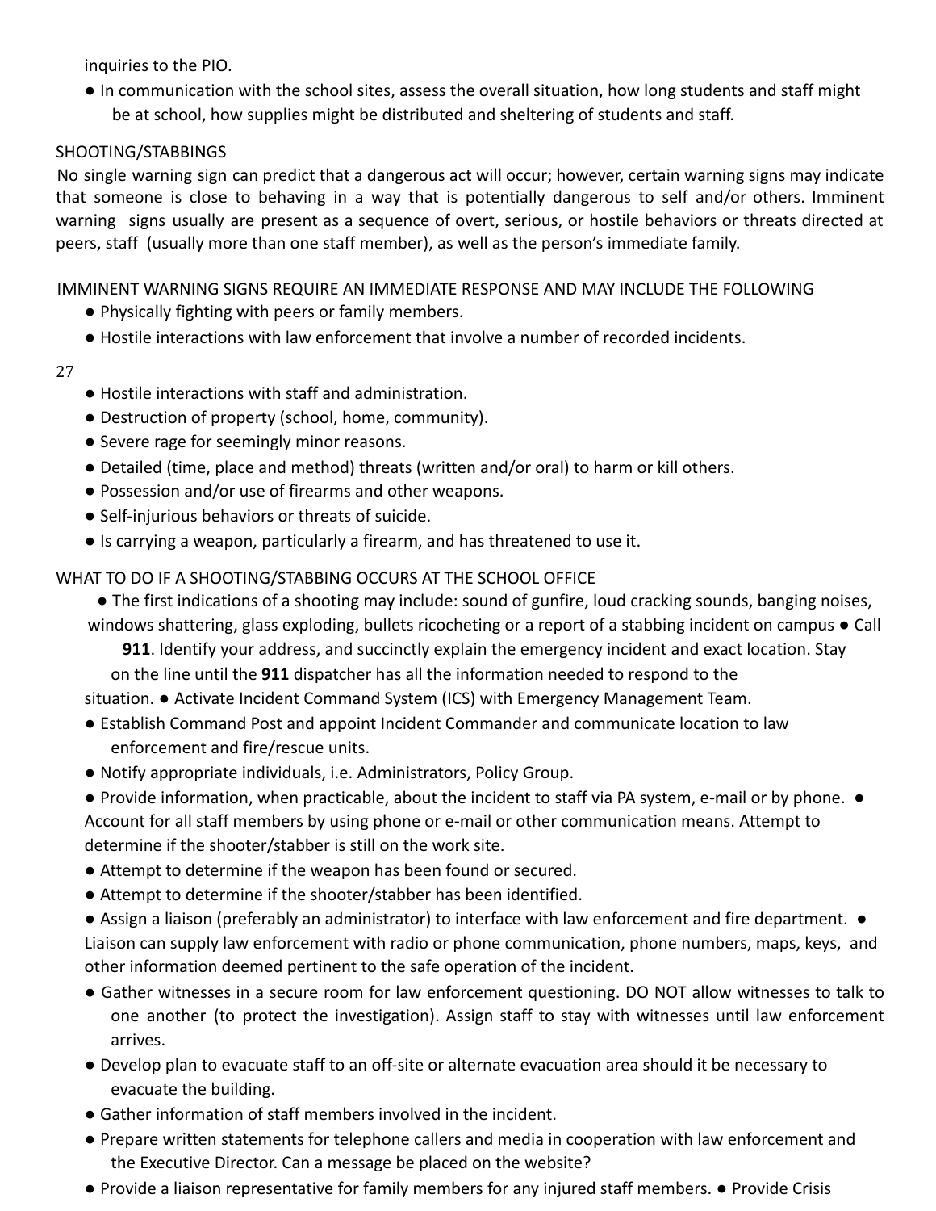inquiries to the PIO.

- In communication with the school sites, assess the overall situation, how long students and staff might be at school, how supplies might be distributed and sheltering of students and staff.

SHOOTING/STABBINGS

No single warning sign can predict that a dangerous act will occur; however, certain warning signs may indicate that someone is close to behaving in a way that is potentially dangerous to self and/or others. Imminent warning signs usually are present as a sequence of overt, serious, or hostile behaviors or threats directed at peers, staff (usually more than one staff member), as well as the person's immediate family.

IMMINENT WARNING SIGNS REQUIRE AN IMMEDIATE RESPONSE AND MAY INCLUDE THE FOLLOWING

- Physically fighting with peers or family members.
- Hostile interactions with law enforcement that involve a number of recorded incidents.
- Hostile interactions with staff and administration.
- Destruction of property (school, home, community).
- Severe rage for seemingly minor reasons.
- Detailed (time, place and method) threats (written and/or oral) to harm or kill others.
- Possession and/or use of firearms and other weapons.
- Self-injurious behaviors or threats of suicide.
- Is carrying a weapon, particularly a firearm, and has threatened to use it.

WHAT TO DO IF A SHOOTING/STABBING OCCURS AT THE SCHOOL OFFICE

- The first indications of a shooting may include: sound of gunfire, loud cracking sounds, banging noises, windows shattering, glass exploding, bullets ricocheting or a report of a stabbing incident on campus
- Call **911**. Identify your address, and succinctly explain the emergency incident and exact location. Stay on the line until the **911** dispatcher has all the information needed to respond to the situation.
- Activate Incident Command System (ICS) with Emergency Management Team.
- Establish Command Post and appoint Incident Commander and communicate location to law enforcement and fire/rescue units.
- Notify appropriate individuals, i.e. Administrators, Policy Group.
- Provide information, when practicable, about the incident to staff via PA system, e-mail or by phone.
- Account for all staff members by using phone or e-mail or other communication means. Attempt to determine if the shooter/stabber is still on the work site.
- Attempt to determine if the weapon has been found or secured.
- Attempt to determine if the shooter/stabber has been identified.
- Assign a liaison (preferably an administrator) to interface with law enforcement and fire department.
- Liaison can supply law enforcement with radio or phone communication, phone numbers, maps, keys, and other information deemed pertinent to the safe operation of the incident.
- Gather witnesses in a secure room for law enforcement questioning. DO NOT allow witnesses to talk to one another (to protect the investigation). Assign staff to stay with witnesses until law enforcement arrives.
- Develop plan to evacuate staff to an off-site or alternate evacuation area should it be necessary to evacuate the building.
- Gather information of staff members involved in the incident.
- Prepare written statements for telephone callers and media in cooperation with law enforcement and the Executive Director. Can a message be placed on the website?
- Provide a liaison representative for family members for any injured staff members.
- Provide Crisis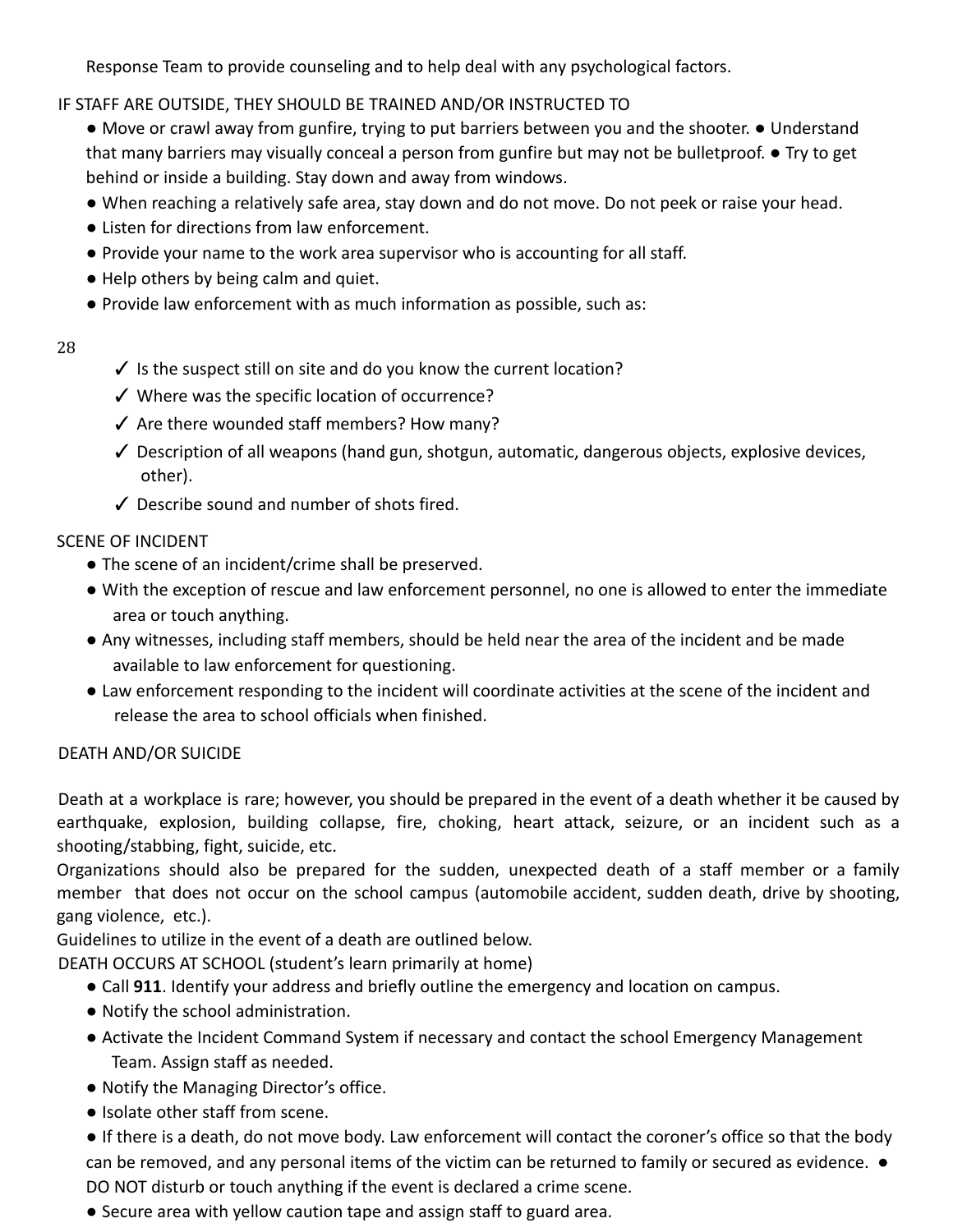Response Team to provide counseling and to help deal with any psychological factors.

IF STAFF ARE OUTSIDE, THEY SHOULD BE TRAINED AND/OR INSTRUCTED TO

- Move or crawl away from gunfire, trying to put barriers between you and the shooter.
- Understand that many barriers may visually conceal a person from gunfire but may not be bulletproof.
- Try to get behind or inside a building. Stay down and away from windows.
- When reaching a relatively safe area, stay down and do not move. Do not peek or raise your head.
- Listen for directions from law enforcement.
- Provide your name to the work area supervisor who is accounting for all staff.
- Help others by being calm and quiet.
- Provide law enforcement with as much information as possible, such as:
  - ✓ Is the suspect still on site and do you know the current location?
  - ✓ Where was the specific location of occurrence?
  - ✓ Are there wounded staff members? How many?
  - ✓ Description of all weapons (hand gun, shotgun, automatic, dangerous objects, explosive devices, other).
  - ✓ Describe sound and number of shots fired.

SCENE OF INCIDENT

- The scene of an incident/crime shall be preserved.
- With the exception of rescue and law enforcement personnel, no one is allowed to enter the immediate area or touch anything.
- Any witnesses, including staff members, should be held near the area of the incident and be made available to law enforcement for questioning.
- Law enforcement responding to the incident will coordinate activities at the scene of the incident and release the area to school officials when finished.

DEATH AND/OR SUICIDE

Death at a workplace is rare; however, you should be prepared in the event of a death whether it be caused by earthquake, explosion, building collapse, fire, choking, heart attack, seizure, or an incident such as a shooting/stabbing, fight, suicide, etc.

Organizations should also be prepared for the sudden, unexpected death of a staff member or a family member that does not occur on the school campus (automobile accident, sudden death, drive by shooting, gang violence, etc.).

Guidelines to utilize in the event of a death are outlined below.

DEATH OCCURS AT SCHOOL (student's learn primarily at home)

- Call **911**. Identify your address and briefly outline the emergency and location on campus.
- Notify the school administration.
- Activate the Incident Command System if necessary and contact the school Emergency Management Team. Assign staff as needed.
- Notify the Managing Director's office.
- Isolate other staff from scene.
- If there is a death, do not move body. Law enforcement will contact the coroner's office so that the body can be removed, and any personal items of the victim can be returned to family or secured as evidence.
- DO NOT disturb or touch anything if the event is declared a crime scene.
- Secure area with yellow caution tape and assign staff to guard area.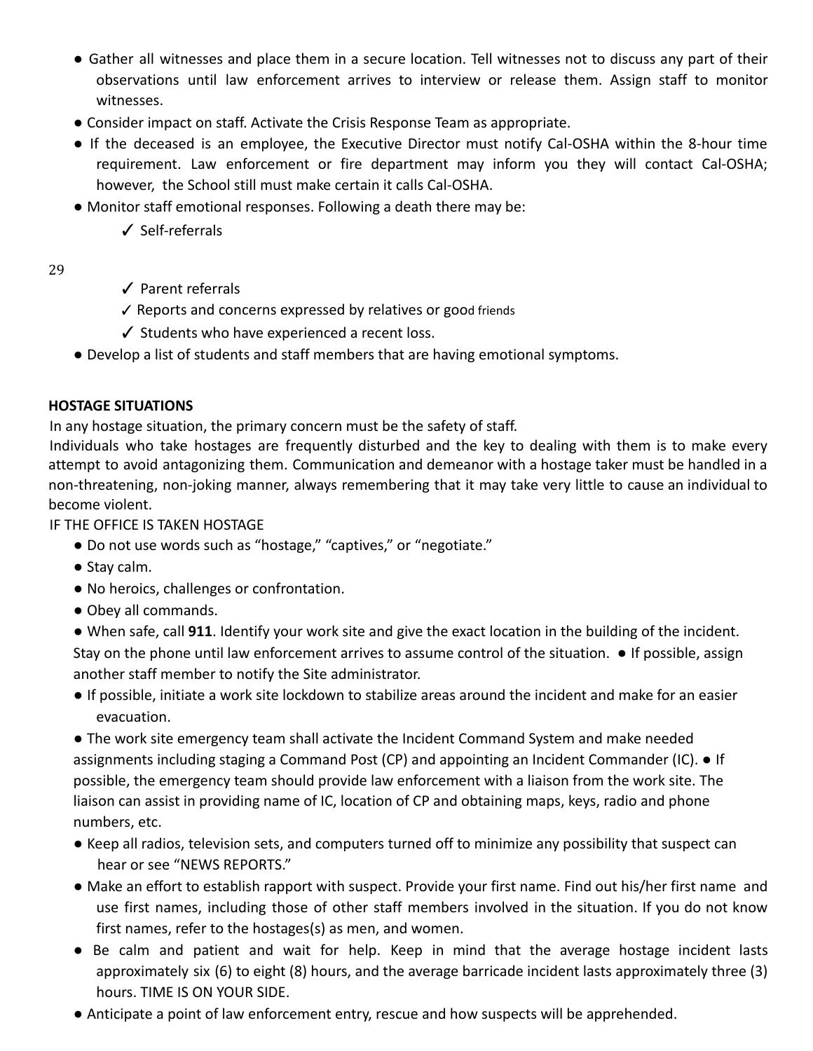- Gather all witnesses and place them in a secure location. Tell witnesses not to discuss any part of their observations until law enforcement arrives to interview or release them. Assign staff to monitor witnesses.
- Consider impact on staff. Activate the Crisis Response Team as appropriate.
- If the deceased is an employee, the Executive Director must notify Cal-OSHA within the 8-hour time requirement. Law enforcement or fire department may inform you they will contact Cal-OSHA; however, the School still must make certain it calls Cal-OSHA.
- Monitor staff emotional responses. Following a death there may be:
  - ✓ Self-referrals
  - ✓ Parent referrals
  - ✓ Reports and concerns expressed by relatives or good friends
  - ✓ Students who have experienced a recent loss.
- Develop a list of students and staff members that are having emotional symptoms.

**HOSTAGE SITUATIONS**

In any hostage situation, the primary concern must be the safety of staff.

Individuals who take hostages are frequently disturbed and the key to dealing with them is to make every attempt to avoid antagonizing them. Communication and demeanor with a hostage taker must be handled in a non-threatening, non-joking manner, always remembering that it may take very little to cause an individual to become violent.

IF THE OFFICE IS TAKEN HOSTAGE

- Do not use words such as "hostage," "captives," or "negotiate."
- Stay calm.
- No heroics, challenges or confrontation.
- Obey all commands.
- When safe, call **911**. Identify your work site and give the exact location in the building of the incident. Stay on the phone until law enforcement arrives to assume control of the situation.
- If possible, assign another staff member to notify the Site administrator.
- If possible, initiate a work site lockdown to stabilize areas around the incident and make for an easier evacuation.
- The work site emergency team shall activate the Incident Command System and make needed assignments including staging a Command Post (CP) and appointing an Incident Commander (IC).
- If possible, the emergency team should provide law enforcement with a liaison from the work site. The liaison can assist in providing name of IC, location of CP and obtaining maps, keys, radio and phone numbers, etc.
- Keep all radios, television sets, and computers turned off to minimize any possibility that suspect can hear or see "NEWS REPORTS."
- Make an effort to establish rapport with suspect. Provide your first name. Find out his/her first name and use first names, including those of other staff members involved in the situation. If you do not know first names, refer to the hostages(s) as men, and women.
- Be calm and patient and wait for help. Keep in mind that the average hostage incident lasts approximately six (6) to eight (8) hours, and the average barricade incident lasts approximately three (3) hours. TIME IS ON YOUR SIDE.
- Anticipate a point of law enforcement entry, rescue and how suspects will be apprehended.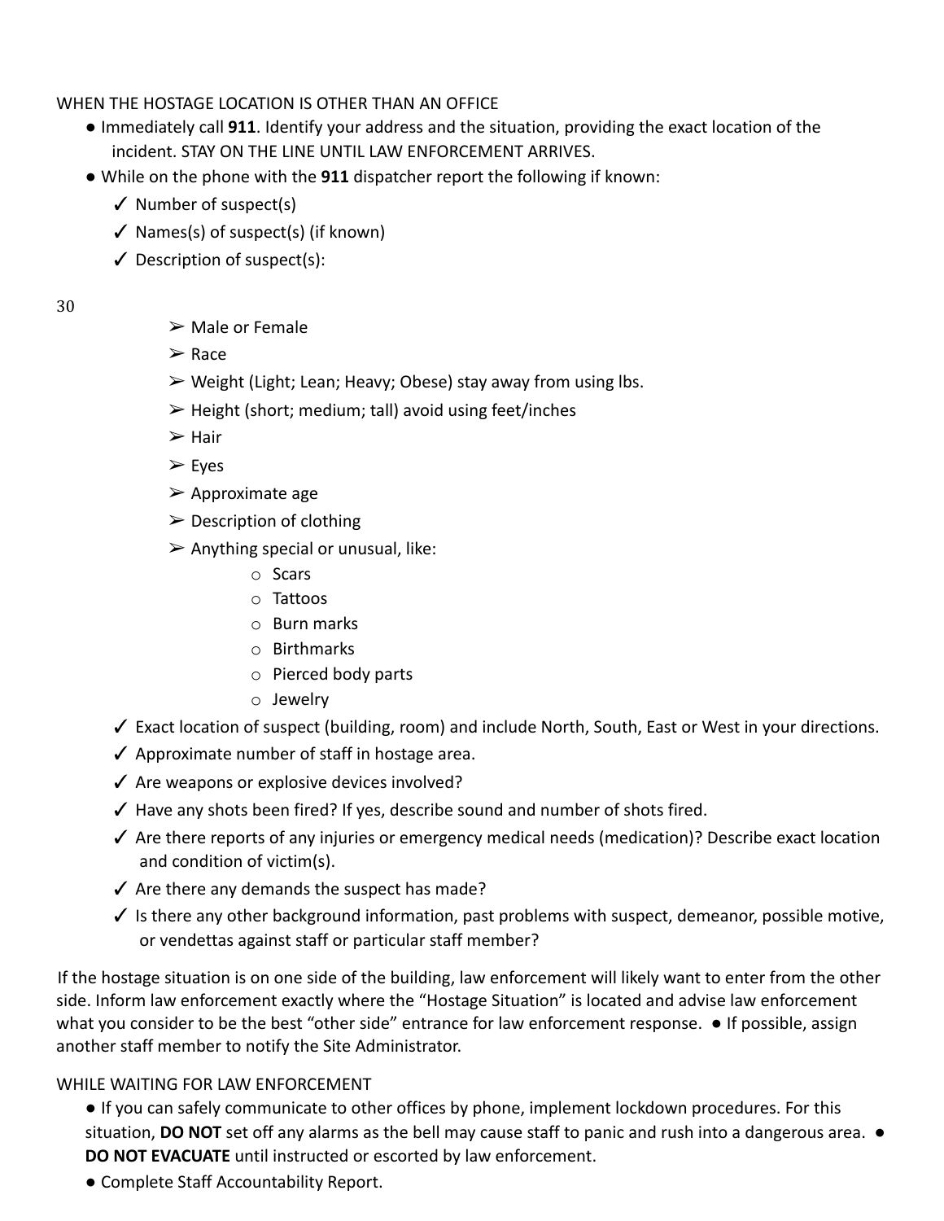WHEN THE HOSTAGE LOCATION IS OTHER THAN AN OFFICE

- Immediately call **911**. Identify your address and the situation, providing the exact location of the incident. STAY ON THE LINE UNTIL LAW ENFORCEMENT ARRIVES.
- While on the phone with the **911** dispatcher report the following if known:
  - ✓ Number of suspect(s)
  - ✓ Names(s) of suspect(s) (if known)
  - ✓ Description of suspect(s):
    - ➢ Male or Female
    - ➢ Race
    - ➢ Weight (Light; Lean; Heavy; Obese) stay away from using lbs.
    - ➢ Height (short; medium; tall) avoid using feet/inches
    - ➢ Hair
    - ➢ Eyes
    - ➢ Approximate age
    - ➢ Description of clothing
    - ➢ Anything special or unusual, like:
      - o Scars
      - o Tattoos
      - o Burn marks
      - o Birthmarks
      - o Pierced body parts
      - o Jewelry
  - ✓ Exact location of suspect (building, room) and include North, South, East or West in your directions.
  - ✓ Approximate number of staff in hostage area.
  - ✓ Are weapons or explosive devices involved?
  - ✓ Have any shots been fired? If yes, describe sound and number of shots fired.
  - ✓ Are there reports of any injuries or emergency medical needs (medication)? Describe exact location and condition of victim(s).
  - ✓ Are there any demands the suspect has made?
  - ✓ Is there any other background information, past problems with suspect, demeanor, possible motive, or vendettas against staff or particular staff member?

If the hostage situation is on one side of the building, law enforcement will likely want to enter from the other side. Inform law enforcement exactly where the "Hostage Situation" is located and advise law enforcement what you consider to be the best "other side" entrance for law enforcement response. ● If possible, assign another staff member to notify the Site Administrator.

WHILE WAITING FOR LAW ENFORCEMENT

- If you can safely communicate to other offices by phone, implement lockdown procedures. For this situation, **DO NOT** set off any alarms as the bell may cause staff to panic and rush into a dangerous area. ● **DO NOT EVACUATE** until instructed or escorted by law enforcement.
- Complete Staff Accountability Report.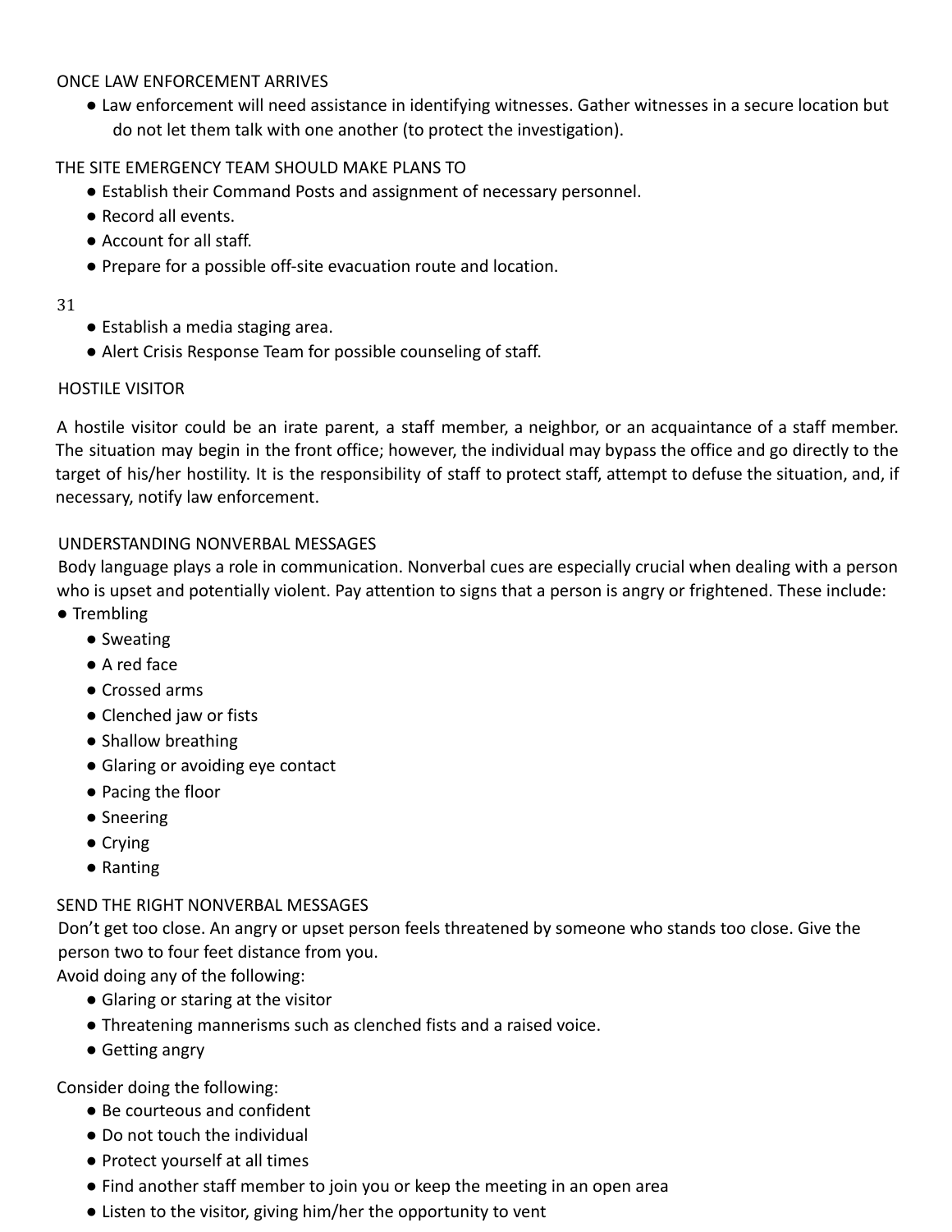ONCE LAW ENFORCEMENT ARRIVES

- Law enforcement will need assistance in identifying witnesses. Gather witnesses in a secure location but do not let them talk with one another (to protect the investigation).

THE SITE EMERGENCY TEAM SHOULD MAKE PLANS TO

- Establish their Command Posts and assignment of necessary personnel.
- Record all events.
- Account for all staff.
- Prepare for a possible off-site evacuation route and location.
- Establish a media staging area.
- Alert Crisis Response Team for possible counseling of staff.

HOSTILE VISITOR

A hostile visitor could be an irate parent, a staff member, a neighbor, or an acquaintance of a staff member. The situation may begin in the front office; however, the individual may bypass the office and go directly to the target of his/her hostility. It is the responsibility of staff to protect staff, attempt to defuse the situation, and, if necessary, notify law enforcement.

UNDERSTANDING NONVERBAL MESSAGES

Body language plays a role in communication. Nonverbal cues are especially crucial when dealing with a person who is upset and potentially violent. Pay attention to signs that a person is angry or frightened. These include:

- Trembling
- Sweating
- A red face
- Crossed arms
- Clenched jaw or fists
- Shallow breathing
- Glaring or avoiding eye contact
- Pacing the floor
- Sneering
- Crying
- Ranting

SEND THE RIGHT NONVERBAL MESSAGES

Don't get too close. An angry or upset person feels threatened by someone who stands too close. Give the person two to four feet distance from you.

Avoid doing any of the following:

- Glaring or staring at the visitor
- Threatening mannerisms such as clenched fists and a raised voice.
- Getting angry

Consider doing the following:

- Be courteous and confident
- Do not touch the individual
- Protect yourself at all times
- Find another staff member to join you or keep the meeting in an open area
- Listen to the visitor, giving him/her the opportunity to vent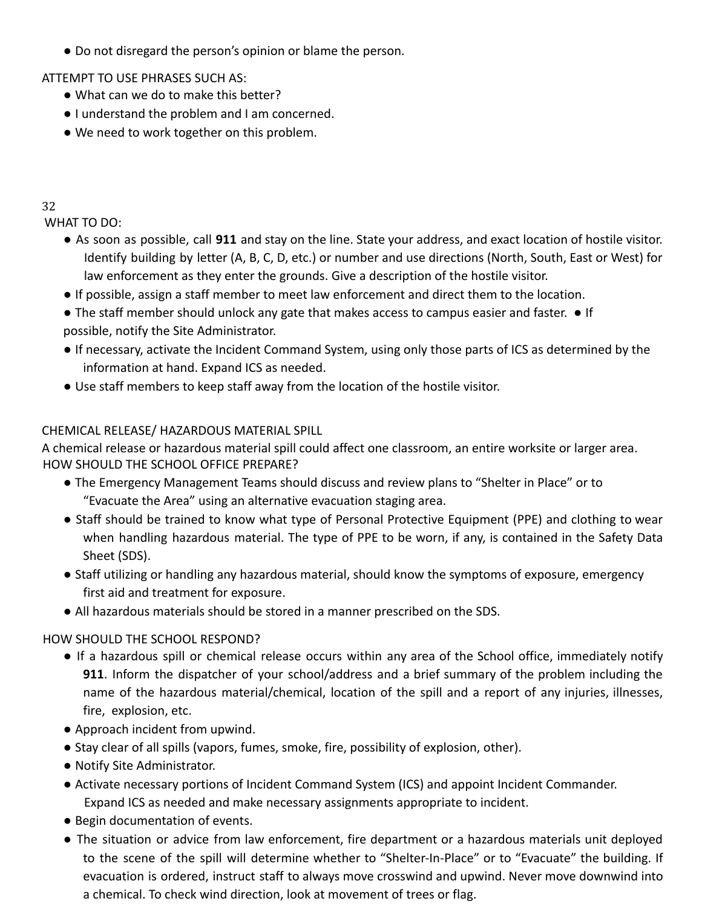- Do not disregard the person's opinion or blame the person.

ATTEMPT TO USE PHRASES SUCH AS:

- What can we do to make this better?
- I understand the problem and I am concerned.
- We need to work together on this problem.

WHAT TO DO:

- As soon as possible, call **911** and stay on the line. State your address, and exact location of hostile visitor. Identify building by letter (A, B, C, D, etc.) or number and use directions (North, South, East or West) for law enforcement as they enter the grounds. Give a description of the hostile visitor.
- If possible, assign a staff member to meet law enforcement and direct them to the location.
- The staff member should unlock any gate that makes access to campus easier and faster.
- If possible, notify the Site Administrator.
- If necessary, activate the Incident Command System, using only those parts of ICS as determined by the information at hand. Expand ICS as needed.
- Use staff members to keep staff away from the location of the hostile visitor.

## CHEMICAL RELEASE/ HAZARDOUS MATERIAL SPILL

A chemical release or hazardous material spill could affect one classroom, an entire worksite or larger area.

HOW SHOULD THE SCHOOL OFFICE PREPARE?

- The Emergency Management Teams should discuss and review plans to "Shelter in Place" or to "Evacuate the Area" using an alternative evacuation staging area.
- Staff should be trained to know what type of Personal Protective Equipment (PPE) and clothing to wear when handling hazardous material. The type of PPE to be worn, if any, is contained in the Safety Data Sheet (SDS).
- Staff utilizing or handling any hazardous material, should know the symptoms of exposure, emergency first aid and treatment for exposure.
- All hazardous materials should be stored in a manner prescribed on the SDS.

HOW SHOULD THE SCHOOL RESPOND?

- If a hazardous spill or chemical release occurs within any area of the School office, immediately notify **911**. Inform the dispatcher of your school/address and a brief summary of the problem including the name of the hazardous material/chemical, location of the spill and a report of any injuries, illnesses, fire, explosion, etc.
- Approach incident from upwind.
- Stay clear of all spills (vapors, fumes, smoke, fire, possibility of explosion, other).
- Notify Site Administrator.
- Activate necessary portions of Incident Command System (ICS) and appoint Incident Commander. Expand ICS as needed and make necessary assignments appropriate to incident.
- Begin documentation of events.
- The situation or advice from law enforcement, fire department or a hazardous materials unit deployed to the scene of the spill will determine whether to "Shelter-In-Place" or to "Evacuate" the building. If evacuation is ordered, instruct staff to always move crosswind and upwind. Never move downwind into a chemical. To check wind direction, look at movement of trees or flag.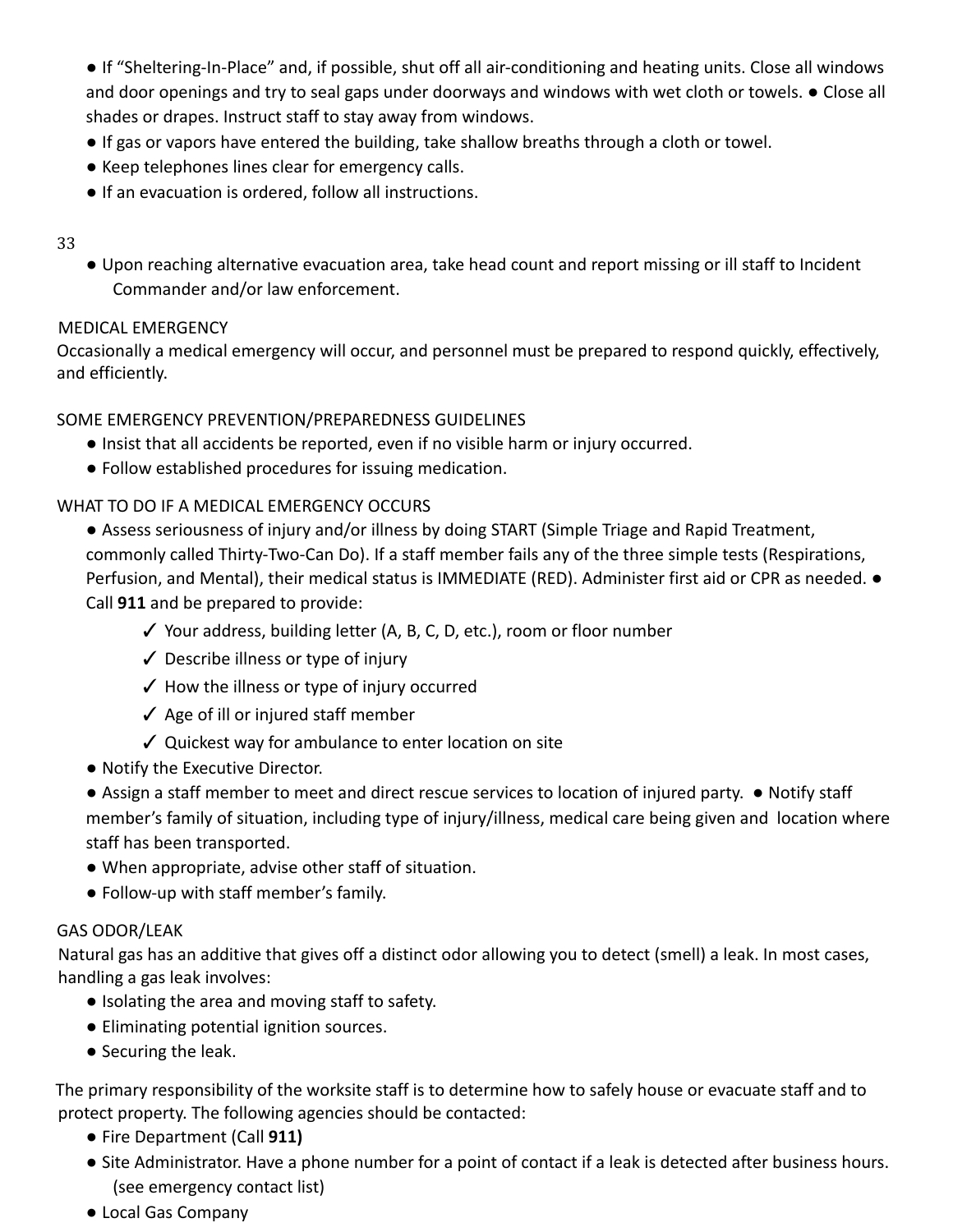- If "Sheltering-In-Place" and, if possible, shut off all air-conditioning and heating units. Close all windows and door openings and try to seal gaps under doorways and windows with wet cloth or towels. ● Close all shades or drapes. Instruct staff to stay away from windows.
- If gas or vapors have entered the building, take shallow breaths through a cloth or towel.
- Keep telephones lines clear for emergency calls.
- If an evacuation is ordered, follow all instructions.
- Upon reaching alternative evacuation area, take head count and report missing or ill staff to Incident Commander and/or law enforcement.

MEDICAL EMERGENCY

Occasionally a medical emergency will occur, and personnel must be prepared to respond quickly, effectively, and efficiently.

SOME EMERGENCY PREVENTION/PREPAREDNESS GUIDELINES

- Insist that all accidents be reported, even if no visible harm or injury occurred.
- Follow established procedures for issuing medication.

WHAT TO DO IF A MEDICAL EMERGENCY OCCURS

- Assess seriousness of injury and/or illness by doing START (Simple Triage and Rapid Treatment, commonly called Thirty-Two-Can Do). If a staff member fails any of the three simple tests (Respirations, Perfusion, and Mental), their medical status is IMMEDIATE (RED). Administer first aid or CPR as needed. ● Call **911** and be prepared to provide:
  - ✓ Your address, building letter (A, B, C, D, etc.), room or floor number
  - ✓ Describe illness or type of injury
  - ✓ How the illness or type of injury occurred
  - ✓ Age of ill or injured staff member
  - ✓ Quickest way for ambulance to enter location on site
- Notify the Executive Director.
- Assign a staff member to meet and direct rescue services to location of injured party. ● Notify staff member's family of situation, including type of injury/illness, medical care being given and location where staff has been transported.
- When appropriate, advise other staff of situation.
- Follow-up with staff member's family.

GAS ODOR/LEAK

Natural gas has an additive that gives off a distinct odor allowing you to detect (smell) a leak. In most cases, handling a gas leak involves:

- Isolating the area and moving staff to safety.
- Eliminating potential ignition sources.
- Securing the leak.

The primary responsibility of the worksite staff is to determine how to safely house or evacuate staff and to protect property. The following agencies should be contacted:

- Fire Department (Call **911)**
- Site Administrator. Have a phone number for a point of contact if a leak is detected after business hours. (see emergency contact list)
- Local Gas Company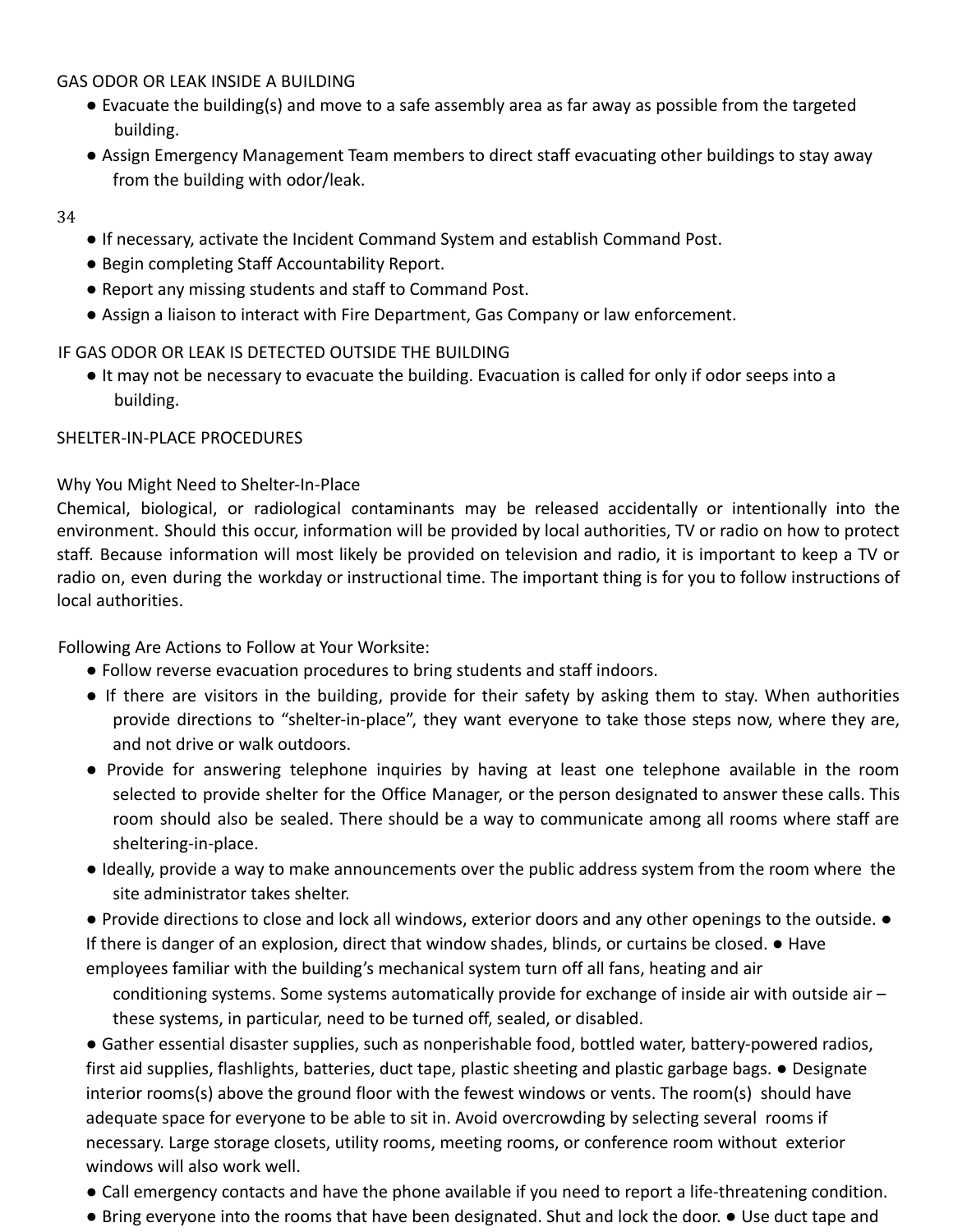GAS ODOR OR LEAK INSIDE A BUILDING

- Evacuate the building(s) and move to a safe assembly area as far away as possible from the targeted building.
- Assign Emergency Management Team members to direct staff evacuating other buildings to stay away from the building with odor/leak.
- If necessary, activate the Incident Command System and establish Command Post.
- Begin completing Staff Accountability Report.
- Report any missing students and staff to Command Post.
- Assign a liaison to interact with Fire Department, Gas Company or law enforcement.

IF GAS ODOR OR LEAK IS DETECTED OUTSIDE THE BUILDING

- It may not be necessary to evacuate the building. Evacuation is called for only if odor seeps into a building.

SHELTER-IN-PLACE PROCEDURES

Why You Might Need to Shelter-In-Place

Chemical, biological, or radiological contaminants may be released accidentally or intentionally into the environment. Should this occur, information will be provided by local authorities, TV or radio on how to protect staff. Because information will most likely be provided on television and radio, it is important to keep a TV or radio on, even during the workday or instructional time. The important thing is for you to follow instructions of local authorities.

Following Are Actions to Follow at Your Worksite:

- Follow reverse evacuation procedures to bring students and staff indoors.
- If there are visitors in the building, provide for their safety by asking them to stay. When authorities provide directions to "shelter-in-place", they want everyone to take those steps now, where they are, and not drive or walk outdoors.
- Provide for answering telephone inquiries by having at least one telephone available in the room selected to provide shelter for the Office Manager, or the person designated to answer these calls. This room should also be sealed. There should be a way to communicate among all rooms where staff are sheltering-in-place.
- Ideally, provide a way to make announcements over the public address system from the room where the site administrator takes shelter.
- Provide directions to close and lock all windows, exterior doors and any other openings to the outside.
- If there is danger of an explosion, direct that window shades, blinds, or curtains be closed.
- Have employees familiar with the building's mechanical system turn off all fans, heating and air conditioning systems. Some systems automatically provide for exchange of inside air with outside air – these systems, in particular, need to be turned off, sealed, or disabled.
- Gather essential disaster supplies, such as nonperishable food, bottled water, battery-powered radios, first aid supplies, flashlights, batteries, duct tape, plastic sheeting and plastic garbage bags.
- Designate interior rooms(s) above the ground floor with the fewest windows or vents. The room(s) should have adequate space for everyone to be able to sit in. Avoid overcrowding by selecting several rooms if necessary. Large storage closets, utility rooms, meeting rooms, or conference room without exterior windows will also work well.
- Call emergency contacts and have the phone available if you need to report a life-threatening condition.
- Bring everyone into the rooms that have been designated. Shut and lock the door.
- Use duct tape and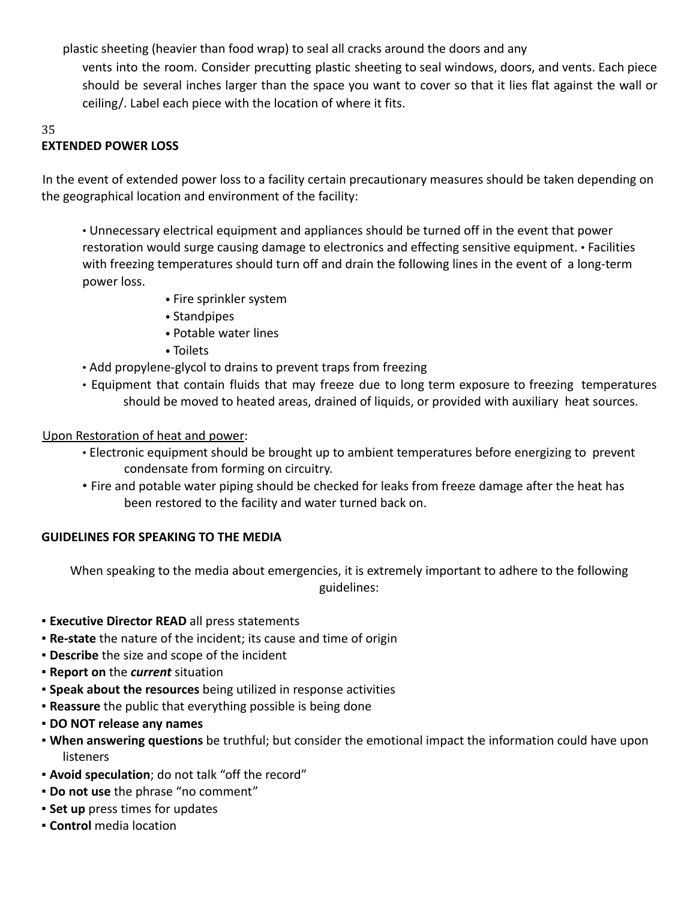plastic sheeting (heavier than food wrap) to seal all cracks around the doors and any vents into the room. Consider precutting plastic sheeting to seal windows, doors, and vents. Each piece should be several inches larger than the space you want to cover so that it lies flat against the wall or ceiling/. Label each piece with the location of where it fits.

## EXTENDED POWER LOSS

In the event of extended power loss to a facility certain precautionary measures should be taken depending on the geographical location and environment of the facility:

- Unnecessary electrical equipment and appliances should be turned off in the event that power restoration would surge causing damage to electronics and effecting sensitive equipment.
- Facilities with freezing temperatures should turn off and drain the following lines in the event of a long-term power loss.
    - Fire sprinkler system
    - Standpipes
    - Potable water lines
    - Toilets
- Add propylene-glycol to drains to prevent traps from freezing
- Equipment that contain fluids that may freeze due to long term exposure to freezing temperatures should be moved to heated areas, drained of liquids, or provided with auxiliary heat sources.

Upon Restoration of heat and power:

- Electronic equipment should be brought up to ambient temperatures before energizing to prevent condensate from forming on circuitry.
- Fire and potable water piping should be checked for leaks from freeze damage after the heat has been restored to the facility and water turned back on.

## GUIDELINES FOR SPEAKING TO THE MEDIA

When speaking to the media about emergencies, it is extremely important to adhere to the following guidelines:

- **Executive Director READ** all press statements
- **Re-state** the nature of the incident; its cause and time of origin
- **Describe** the size and scope of the incident
- **Report on** the ***current*** situation
- **Speak about the resources** being utilized in response activities
- **Reassure** the public that everything possible is being done
- **DO NOT release any names**
- **When answering questions** be truthful; but consider the emotional impact the information could have upon listeners
- **Avoid speculation**; do not talk "off the record"
- **Do not use** the phrase "no comment"
- **Set up** press times for updates
- **Control** media location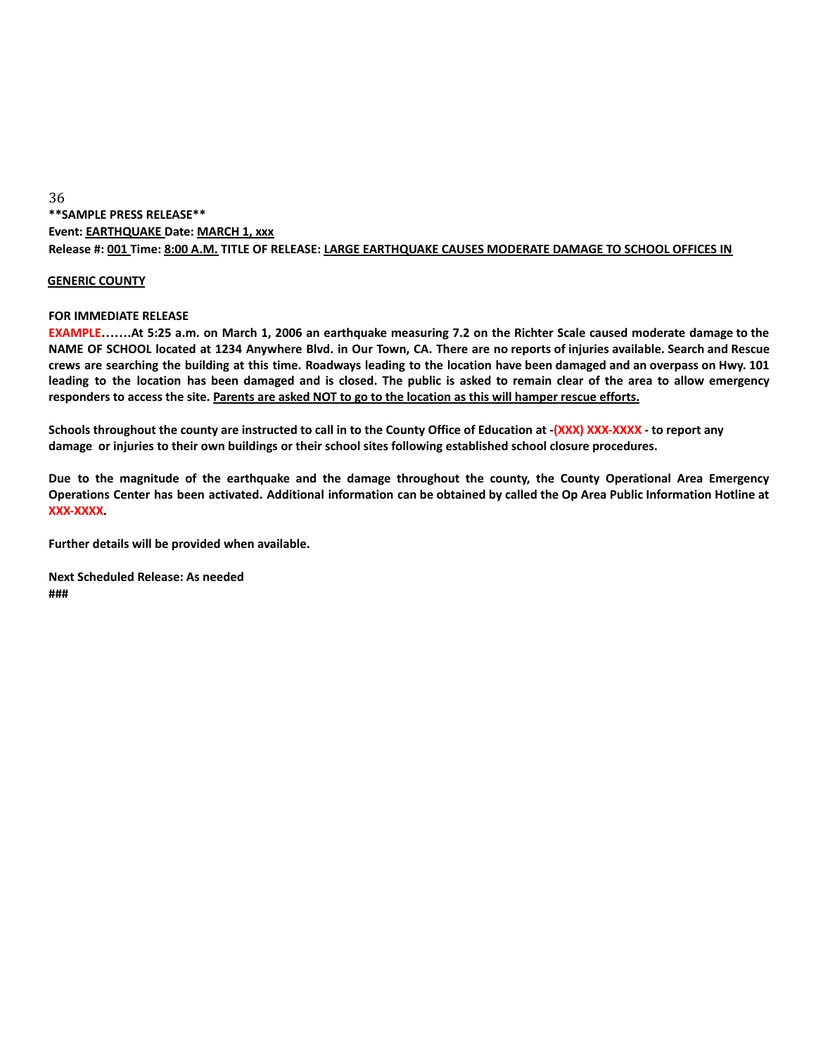**\*\*SAMPLE PRESS RELEASE\*\***

**Event: EARTHQUAKE Date: MARCH 1, xxx**

**Release #: 001 Time: 8:00 A.M. TITLE OF RELEASE: LARGE EARTHQUAKE CAUSES MODERATE DAMAGE TO SCHOOL OFFICES IN GENERIC COUNTY**

**FOR IMMEDIATE RELEASE**

**EXAMPLE…….At 5:25 a.m. on March 1, 2006 an earthquake measuring 7.2 on the Richter Scale caused moderate damage to the NAME OF SCHOOL located at 1234 Anywhere Blvd. in Our Town, CA. There are no reports of injuries available. Search and Rescue crews are searching the building at this time. Roadways leading to the location have been damaged and an overpass on Hwy. 101 leading to the location has been damaged and is closed. The public is asked to remain clear of the area to allow emergency responders to access the site. Parents are asked NOT to go to the location as this will hamper rescue efforts.**

**Schools throughout the county are instructed to call in to the County Office of Education at -(XXX) XXX-XXXX - to report any damage or injuries to their own buildings or their school sites following established school closure procedures.**

**Due to the magnitude of the earthquake and the damage throughout the county, the County Operational Area Emergency Operations Center has been activated. Additional information can be obtained by called the Op Area Public Information Hotline at XXX-XXXX.**

**Further details will be provided when available.**

**Next Scheduled Release: As needed**

**###**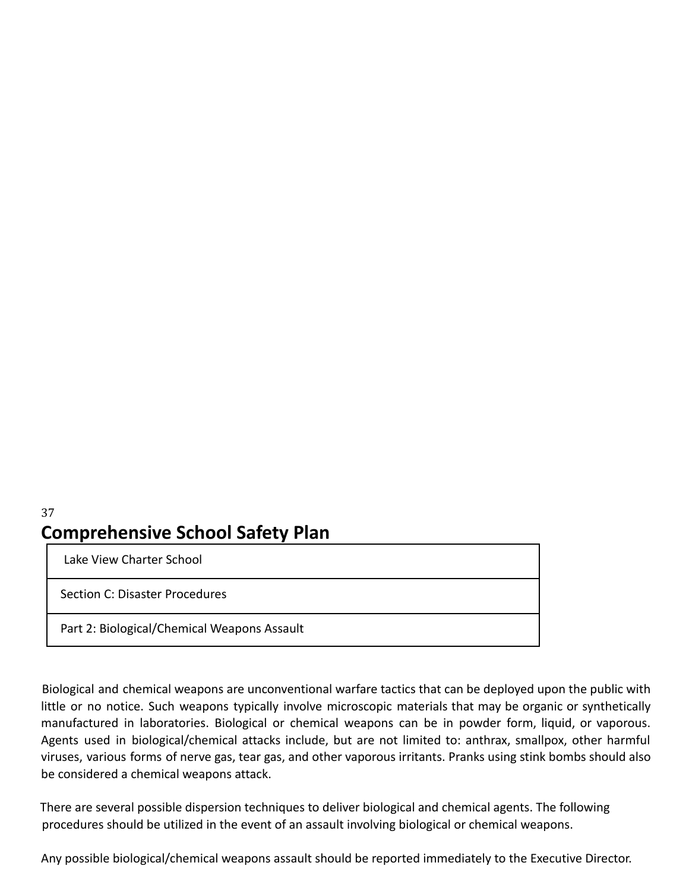# Comprehensive School Safety Plan

| Lake View Charter School |
| --- |
| Section C: Disaster Procedures |
| Part 2: Biological/Chemical Weapons Assault |

Biological and chemical weapons are unconventional warfare tactics that can be deployed upon the public with little or no notice. Such weapons typically involve microscopic materials that may be organic or synthetically manufactured in laboratories. Biological or chemical weapons can be in powder form, liquid, or vaporous. Agents used in biological/chemical attacks include, but are not limited to: anthrax, smallpox, other harmful viruses, various forms of nerve gas, tear gas, and other vaporous irritants. Pranks using stink bombs should also be considered a chemical weapons attack.

There are several possible dispersion techniques to deliver biological and chemical agents. The following procedures should be utilized in the event of an assault involving biological or chemical weapons.

Any possible biological/chemical weapons assault should be reported immediately to the Executive Director.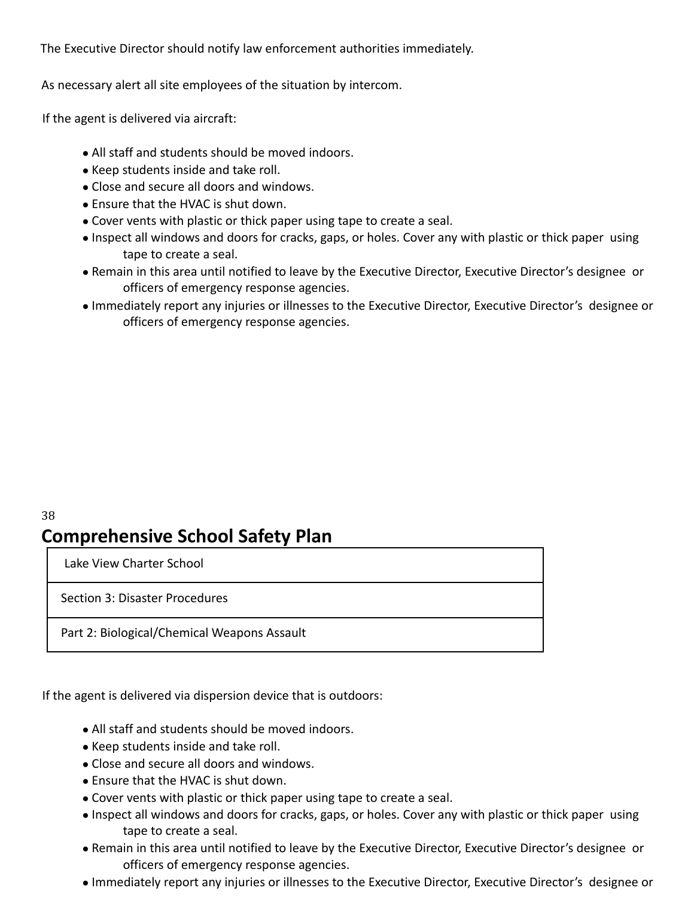The Executive Director should notify law enforcement authorities immediately.

As necessary alert all site employees of the situation by intercom.

If the agent is delivered via aircraft:

- All staff and students should be moved indoors.
- Keep students inside and take roll.
- Close and secure all doors and windows.
- Ensure that the HVAC is shut down.
- Cover vents with plastic or thick paper using tape to create a seal.
- Inspect all windows and doors for cracks, gaps, or holes. Cover any with plastic or thick paper using tape to create a seal.
- Remain in this area until notified to leave by the Executive Director, Executive Director's designee or officers of emergency response agencies.
- Immediately report any injuries or illnesses to the Executive Director, Executive Director's designee or officers of emergency response agencies.

# Comprehensive School Safety Plan

| Lake View Charter School |
|---|
| Section 3: Disaster Procedures |
| Part 2: Biological/Chemical Weapons Assault |

If the agent is delivered via dispersion device that is outdoors:

- All staff and students should be moved indoors.
- Keep students inside and take roll.
- Close and secure all doors and windows.
- Ensure that the HVAC is shut down.
- Cover vents with plastic or thick paper using tape to create a seal.
- Inspect all windows and doors for cracks, gaps, or holes. Cover any with plastic or thick paper using tape to create a seal.
- Remain in this area until notified to leave by the Executive Director, Executive Director's designee or officers of emergency response agencies.
- Immediately report any injuries or illnesses to the Executive Director, Executive Director's designee or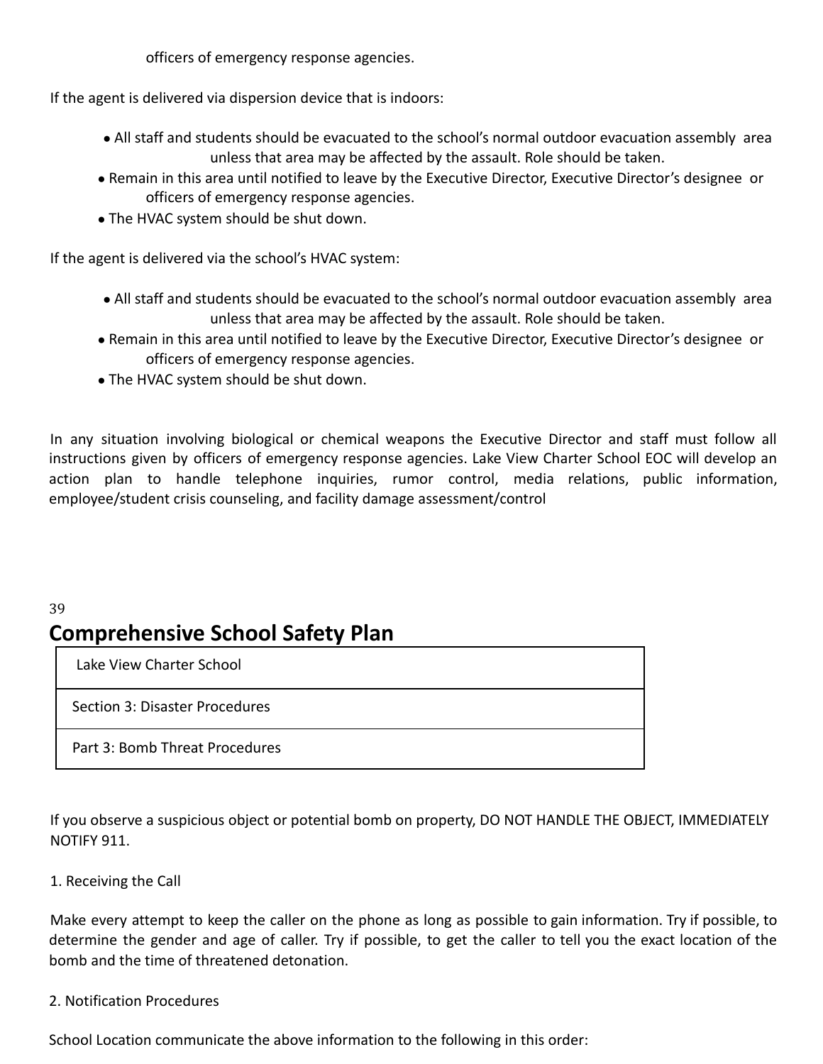officers of emergency response agencies.

If the agent is delivered via dispersion device that is indoors:

- All staff and students should be evacuated to the school's normal outdoor evacuation assembly area unless that area may be affected by the assault. Role should be taken.
- Remain in this area until notified to leave by the Executive Director, Executive Director's designee or officers of emergency response agencies.
- The HVAC system should be shut down.

If the agent is delivered via the school's HVAC system:

- All staff and students should be evacuated to the school's normal outdoor evacuation assembly area unless that area may be affected by the assault. Role should be taken.
- Remain in this area until notified to leave by the Executive Director, Executive Director's designee or officers of emergency response agencies.
- The HVAC system should be shut down.

In any situation involving biological or chemical weapons the Executive Director and staff must follow all instructions given by officers of emergency response agencies. Lake View Charter School EOC will develop an action plan to handle telephone inquiries, rumor control, media relations, public information, employee/student crisis counseling, and facility damage assessment/control

## Comprehensive School Safety Plan

| Lake View Charter School |
|---|
| Section 3: Disaster Procedures |
| Part 3: Bomb Threat Procedures |

If you observe a suspicious object or potential bomb on property, DO NOT HANDLE THE OBJECT, IMMEDIATELY NOTIFY 911.

1. Receiving the Call

Make every attempt to keep the caller on the phone as long as possible to gain information. Try if possible, to determine the gender and age of caller. Try if possible, to get the caller to tell you the exact location of the bomb and the time of threatened detonation.

2. Notification Procedures

School Location communicate the above information to the following in this order: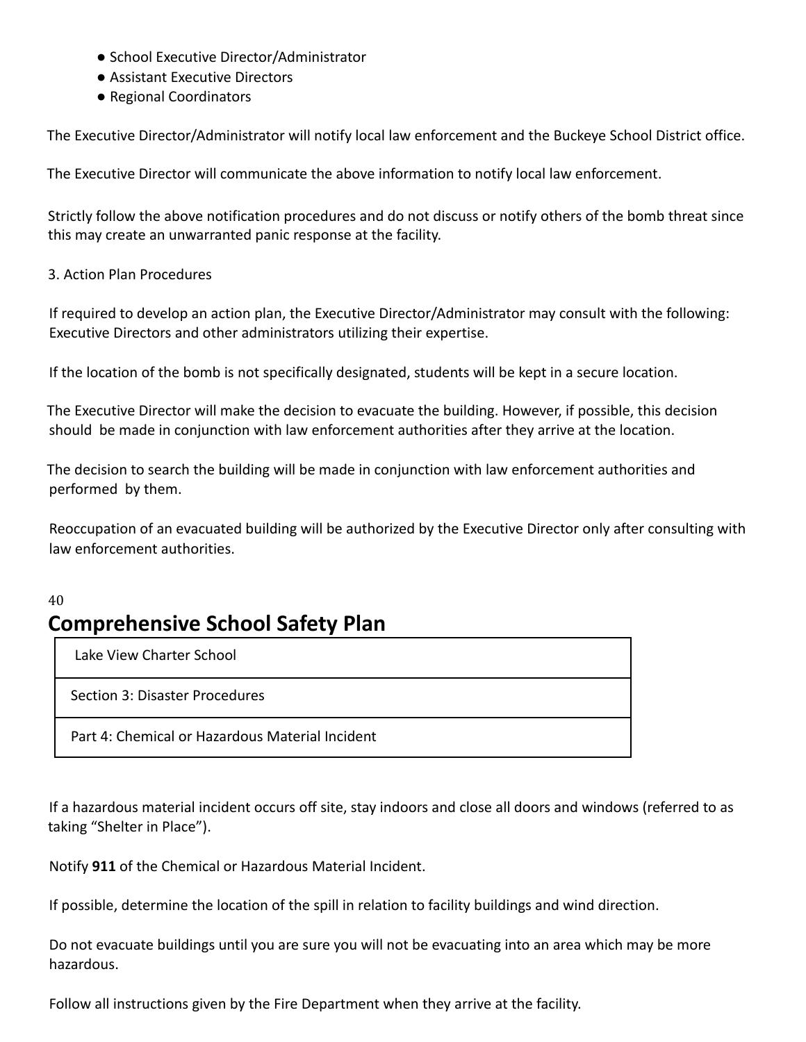- School Executive Director/Administrator
- Assistant Executive Directors
- Regional Coordinators

The Executive Director/Administrator will notify local law enforcement and the Buckeye School District office.

The Executive Director will communicate the above information to notify local law enforcement.

Strictly follow the above notification procedures and do not discuss or notify others of the bomb threat since this may create an unwarranted panic response at the facility.

3. Action Plan Procedures

If required to develop an action plan, the Executive Director/Administrator may consult with the following: Executive Directors and other administrators utilizing their expertise.

If the location of the bomb is not specifically designated, students will be kept in a secure location.

The Executive Director will make the decision to evacuate the building. However, if possible, this decision should be made in conjunction with law enforcement authorities after they arrive at the location.

The decision to search the building will be made in conjunction with law enforcement authorities and performed by them.

Reoccupation of an evacuated building will be authorized by the Executive Director only after consulting with law enforcement authorities.

# Comprehensive School Safety Plan

| Lake View Charter School |
|---|
| Section 3: Disaster Procedures |
| Part 4: Chemical or Hazardous Material Incident |

If a hazardous material incident occurs off site, stay indoors and close all doors and windows (referred to as taking "Shelter in Place").

Notify **911** of the Chemical or Hazardous Material Incident.

If possible, determine the location of the spill in relation to facility buildings and wind direction.

Do not evacuate buildings until you are sure you will not be evacuating into an area which may be more hazardous.

Follow all instructions given by the Fire Department when they arrive at the facility.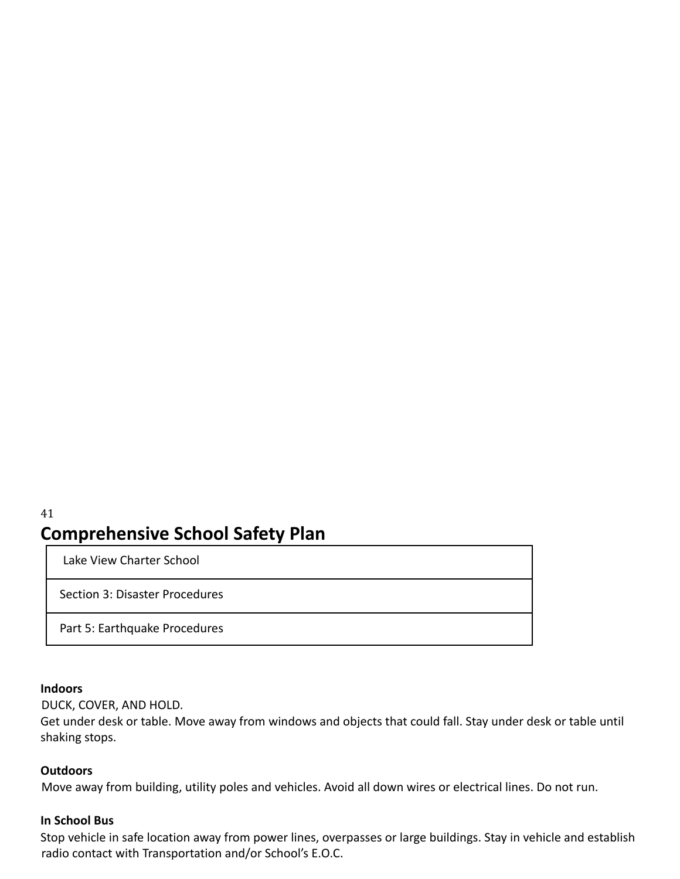# Comprehensive School Safety Plan

| Lake View Charter School |
| --- |
| Section 3: Disaster Procedures |
| Part 5: Earthquake Procedures |

**Indoors**

DUCK, COVER, AND HOLD.

Get under desk or table. Move away from windows and objects that could fall. Stay under desk or table until shaking stops.

**Outdoors**

Move away from building, utility poles and vehicles. Avoid all down wires or electrical lines. Do not run.

**In School Bus**

Stop vehicle in safe location away from power lines, overpasses or large buildings. Stay in vehicle and establish radio contact with Transportation and/or School's E.O.C.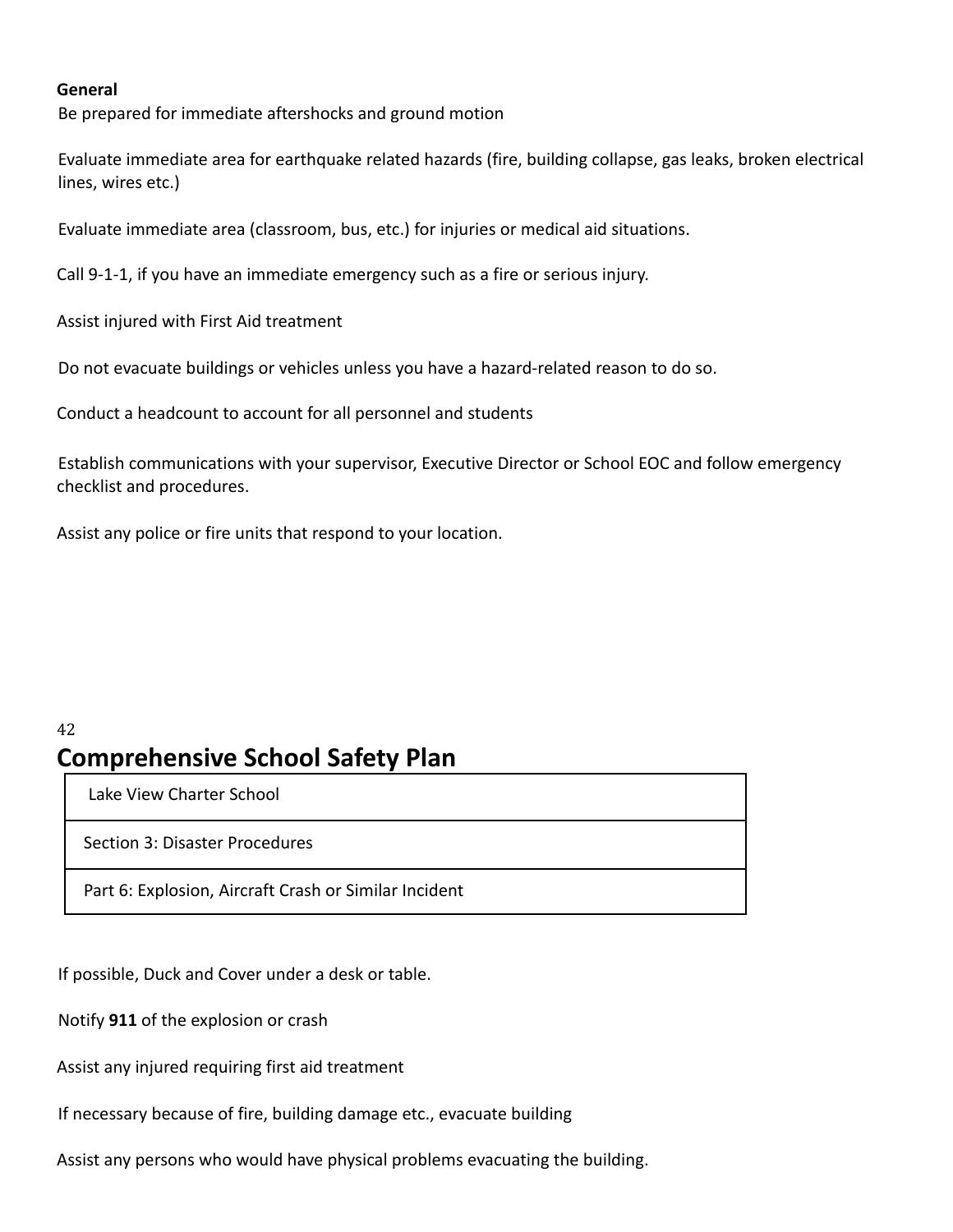**General**

Be prepared for immediate aftershocks and ground motion

Evaluate immediate area for earthquake related hazards (fire, building collapse, gas leaks, broken electrical lines, wires etc.)

Evaluate immediate area (classroom, bus, etc.) for injuries or medical aid situations.

Call 9-1-1, if you have an immediate emergency such as a fire or serious injury.

Assist injured with First Aid treatment

Do not evacuate buildings or vehicles unless you have a hazard-related reason to do so.

Conduct a headcount to account for all personnel and students

Establish communications with your supervisor, Executive Director or School EOC and follow emergency checklist and procedures.

Assist any police or fire units that respond to your location.

# Comprehensive School Safety Plan

| Lake View Charter School |
|---|
| Section 3: Disaster Procedures |
| Part 6: Explosion, Aircraft Crash or Similar Incident |

If possible, Duck and Cover under a desk or table.

Notify **911** of the explosion or crash

Assist any injured requiring first aid treatment

If necessary because of fire, building damage etc., evacuate building

Assist any persons who would have physical problems evacuating the building.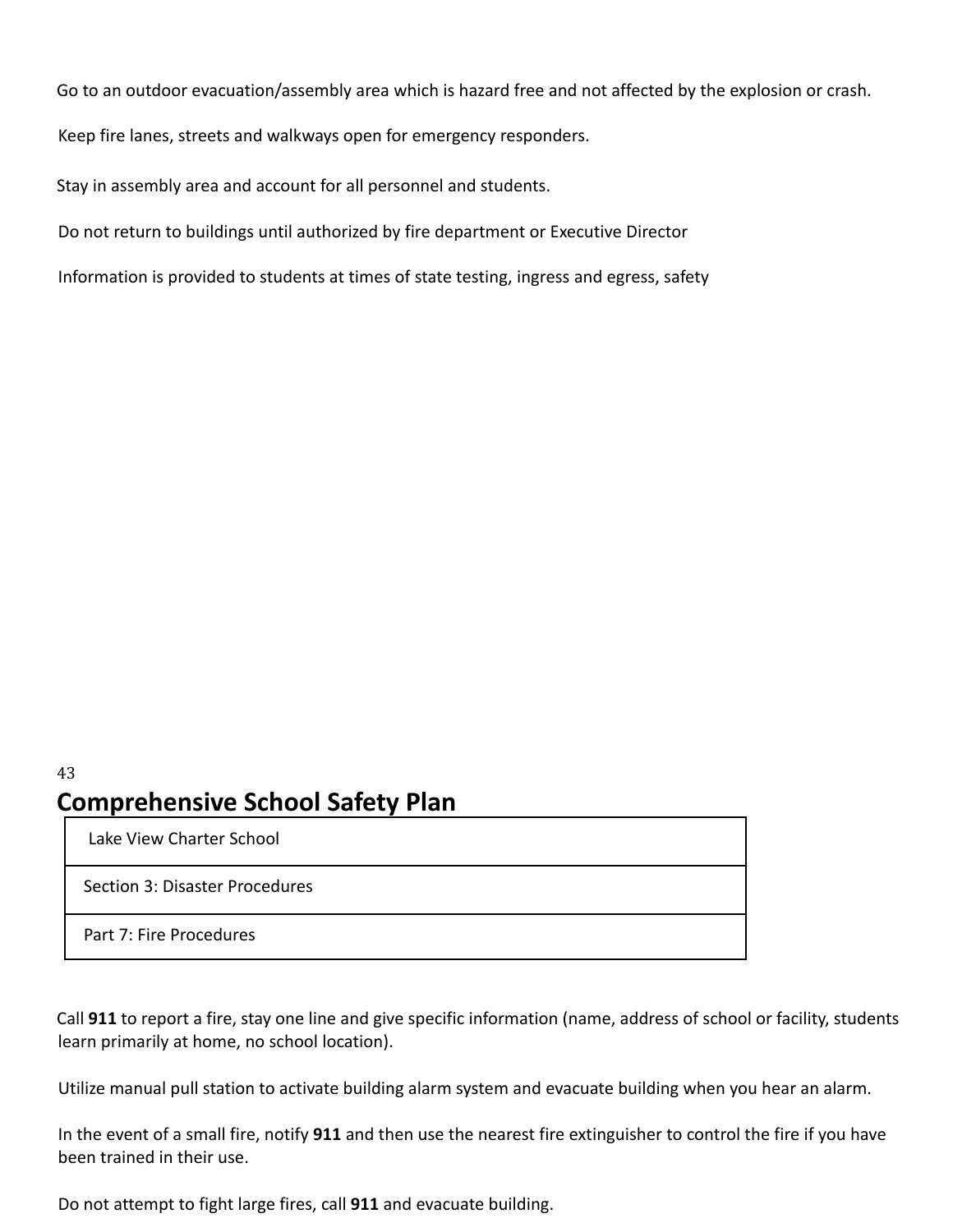Go to an outdoor evacuation/assembly area which is hazard free and not affected by the explosion or crash.

Keep fire lanes, streets and walkways open for emergency responders.

Stay in assembly area and account for all personnel and students.

Do not return to buildings until authorized by fire department or Executive Director

Information is provided to students at times of state testing, ingress and egress, safety

## Comprehensive School Safety Plan

| Lake View Charter School |
| --- |
| Section 3: Disaster Procedures |
| Part 7: Fire Procedures |

Call **911** to report a fire, stay one line and give specific information (name, address of school or facility, students learn primarily at home, no school location).

Utilize manual pull station to activate building alarm system and evacuate building when you hear an alarm.

In the event of a small fire, notify **911** and then use the nearest fire extinguisher to control the fire if you have been trained in their use.

Do not attempt to fight large fires, call **911** and evacuate building.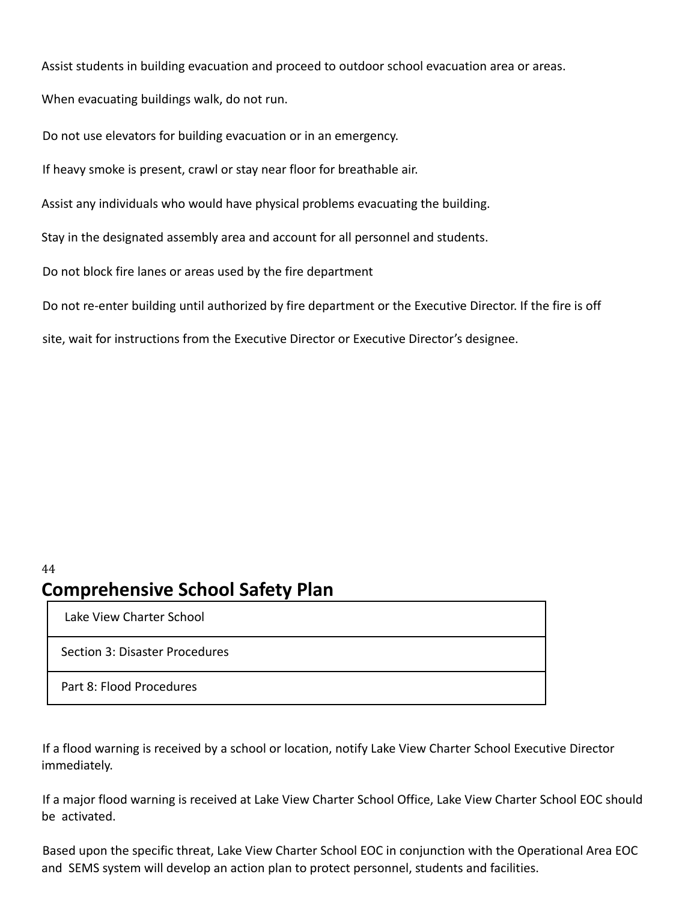Assist students in building evacuation and proceed to outdoor school evacuation area or areas.

When evacuating buildings walk, do not run.

Do not use elevators for building evacuation or in an emergency.

If heavy smoke is present, crawl or stay near floor for breathable air.

Assist any individuals who would have physical problems evacuating the building.

Stay in the designated assembly area and account for all personnel and students.

Do not block fire lanes or areas used by the fire department

Do not re-enter building until authorized by fire department or the Executive Director. If the fire is off site, wait for instructions from the Executive Director or Executive Director's designee.

## Comprehensive School Safety Plan

| Lake View Charter School |
| --- |
| Section 3: Disaster Procedures |
| Part 8: Flood Procedures |

If a flood warning is received by a school or location, notify Lake View Charter School Executive Director immediately.

If a major flood warning is received at Lake View Charter School Office, Lake View Charter School EOC should be activated.

Based upon the specific threat, Lake View Charter School EOC in conjunction with the Operational Area EOC and SEMS system will develop an action plan to protect personnel, students and facilities.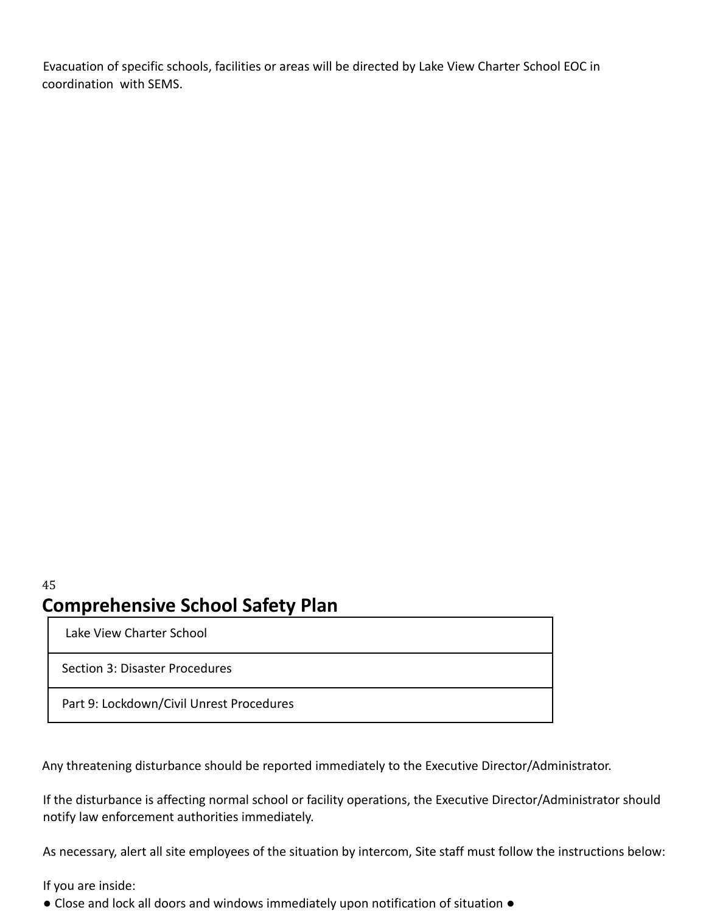Evacuation of specific schools, facilities or areas will be directed by Lake View Charter School EOC in coordination with SEMS.

## Comprehensive School Safety Plan

| Lake View Charter School |
|---|
| Section 3: Disaster Procedures |
| Part 9: Lockdown/Civil Unrest Procedures |

Any threatening disturbance should be reported immediately to the Executive Director/Administrator.

If the disturbance is affecting normal school or facility operations, the Executive Director/Administrator should notify law enforcement authorities immediately.

As necessary, alert all site employees of the situation by intercom, Site staff must follow the instructions below:

If you are inside:

● Close and lock all doors and windows immediately upon notification of situation ●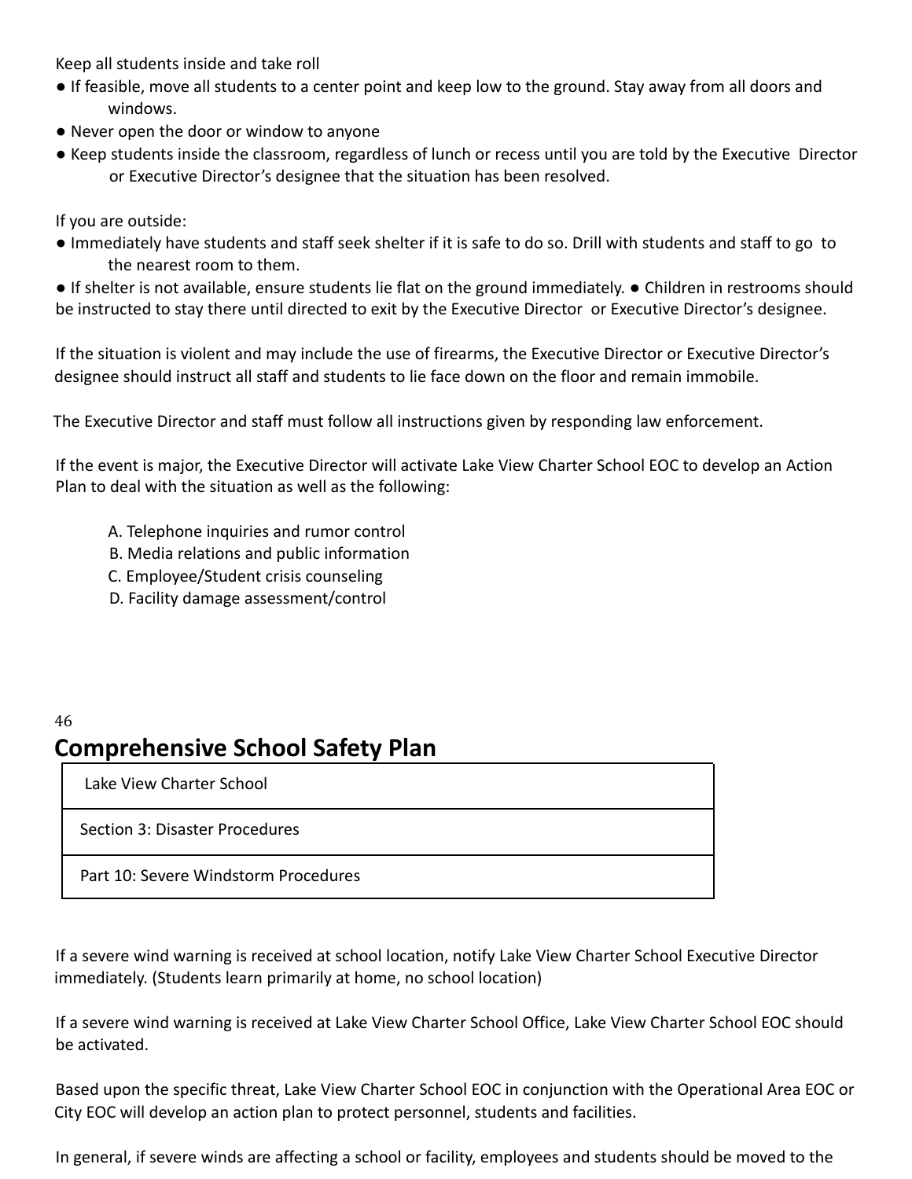Keep all students inside and take roll

- If feasible, move all students to a center point and keep low to the ground. Stay away from all doors and windows.
- Never open the door or window to anyone
- Keep students inside the classroom, regardless of lunch or recess until you are told by the Executive Director or Executive Director's designee that the situation has been resolved.

If you are outside:

- Immediately have students and staff seek shelter if it is safe to do so. Drill with students and staff to go to the nearest room to them.
- If shelter is not available, ensure students lie flat on the ground immediately. ● Children in restrooms should be instructed to stay there until directed to exit by the Executive Director or Executive Director's designee.

If the situation is violent and may include the use of firearms, the Executive Director or Executive Director's designee should instruct all staff and students to lie face down on the floor and remain immobile.

The Executive Director and staff must follow all instructions given by responding law enforcement.

If the event is major, the Executive Director will activate Lake View Charter School EOC to develop an Action Plan to deal with the situation as well as the following:

A. Telephone inquiries and rumor control
B. Media relations and public information
C. Employee/Student crisis counseling
D. Facility damage assessment/control

# Comprehensive School Safety Plan

| Lake View Charter School |
|---|
| Section 3: Disaster Procedures |
| Part 10: Severe Windstorm Procedures |

If a severe wind warning is received at school location, notify Lake View Charter School Executive Director immediately. (Students learn primarily at home, no school location)

If a severe wind warning is received at Lake View Charter School Office, Lake View Charter School EOC should be activated.

Based upon the specific threat, Lake View Charter School EOC in conjunction with the Operational Area EOC or City EOC will develop an action plan to protect personnel, students and facilities.

In general, if severe winds are affecting a school or facility, employees and students should be moved to the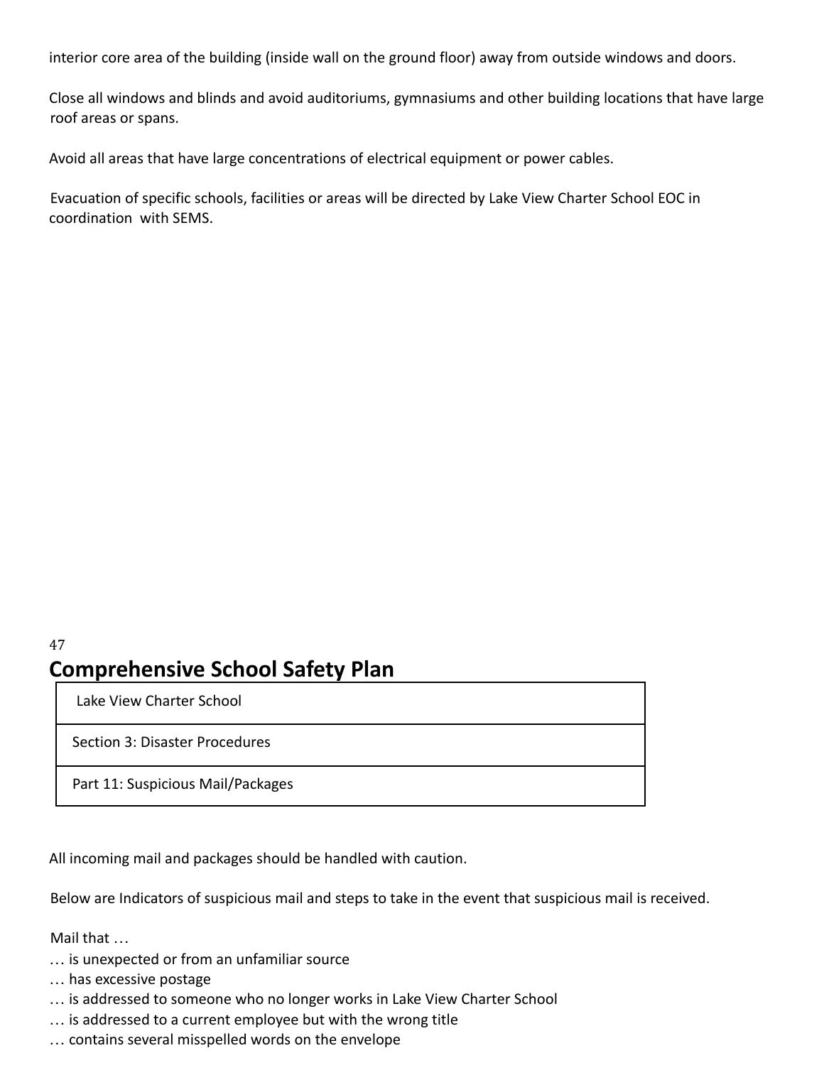interior core area of the building (inside wall on the ground floor) away from outside windows and doors.

Close all windows and blinds and avoid auditoriums, gymnasiums and other building locations that have large roof areas or spans.

Avoid all areas that have large concentrations of electrical equipment or power cables.

Evacuation of specific schools, facilities or areas will be directed by Lake View Charter School EOC in coordination with SEMS.

# Comprehensive School Safety Plan

| Lake View Charter School |
|---|
| Section 3: Disaster Procedures |
| Part 11: Suspicious Mail/Packages |

All incoming mail and packages should be handled with caution.

Below are Indicators of suspicious mail and steps to take in the event that suspicious mail is received.

Mail that …

… is unexpected or from an unfamiliar source
… has excessive postage
… is addressed to someone who no longer works in Lake View Charter School
… is addressed to a current employee but with the wrong title
… contains several misspelled words on the envelope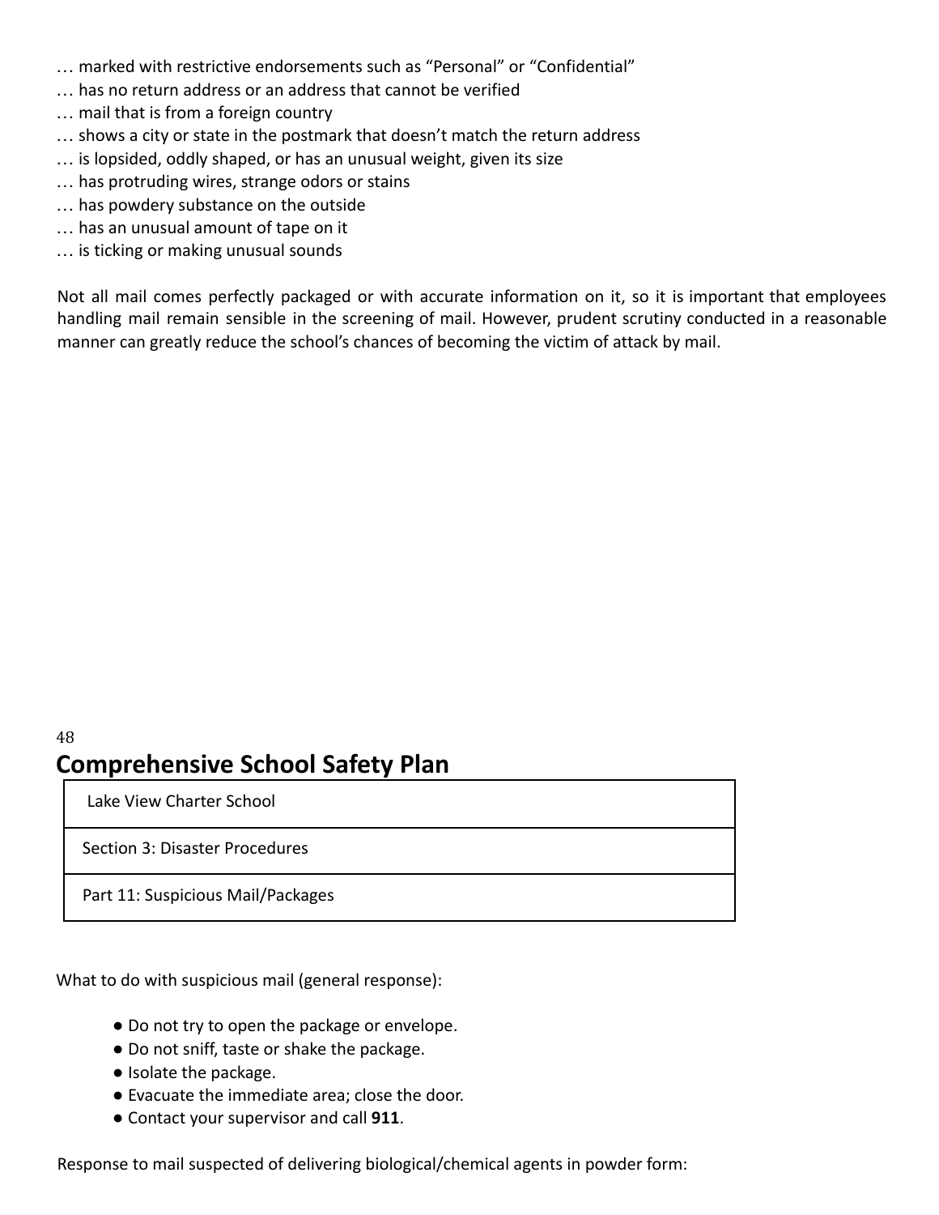… marked with restrictive endorsements such as "Personal" or "Confidential"
… has no return address or an address that cannot be verified
… mail that is from a foreign country
… shows a city or state in the postmark that doesn't match the return address
… is lopsided, oddly shaped, or has an unusual weight, given its size
… has protruding wires, strange odors or stains
… has powdery substance on the outside
… has an unusual amount of tape on it
… is ticking or making unusual sounds

Not all mail comes perfectly packaged or with accurate information on it, so it is important that employees handling mail remain sensible in the screening of mail. However, prudent scrutiny conducted in a reasonable manner can greatly reduce the school's chances of becoming the victim of attack by mail.

## Comprehensive School Safety Plan

| Lake View Charter School |
|---|
| Section 3: Disaster Procedures |
| Part 11: Suspicious Mail/Packages |

What to do with suspicious mail (general response):

- Do not try to open the package or envelope.
- Do not sniff, taste or shake the package.
- Isolate the package.
- Evacuate the immediate area; close the door.
- Contact your supervisor and call **911**.

Response to mail suspected of delivering biological/chemical agents in powder form: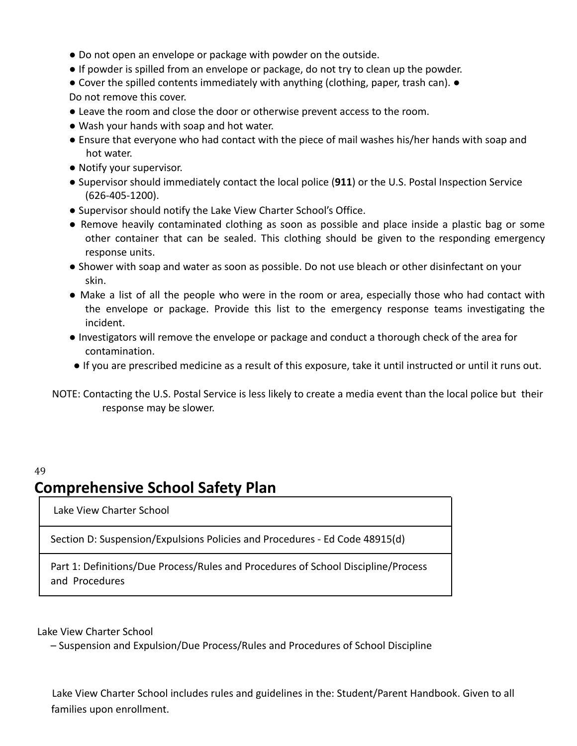- Do not open an envelope or package with powder on the outside.
- If powder is spilled from an envelope or package, do not try to clean up the powder.
- Cover the spilled contents immediately with anything (clothing, paper, trash can).
- Do not remove this cover.
- Leave the room and close the door or otherwise prevent access to the room.
- Wash your hands with soap and hot water.
- Ensure that everyone who had contact with the piece of mail washes his/her hands with soap and hot water.
- Notify your supervisor.
- Supervisor should immediately contact the local police (**911**) or the U.S. Postal Inspection Service (626-405-1200).
- Supervisor should notify the Lake View Charter School's Office.
- Remove heavily contaminated clothing as soon as possible and place inside a plastic bag or some other container that can be sealed. This clothing should be given to the responding emergency response units.
- Shower with soap and water as soon as possible. Do not use bleach or other disinfectant on your skin.
- Make a list of all the people who were in the room or area, especially those who had contact with the envelope or package. Provide this list to the emergency response teams investigating the incident.
- Investigators will remove the envelope or package and conduct a thorough check of the area for contamination.
- If you are prescribed medicine as a result of this exposure, take it until instructed or until it runs out.

NOTE: Contacting the U.S. Postal Service is less likely to create a media event than the local police but their response may be slower.

# Comprehensive School Safety Plan

| Lake View Charter School |
| --- |
| Section D: Suspension/Expulsions Policies and Procedures - Ed Code 48915(d) |
| Part 1: Definitions/Due Process/Rules and Procedures of School Discipline/Process and Procedures |

Lake View Charter School
– Suspension and Expulsion/Due Process/Rules and Procedures of School Discipline

Lake View Charter School includes rules and guidelines in the: Student/Parent Handbook. Given to all families upon enrollment.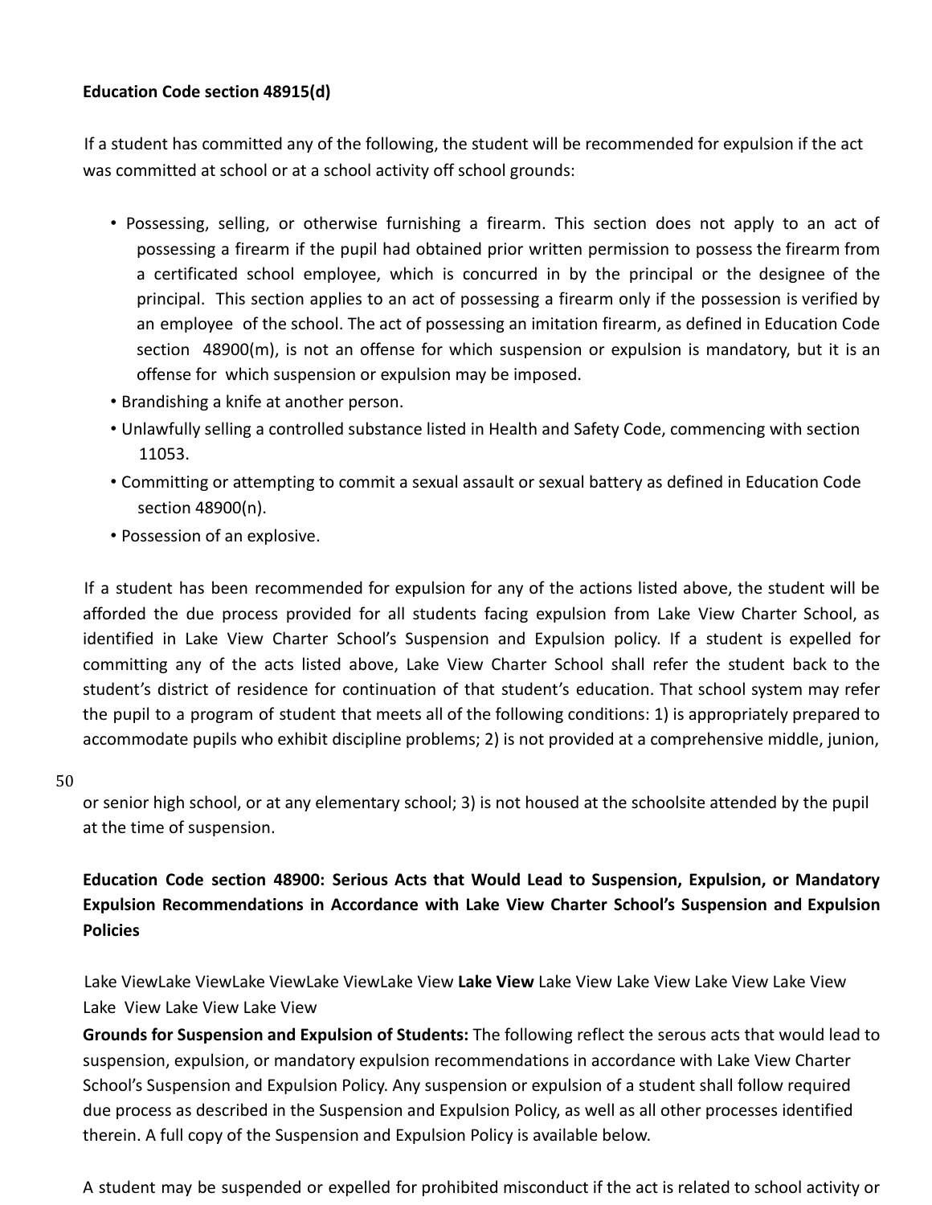**Education Code section 48915(d)**

If a student has committed any of the following, the student will be recommended for expulsion if the act was committed at school or at a school activity off school grounds:

- Possessing, selling, or otherwise furnishing a firearm. This section does not apply to an act of possessing a firearm if the pupil had obtained prior written permission to possess the firearm from a certificated school employee, which is concurred in by the principal or the designee of the principal. This section applies to an act of possessing a firearm only if the possession is verified by an employee of the school. The act of possessing an imitation firearm, as defined in Education Code section 48900(m), is not an offense for which suspension or expulsion is mandatory, but it is an offense for which suspension or expulsion may be imposed.
- Brandishing a knife at another person.
- Unlawfully selling a controlled substance listed in Health and Safety Code, commencing with section 11053.
- Committing or attempting to commit a sexual assault or sexual battery as defined in Education Code section 48900(n).
- Possession of an explosive.

If a student has been recommended for expulsion for any of the actions listed above, the student will be afforded the due process provided for all students facing expulsion from Lake View Charter School, as identified in Lake View Charter School's Suspension and Expulsion policy. If a student is expelled for committing any of the acts listed above, Lake View Charter School shall refer the student back to the student's district of residence for continuation of that student's education. That school system may refer the pupil to a program of student that meets all of the following conditions: 1) is appropriately prepared to accommodate pupils who exhibit discipline problems; 2) is not provided at a comprehensive middle, junion, or senior high school, or at any elementary school; 3) is not housed at the schoolsite attended by the pupil at the time of suspension.

**Education Code section 48900: Serious Acts that Would Lead to Suspension, Expulsion, or Mandatory Expulsion Recommendations in Accordance with Lake View Charter School's Suspension and Expulsion Policies**

Lake ViewLake ViewLake ViewLake ViewLake View **Lake View** Lake View Lake View Lake View Lake View Lake View Lake View Lake View

**Grounds for Suspension and Expulsion of Students:** The following reflect the serous acts that would lead to suspension, expulsion, or mandatory expulsion recommendations in accordance with Lake View Charter School's Suspension and Expulsion Policy. Any suspension or expulsion of a student shall follow required due process as described in the Suspension and Expulsion Policy, as well as all other processes identified therein. A full copy of the Suspension and Expulsion Policy is available below.

A student may be suspended or expelled for prohibited misconduct if the act is related to school activity or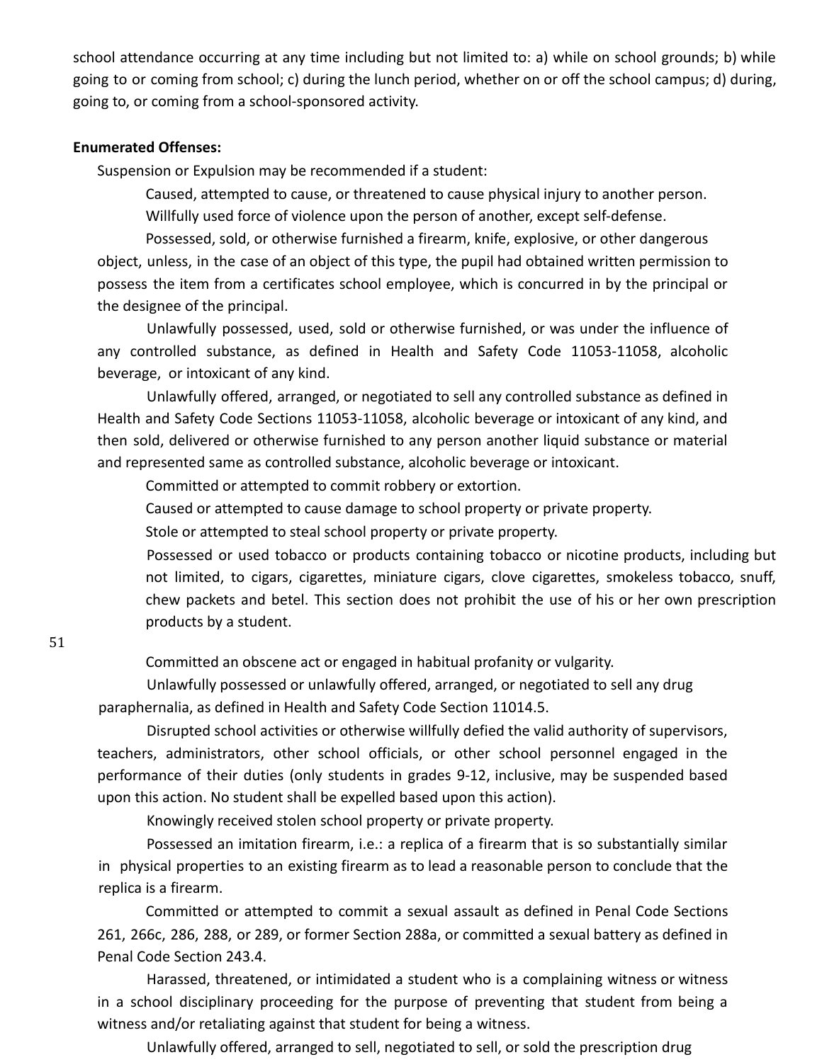school attendance occurring at any time including but not limited to: a) while on school grounds; b) while going to or coming from school; c) during the lunch period, whether on or off the school campus; d) during, going to, or coming from a school-sponsored activity.

**Enumerated Offenses:**

Suspension or Expulsion may be recommended if a student:

Caused, attempted to cause, or threatened to cause physical injury to another person.

Willfully used force of violence upon the person of another, except self-defense.

Possessed, sold, or otherwise furnished a firearm, knife, explosive, or other dangerous object, unless, in the case of an object of this type, the pupil had obtained written permission to possess the item from a certificates school employee, which is concurred in by the principal or the designee of the principal.

Unlawfully possessed, used, sold or otherwise furnished, or was under the influence of any controlled substance, as defined in Health and Safety Code 11053-11058, alcoholic beverage, or intoxicant of any kind.

Unlawfully offered, arranged, or negotiated to sell any controlled substance as defined in Health and Safety Code Sections 11053-11058, alcoholic beverage or intoxicant of any kind, and then sold, delivered or otherwise furnished to any person another liquid substance or material and represented same as controlled substance, alcoholic beverage or intoxicant.

Committed or attempted to commit robbery or extortion.

Caused or attempted to cause damage to school property or private property.

Stole or attempted to steal school property or private property.

Possessed or used tobacco or products containing tobacco or nicotine products, including but not limited, to cigars, cigarettes, miniature cigars, clove cigarettes, smokeless tobacco, snuff, chew packets and betel. This section does not prohibit the use of his or her own prescription products by a student.

Committed an obscene act or engaged in habitual profanity or vulgarity.

Unlawfully possessed or unlawfully offered, arranged, or negotiated to sell any drug paraphernalia, as defined in Health and Safety Code Section 11014.5.

Disrupted school activities or otherwise willfully defied the valid authority of supervisors, teachers, administrators, other school officials, or other school personnel engaged in the performance of their duties (only students in grades 9-12, inclusive, may be suspended based upon this action. No student shall be expelled based upon this action).

Knowingly received stolen school property or private property.

Possessed an imitation firearm, i.e.: a replica of a firearm that is so substantially similar in physical properties to an existing firearm as to lead a reasonable person to conclude that the replica is a firearm.

Committed or attempted to commit a sexual assault as defined in Penal Code Sections 261, 266c, 286, 288, or 289, or former Section 288a, or committed a sexual battery as defined in Penal Code Section 243.4.

Harassed, threatened, or intimidated a student who is a complaining witness or witness in a school disciplinary proceeding for the purpose of preventing that student from being a witness and/or retaliating against that student for being a witness.

Unlawfully offered, arranged to sell, negotiated to sell, or sold the prescription drug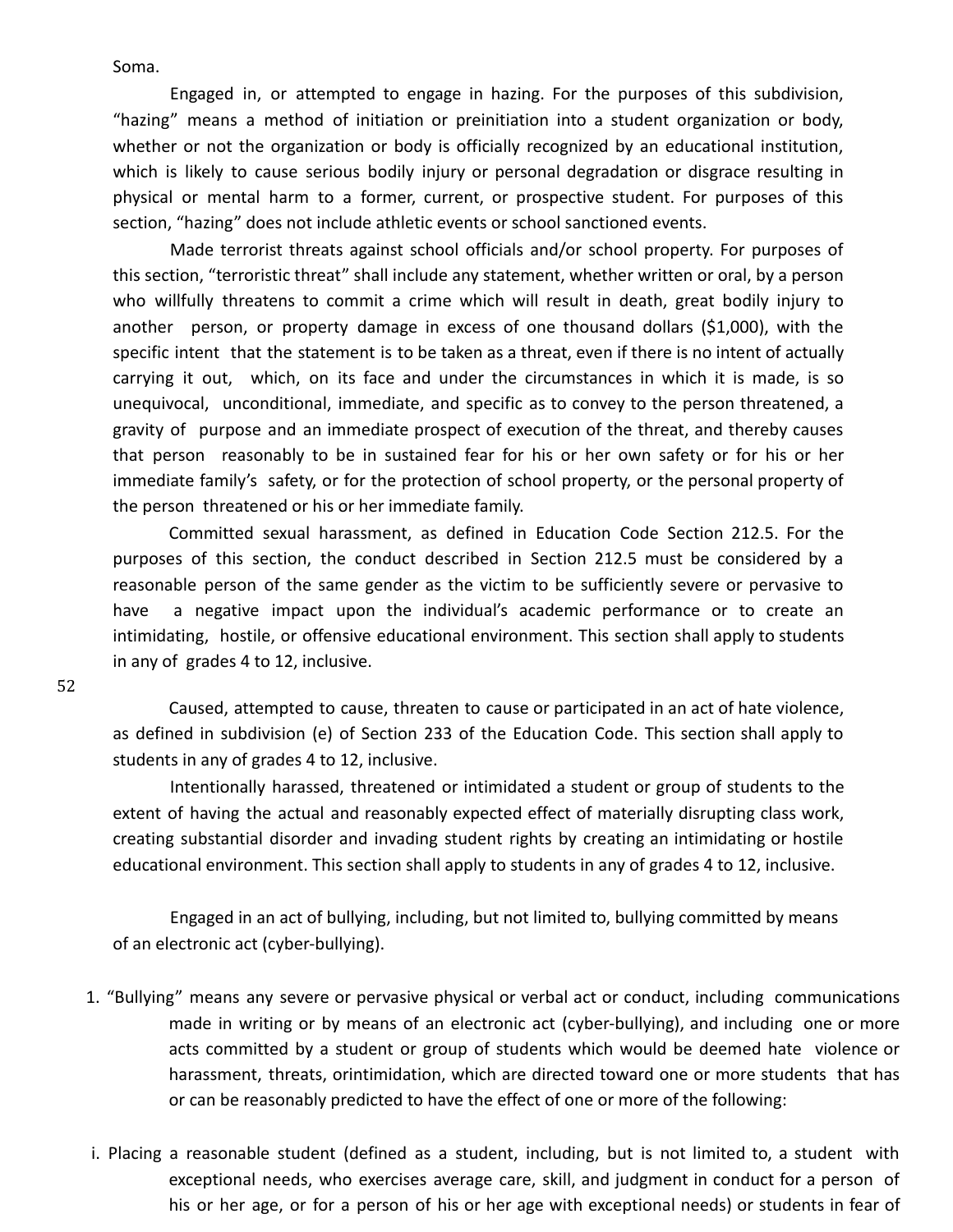Soma.

Engaged in, or attempted to engage in hazing. For the purposes of this subdivision, "hazing" means a method of initiation or preinitiation into a student organization or body, whether or not the organization or body is officially recognized by an educational institution, which is likely to cause serious bodily injury or personal degradation or disgrace resulting in physical or mental harm to a former, current, or prospective student. For purposes of this section, "hazing" does not include athletic events or school sanctioned events.

Made terrorist threats against school officials and/or school property. For purposes of this section, "terroristic threat" shall include any statement, whether written or oral, by a person who willfully threatens to commit a crime which will result in death, great bodily injury to another person, or property damage in excess of one thousand dollars ($1,000), with the specific intent that the statement is to be taken as a threat, even if there is no intent of actually carrying it out, which, on its face and under the circumstances in which it is made, is so unequivocal, unconditional, immediate, and specific as to convey to the person threatened, a gravity of purpose and an immediate prospect of execution of the threat, and thereby causes that person reasonably to be in sustained fear for his or her own safety or for his or her immediate family's safety, or for the protection of school property, or the personal property of the person threatened or his or her immediate family.

Committed sexual harassment, as defined in Education Code Section 212.5. For the purposes of this section, the conduct described in Section 212.5 must be considered by a reasonable person of the same gender as the victim to be sufficiently severe or pervasive to have a negative impact upon the individual's academic performance or to create an intimidating, hostile, or offensive educational environment. This section shall apply to students in any of grades 4 to 12, inclusive.

Caused, attempted to cause, threaten to cause or participated in an act of hate violence, as defined in subdivision (e) of Section 233 of the Education Code. This section shall apply to students in any of grades 4 to 12, inclusive.

Intentionally harassed, threatened or intimidated a student or group of students to the extent of having the actual and reasonably expected effect of materially disrupting class work, creating substantial disorder and invading student rights by creating an intimidating or hostile educational environment. This section shall apply to students in any of grades 4 to 12, inclusive.

Engaged in an act of bullying, including, but not limited to, bullying committed by means of an electronic act (cyber-bullying).

1. "Bullying" means any severe or pervasive physical or verbal act or conduct, including communications made in writing or by means of an electronic act (cyber-bullying), and including one or more acts committed by a student or group of students which would be deemed hate violence or harassment, threats, orintimidation, which are directed toward one or more students that has or can be reasonably predicted to have the effect of one or more of the following:

i. Placing a reasonable student (defined as a student, including, but is not limited to, a student with exceptional needs, who exercises average care, skill, and judgment in conduct for a person of his or her age, or for a person of his or her age with exceptional needs) or students in fear of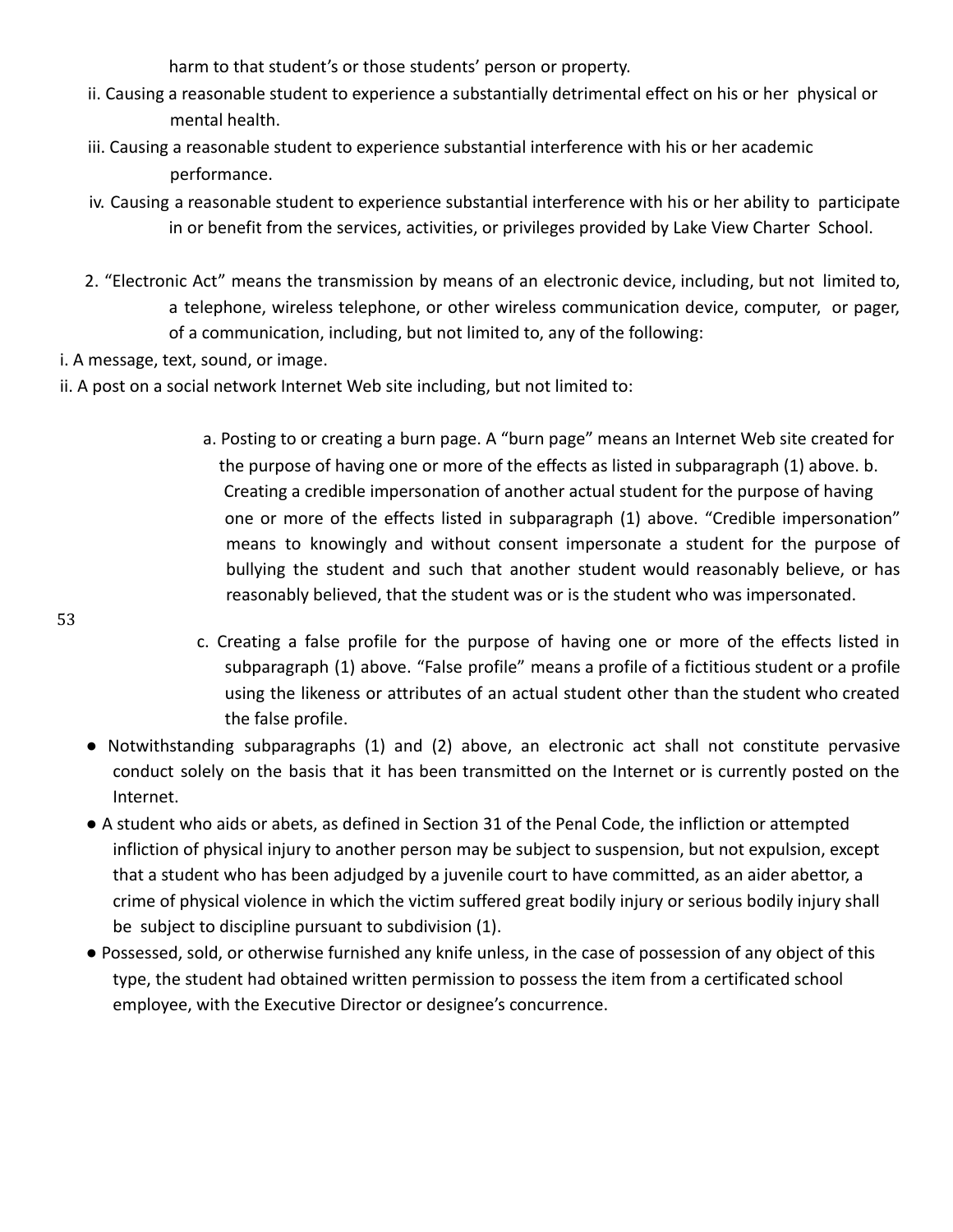harm to that student's or those students' person or property.

ii. Causing a reasonable student to experience a substantially detrimental effect on his or her physical or mental health.

iii. Causing a reasonable student to experience substantial interference with his or her academic performance.

iv. Causing a reasonable student to experience substantial interference with his or her ability to participate in or benefit from the services, activities, or privileges provided by Lake View Charter School.

2. "Electronic Act" means the transmission by means of an electronic device, including, but not limited to, a telephone, wireless telephone, or other wireless communication device, computer, or pager, of a communication, including, but not limited to, any of the following:

i. A message, text, sound, or image.

ii. A post on a social network Internet Web site including, but not limited to:

a. Posting to or creating a burn page. A "burn page" means an Internet Web site created for the purpose of having one or more of the effects as listed in subparagraph (1) above.

b. Creating a credible impersonation of another actual student for the purpose of having one or more of the effects listed in subparagraph (1) above. "Credible impersonation" means to knowingly and without consent impersonate a student for the purpose of bullying the student and such that another student would reasonably believe, or has reasonably believed, that the student was or is the student who was impersonated.

c. Creating a false profile for the purpose of having one or more of the effects listed in subparagraph (1) above. "False profile" means a profile of a fictitious student or a profile using the likeness or attributes of an actual student other than the student who created the false profile.

- Notwithstanding subparagraphs (1) and (2) above, an electronic act shall not constitute pervasive conduct solely on the basis that it has been transmitted on the Internet or is currently posted on the Internet.
- A student who aids or abets, as defined in Section 31 of the Penal Code, the infliction or attempted infliction of physical injury to another person may be subject to suspension, but not expulsion, except that a student who has been adjudged by a juvenile court to have committed, as an aider abettor, a crime of physical violence in which the victim suffered great bodily injury or serious bodily injury shall be subject to discipline pursuant to subdivision (1).
- Possessed, sold, or otherwise furnished any knife unless, in the case of possession of any object of this type, the student had obtained written permission to possess the item from a certificated school employee, with the Executive Director or designee's concurrence.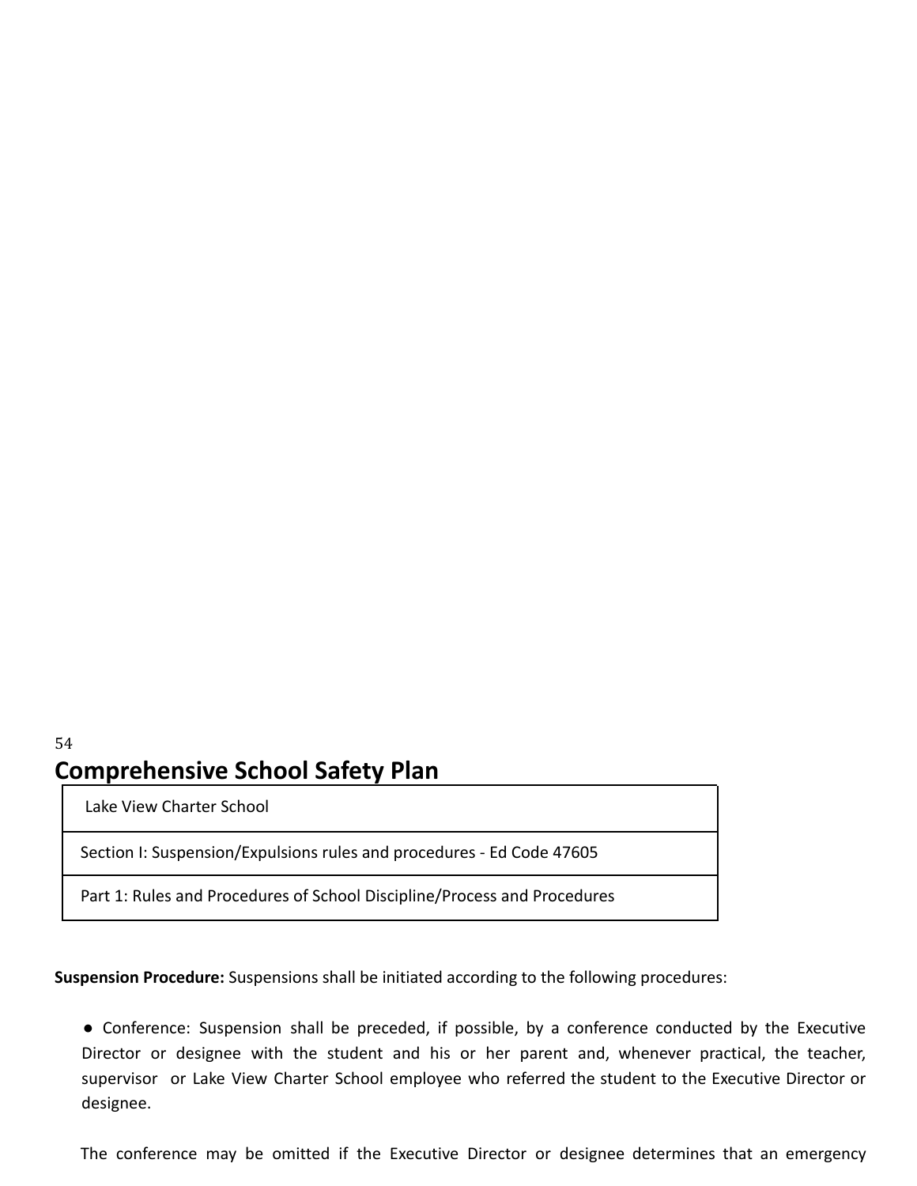# Comprehensive School Safety Plan

| Lake View Charter School |
|---|
| Section I: Suspension/Expulsions rules and procedures - Ed Code 47605 |
| Part 1: Rules and Procedures of School Discipline/Process and Procedures |

**Suspension Procedure:** Suspensions shall be initiated according to the following procedures:

- Conference: Suspension shall be preceded, if possible, by a conference conducted by the Executive Director or designee with the student and his or her parent and, whenever practical, the teacher, supervisor or Lake View Charter School employee who referred the student to the Executive Director or designee.

  The conference may be omitted if the Executive Director or designee determines that an emergency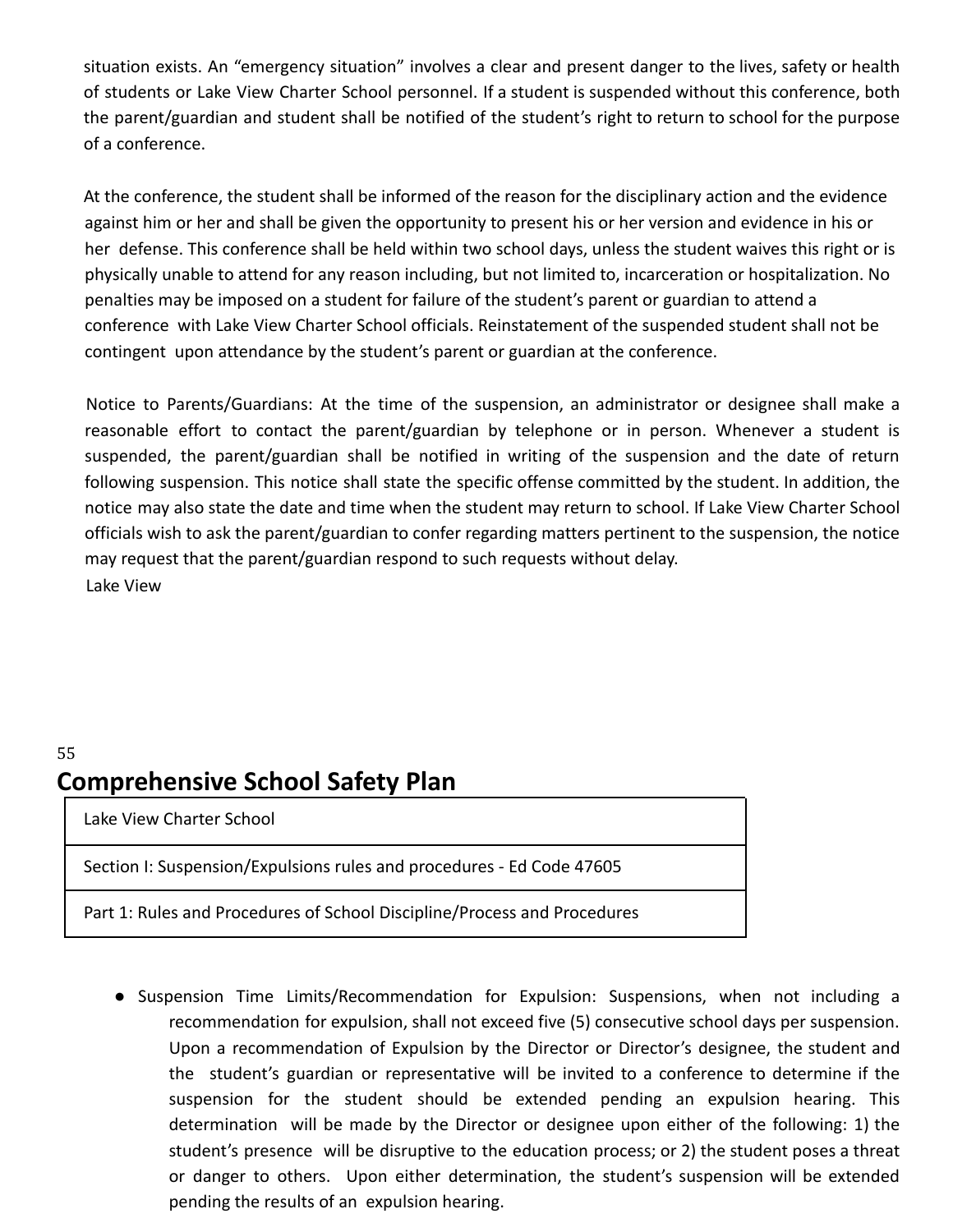situation exists. An "emergency situation" involves a clear and present danger to the lives, safety or health of students or Lake View Charter School personnel. If a student is suspended without this conference, both the parent/guardian and student shall be notified of the student's right to return to school for the purpose of a conference.

At the conference, the student shall be informed of the reason for the disciplinary action and the evidence against him or her and shall be given the opportunity to present his or her version and evidence in his or her defense. This conference shall be held within two school days, unless the student waives this right or is physically unable to attend for any reason including, but not limited to, incarceration or hospitalization. No penalties may be imposed on a student for failure of the student's parent or guardian to attend a conference with Lake View Charter School officials. Reinstatement of the suspended student shall not be contingent upon attendance by the student's parent or guardian at the conference.

Notice to Parents/Guardians: At the time of the suspension, an administrator or designee shall make a reasonable effort to contact the parent/guardian by telephone or in person. Whenever a student is suspended, the parent/guardian shall be notified in writing of the suspension and the date of return following suspension. This notice shall state the specific offense committed by the student. In addition, the notice may also state the date and time when the student may return to school. If Lake View Charter School officials wish to ask the parent/guardian to confer regarding matters pertinent to the suspension, the notice may request that the parent/guardian respond to such requests without delay.

Lake View

# Comprehensive School Safety Plan

| Lake View Charter School |
|---|
| Section I: Suspension/Expulsions rules and procedures - Ed Code 47605 |
| Part 1: Rules and Procedures of School Discipline/Process and Procedures |

- Suspension Time Limits/Recommendation for Expulsion: Suspensions, when not including a recommendation for expulsion, shall not exceed five (5) consecutive school days per suspension. Upon a recommendation of Expulsion by the Director or Director's designee, the student and the student's guardian or representative will be invited to a conference to determine if the suspension for the student should be extended pending an expulsion hearing. This determination will be made by the Director or designee upon either of the following: 1) the student's presence will be disruptive to the education process; or 2) the student poses a threat or danger to others. Upon either determination, the student's suspension will be extended pending the results of an expulsion hearing.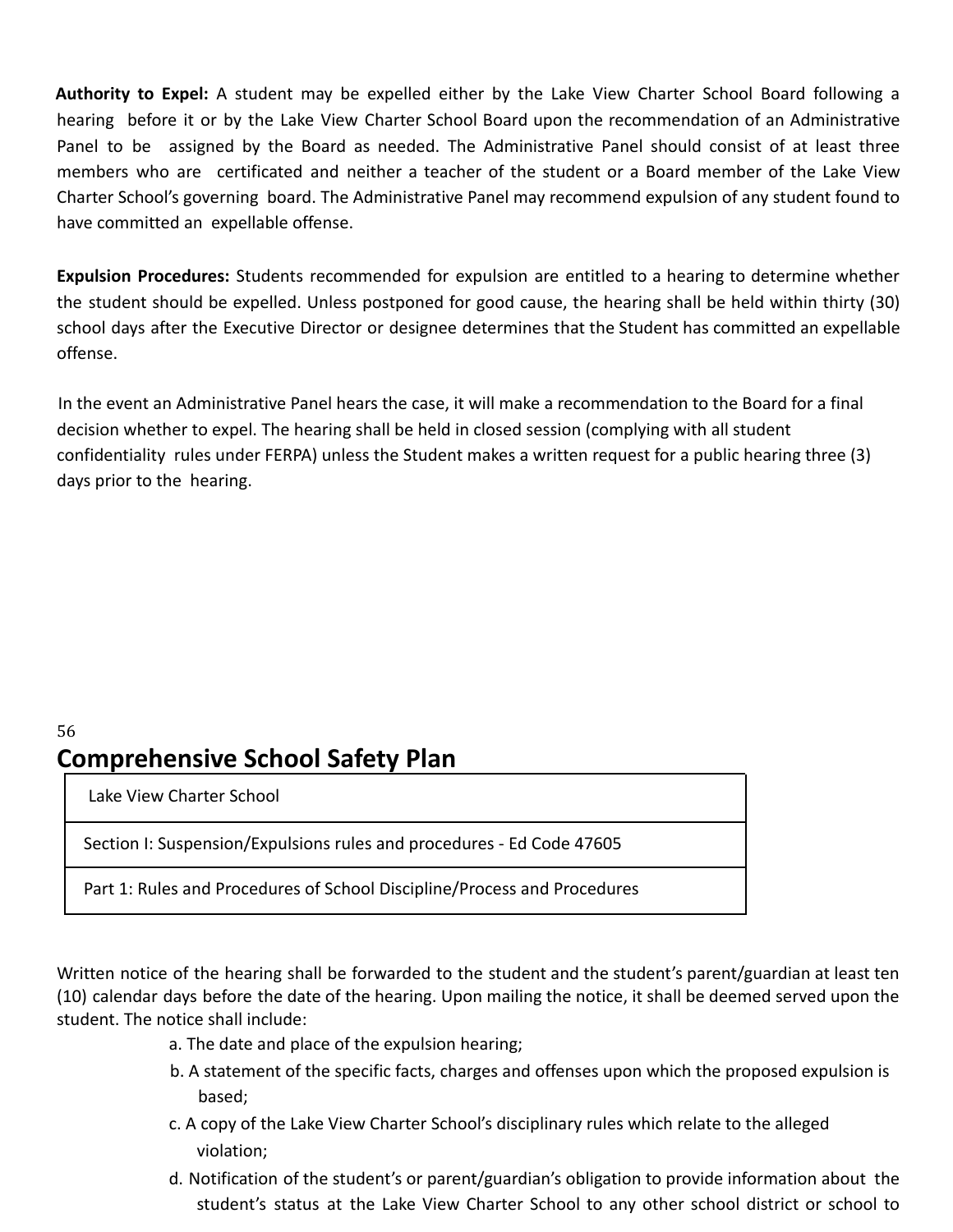**Authority to Expel:** A student may be expelled either by the Lake View Charter School Board following a hearing before it or by the Lake View Charter School Board upon the recommendation of an Administrative Panel to be assigned by the Board as needed. The Administrative Panel should consist of at least three members who are certificated and neither a teacher of the student or a Board member of the Lake View Charter School's governing board. The Administrative Panel may recommend expulsion of any student found to have committed an expellable offense.

**Expulsion Procedures:** Students recommended for expulsion are entitled to a hearing to determine whether the student should be expelled. Unless postponed for good cause, the hearing shall be held within thirty (30) school days after the Executive Director or designee determines that the Student has committed an expellable offense.

In the event an Administrative Panel hears the case, it will make a recommendation to the Board for a final decision whether to expel. The hearing shall be held in closed session (complying with all student confidentiality rules under FERPA) unless the Student makes a written request for a public hearing three (3) days prior to the hearing.

# Comprehensive School Safety Plan

| Lake View Charter School |
|---|
| Section I: Suspension/Expulsions rules and procedures - Ed Code 47605 |
| Part 1: Rules and Procedures of School Discipline/Process and Procedures |

Written notice of the hearing shall be forwarded to the student and the student's parent/guardian at least ten (10) calendar days before the date of the hearing. Upon mailing the notice, it shall be deemed served upon the student. The notice shall include:

a. The date and place of the expulsion hearing;

b. A statement of the specific facts, charges and offenses upon which the proposed expulsion is based;

c. A copy of the Lake View Charter School's disciplinary rules which relate to the alleged violation;

d. Notification of the student's or parent/guardian's obligation to provide information about the student's status at the Lake View Charter School to any other school district or school to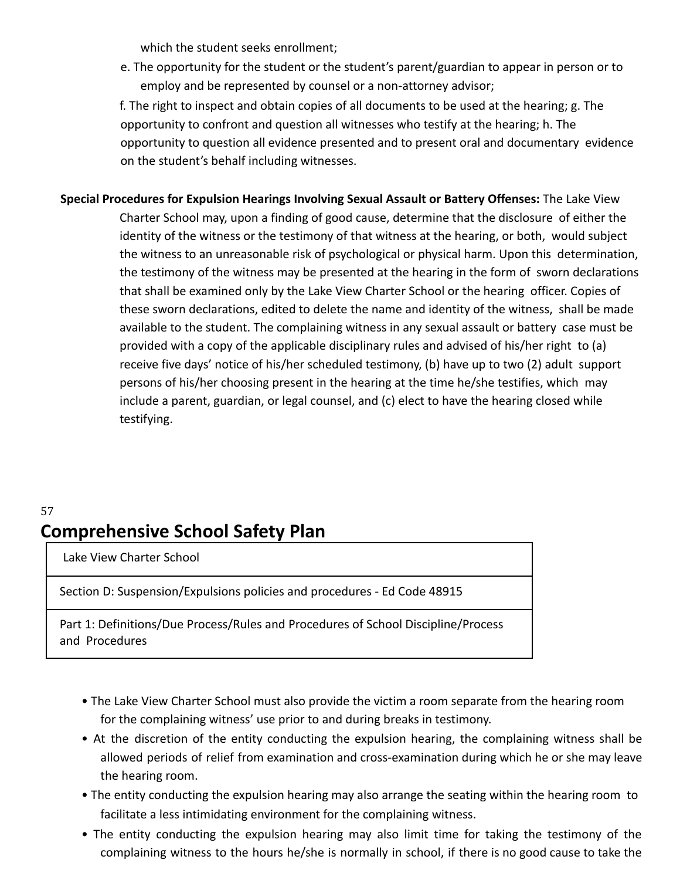which the student seeks enrollment;

e. The opportunity for the student or the student's parent/guardian to appear in person or to employ and be represented by counsel or a non-attorney advisor;

f. The right to inspect and obtain copies of all documents to be used at the hearing; g. The opportunity to confront and question all witnesses who testify at the hearing; h. The opportunity to question all evidence presented and to present oral and documentary evidence on the student's behalf including witnesses.

**Special Procedures for Expulsion Hearings Involving Sexual Assault or Battery Offenses:** The Lake View Charter School may, upon a finding of good cause, determine that the disclosure of either the identity of the witness or the testimony of that witness at the hearing, or both, would subject the witness to an unreasonable risk of psychological or physical harm. Upon this determination, the testimony of the witness may be presented at the hearing in the form of sworn declarations that shall be examined only by the Lake View Charter School or the hearing officer. Copies of these sworn declarations, edited to delete the name and identity of the witness, shall be made available to the student. The complaining witness in any sexual assault or battery case must be provided with a copy of the applicable disciplinary rules and advised of his/her right to (a) receive five days' notice of his/her scheduled testimony, (b) have up to two (2) adult support persons of his/her choosing present in the hearing at the time he/she testifies, which may include a parent, guardian, or legal counsel, and (c) elect to have the hearing closed while testifying.

## Comprehensive School Safety Plan

| Lake View Charter School |
|---|
| Section D: Suspension/Expulsions policies and procedures - Ed Code 48915 |
| Part 1: Definitions/Due Process/Rules and Procedures of School Discipline/Process and Procedures |

- The Lake View Charter School must also provide the victim a room separate from the hearing room for the complaining witness' use prior to and during breaks in testimony.
- At the discretion of the entity conducting the expulsion hearing, the complaining witness shall be allowed periods of relief from examination and cross-examination during which he or she may leave the hearing room.
- The entity conducting the expulsion hearing may also arrange the seating within the hearing room to facilitate a less intimidating environment for the complaining witness.
- The entity conducting the expulsion hearing may also limit time for taking the testimony of the complaining witness to the hours he/she is normally in school, if there is no good cause to take the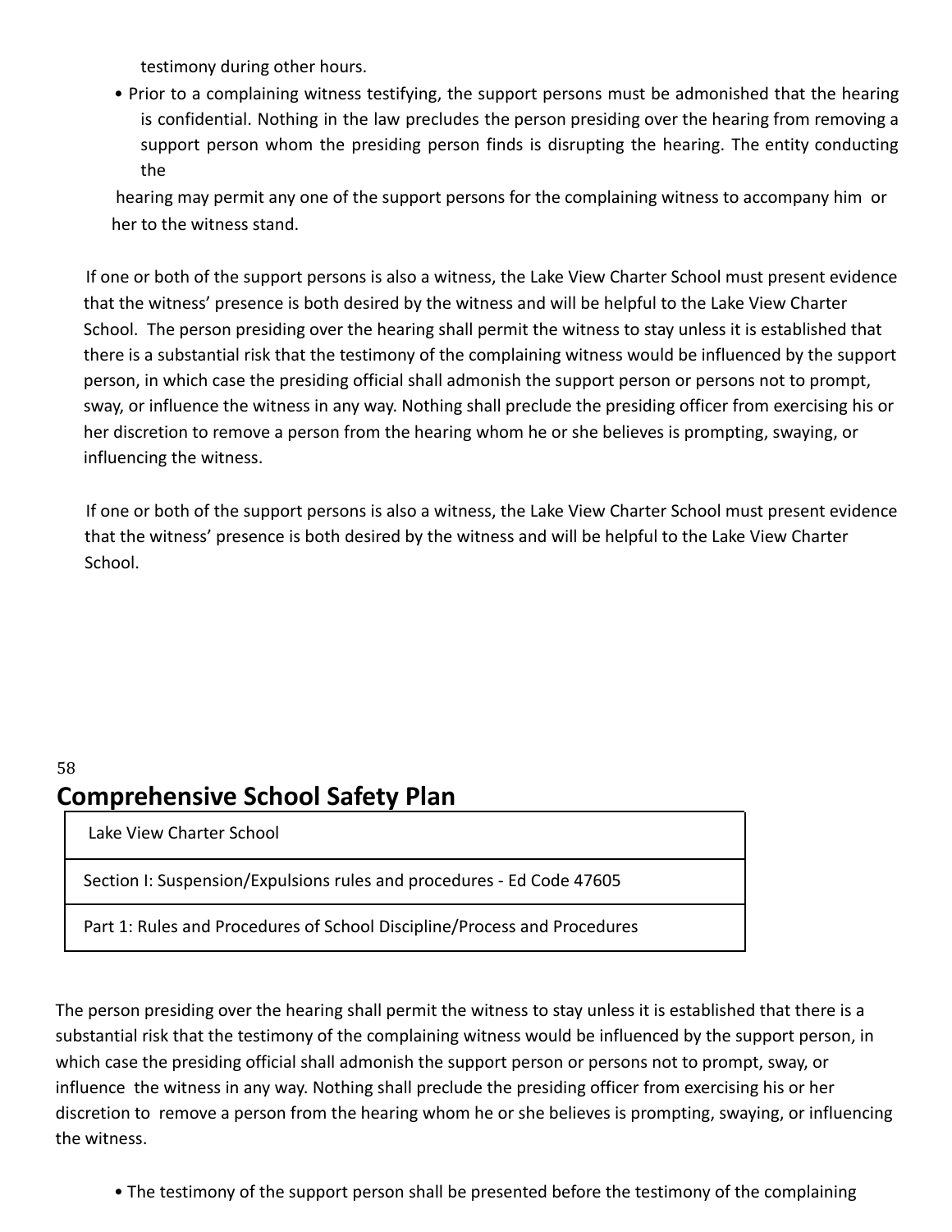testimony during other hours.

- Prior to a complaining witness testifying, the support persons must be admonished that the hearing is confidential. Nothing in the law precludes the person presiding over the hearing from removing a support person whom the presiding person finds is disrupting the hearing. The entity conducting the hearing may permit any one of the support persons for the complaining witness to accompany him or her to the witness stand.

If one or both of the support persons is also a witness, the Lake View Charter School must present evidence that the witness' presence is both desired by the witness and will be helpful to the Lake View Charter School. The person presiding over the hearing shall permit the witness to stay unless it is established that there is a substantial risk that the testimony of the complaining witness would be influenced by the support person, in which case the presiding official shall admonish the support person or persons not to prompt, sway, or influence the witness in any way. Nothing shall preclude the presiding officer from exercising his or her discretion to remove a person from the hearing whom he or she believes is prompting, swaying, or influencing the witness.

If one or both of the support persons is also a witness, the Lake View Charter School must present evidence that the witness' presence is both desired by the witness and will be helpful to the Lake View Charter School.

# Comprehensive School Safety Plan

| Lake View Charter School |
|---|
| Section I: Suspension/Expulsions rules and procedures - Ed Code 47605 |
| Part 1: Rules and Procedures of School Discipline/Process and Procedures |

The person presiding over the hearing shall permit the witness to stay unless it is established that there is a substantial risk that the testimony of the complaining witness would be influenced by the support person, in which case the presiding official shall admonish the support person or persons not to prompt, sway, or influence the witness in any way. Nothing shall preclude the presiding officer from exercising his or her discretion to remove a person from the hearing whom he or she believes is prompting, swaying, or influencing the witness.

- The testimony of the support person shall be presented before the testimony of the complaining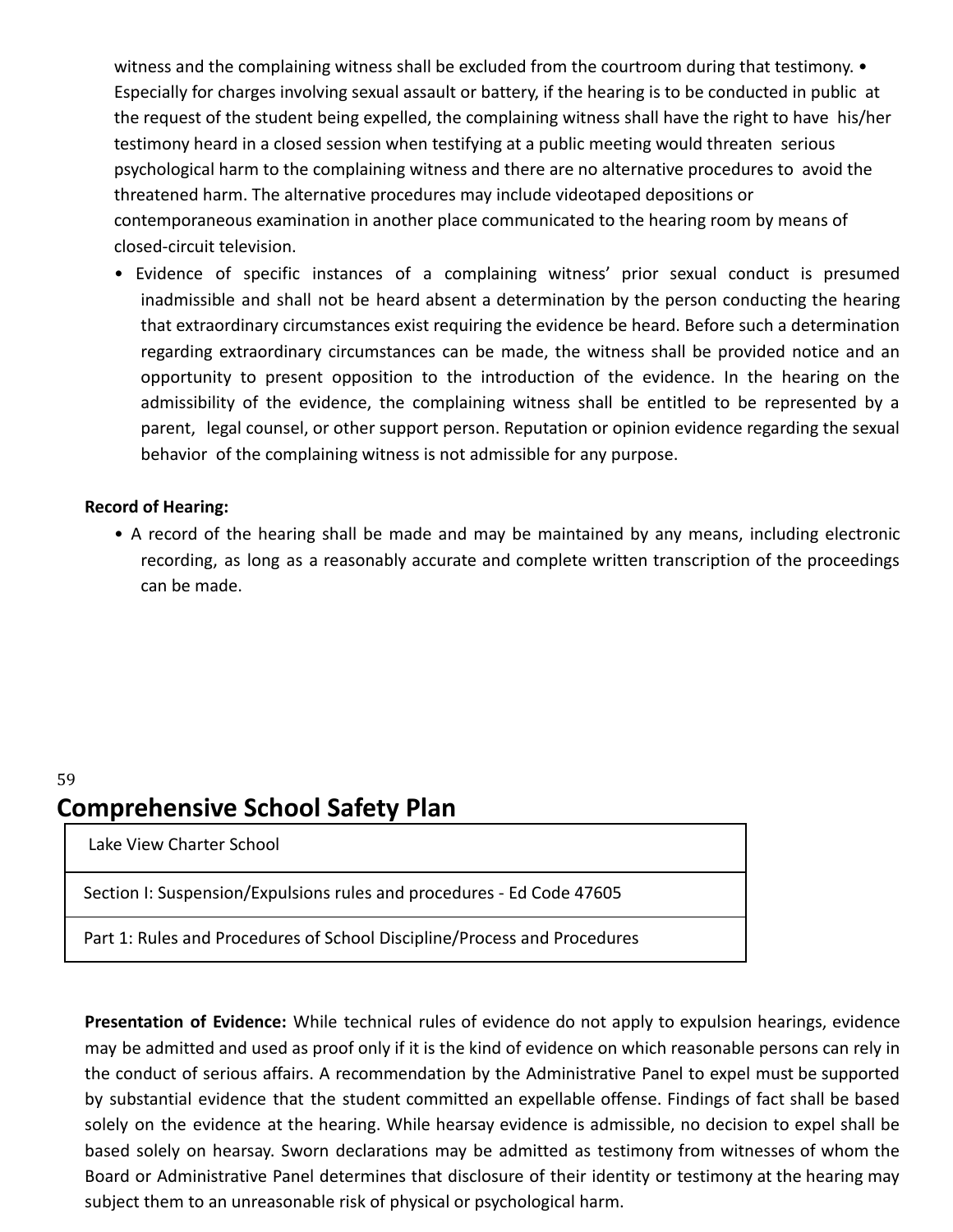witness and the complaining witness shall be excluded from the courtroom during that testimony. • Especially for charges involving sexual assault or battery, if the hearing is to be conducted in public at the request of the student being expelled, the complaining witness shall have the right to have his/her testimony heard in a closed session when testifying at a public meeting would threaten serious psychological harm to the complaining witness and there are no alternative procedures to avoid the threatened harm. The alternative procedures may include videotaped depositions or contemporaneous examination in another place communicated to the hearing room by means of closed-circuit television.

- Evidence of specific instances of a complaining witness' prior sexual conduct is presumed inadmissible and shall not be heard absent a determination by the person conducting the hearing that extraordinary circumstances exist requiring the evidence be heard. Before such a determination regarding extraordinary circumstances can be made, the witness shall be provided notice and an opportunity to present opposition to the introduction of the evidence. In the hearing on the admissibility of the evidence, the complaining witness shall be entitled to be represented by a parent, legal counsel, or other support person. Reputation or opinion evidence regarding the sexual behavior of the complaining witness is not admissible for any purpose.

**Record of Hearing:**

- A record of the hearing shall be made and may be maintained by any means, including electronic recording, as long as a reasonably accurate and complete written transcription of the proceedings can be made.

# Comprehensive School Safety Plan

| Lake View Charter School |
|---|
| Section I: Suspension/Expulsions rules and procedures - Ed Code 47605 |
| Part 1: Rules and Procedures of School Discipline/Process and Procedures |

**Presentation of Evidence:** While technical rules of evidence do not apply to expulsion hearings, evidence may be admitted and used as proof only if it is the kind of evidence on which reasonable persons can rely in the conduct of serious affairs. A recommendation by the Administrative Panel to expel must be supported by substantial evidence that the student committed an expellable offense. Findings of fact shall be based solely on the evidence at the hearing. While hearsay evidence is admissible, no decision to expel shall be based solely on hearsay. Sworn declarations may be admitted as testimony from witnesses of whom the Board or Administrative Panel determines that disclosure of their identity or testimony at the hearing may subject them to an unreasonable risk of physical or psychological harm.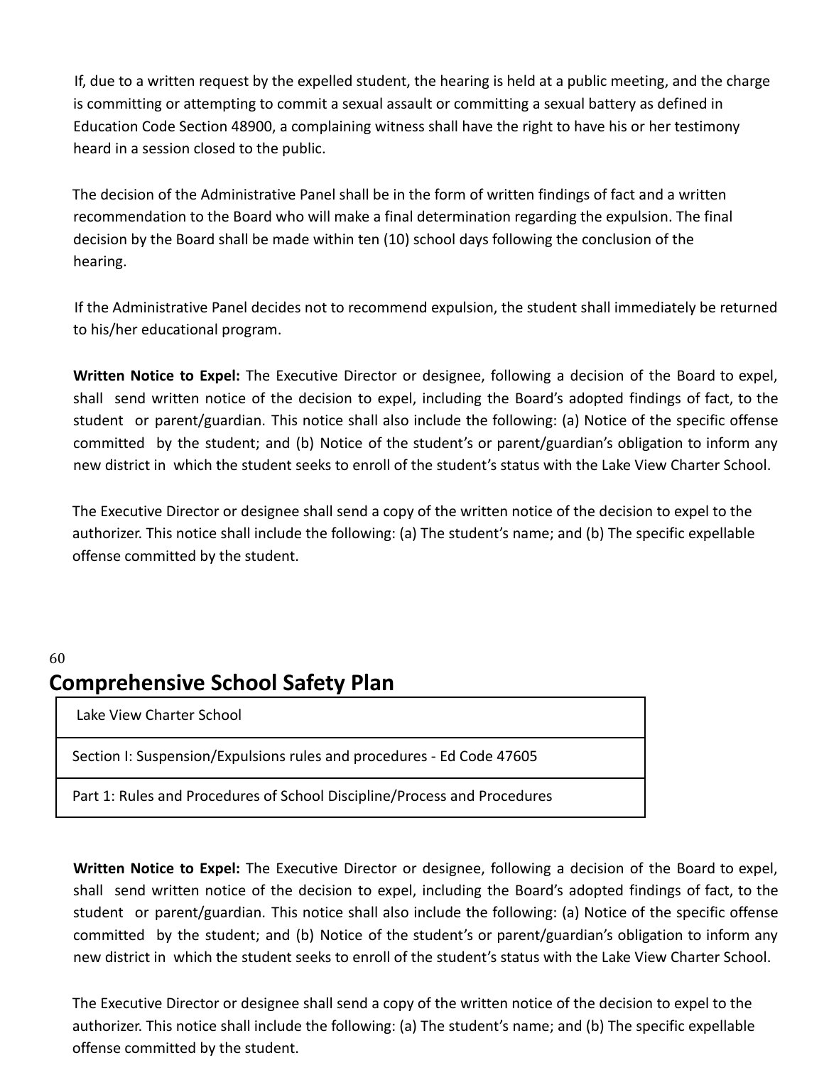If, due to a written request by the expelled student, the hearing is held at a public meeting, and the charge is committing or attempting to commit a sexual assault or committing a sexual battery as defined in Education Code Section 48900, a complaining witness shall have the right to have his or her testimony heard in a session closed to the public.

The decision of the Administrative Panel shall be in the form of written findings of fact and a written recommendation to the Board who will make a final determination regarding the expulsion. The final decision by the Board shall be made within ten (10) school days following the conclusion of the hearing.

If the Administrative Panel decides not to recommend expulsion, the student shall immediately be returned to his/her educational program.

**Written Notice to Expel:** The Executive Director or designee, following a decision of the Board to expel, shall send written notice of the decision to expel, including the Board's adopted findings of fact, to the student or parent/guardian. This notice shall also include the following: (a) Notice of the specific offense committed by the student; and (b) Notice of the student's or parent/guardian's obligation to inform any new district in which the student seeks to enroll of the student's status with the Lake View Charter School.

The Executive Director or designee shall send a copy of the written notice of the decision to expel to the authorizer. This notice shall include the following: (a) The student's name; and (b) The specific expellable offense committed by the student.

# Comprehensive School Safety Plan

| Lake View Charter School |
|---|
| Section I: Suspension/Expulsions rules and procedures - Ed Code 47605 |
| Part 1: Rules and Procedures of School Discipline/Process and Procedures |

**Written Notice to Expel:** The Executive Director or designee, following a decision of the Board to expel, shall send written notice of the decision to expel, including the Board's adopted findings of fact, to the student or parent/guardian. This notice shall also include the following: (a) Notice of the specific offense committed by the student; and (b) Notice of the student's or parent/guardian's obligation to inform any new district in which the student seeks to enroll of the student's status with the Lake View Charter School.

The Executive Director or designee shall send a copy of the written notice of the decision to expel to the authorizer. This notice shall include the following: (a) The student's name; and (b) The specific expellable offense committed by the student.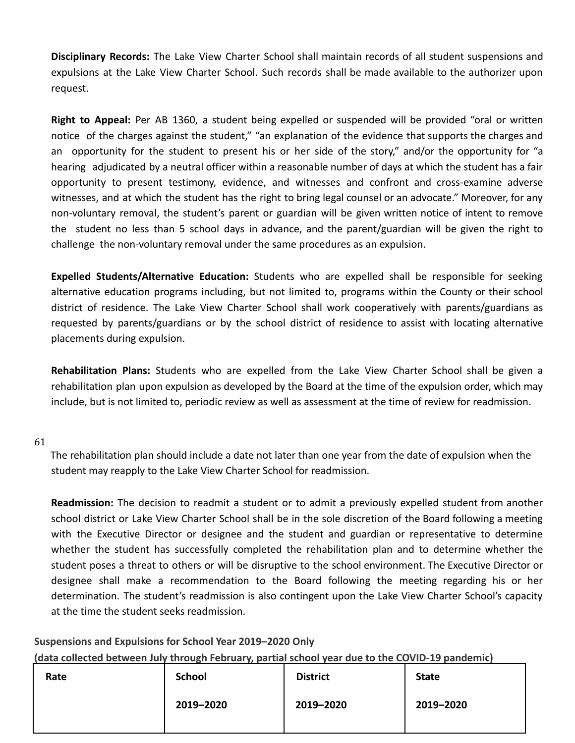**Disciplinary Records:** The Lake View Charter School shall maintain records of all student suspensions and expulsions at the Lake View Charter School. Such records shall be made available to the authorizer upon request.

**Right to Appeal:** Per AB 1360, a student being expelled or suspended will be provided "oral or written notice of the charges against the student," "an explanation of the evidence that supports the charges and an opportunity for the student to present his or her side of the story," and/or the opportunity for "a hearing adjudicated by a neutral officer within a reasonable number of days at which the student has a fair opportunity to present testimony, evidence, and witnesses and confront and cross-examine adverse witnesses, and at which the student has the right to bring legal counsel or an advocate." Moreover, for any non-voluntary removal, the student's parent or guardian will be given written notice of intent to remove the student no less than 5 school days in advance, and the parent/guardian will be given the right to challenge the non-voluntary removal under the same procedures as an expulsion.

**Expelled Students/Alternative Education:** Students who are expelled shall be responsible for seeking alternative education programs including, but not limited to, programs within the County or their school district of residence. The Lake View Charter School shall work cooperatively with parents/guardians as requested by parents/guardians or by the school district of residence to assist with locating alternative placements during expulsion.

**Rehabilitation Plans:** Students who are expelled from the Lake View Charter School shall be given a rehabilitation plan upon expulsion as developed by the Board at the time of the expulsion order, which may include, but is not limited to, periodic review as well as assessment at the time of review for readmission. The rehabilitation plan should include a date not later than one year from the date of expulsion when the student may reapply to the Lake View Charter School for readmission.

**Readmission:** The decision to readmit a student or to admit a previously expelled student from another school district or Lake View Charter School shall be in the sole discretion of the Board following a meeting with the Executive Director or designee and the student and guardian or representative to determine whether the student has successfully completed the rehabilitation plan and to determine whether the student poses a threat to others or will be disruptive to the school environment. The Executive Director or designee shall make a recommendation to the Board following the meeting regarding his or her determination. The student's readmission is also contingent upon the Lake View Charter School's capacity at the time the student seeks readmission.

**Suspensions and Expulsions for School Year 2019–2020 Only**

**(data collected between July through February, partial school year due to the COVID-19 pandemic)**

| Rate | School 2019–2020 | District 2019–2020 | State 2019–2020 |
| --- | --- | --- | --- |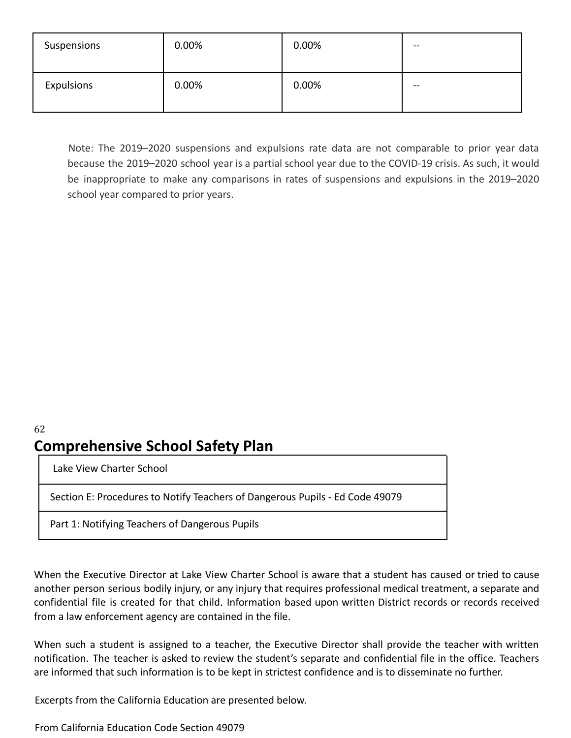| Suspensions | 0.00% | 0.00% | -- |
|---|---|---|---|
| Expulsions | 0.00% | 0.00% | -- |

Note: The 2019–2020 suspensions and expulsions rate data are not comparable to prior year data because the 2019–2020 school year is a partial school year due to the COVID-19 crisis. As such, it would be inappropriate to make any comparisons in rates of suspensions and expulsions in the 2019–2020 school year compared to prior years.

## Comprehensive School Safety Plan

| Lake View Charter School |
|---|
| Section E: Procedures to Notify Teachers of Dangerous Pupils - Ed Code 49079 |
| Part 1: Notifying Teachers of Dangerous Pupils |

When the Executive Director at Lake View Charter School is aware that a student has caused or tried to cause another person serious bodily injury, or any injury that requires professional medical treatment, a separate and confidential file is created for that child. Information based upon written District records or records received from a law enforcement agency are contained in the file.

When such a student is assigned to a teacher, the Executive Director shall provide the teacher with written notification. The teacher is asked to review the student's separate and confidential file in the office. Teachers are informed that such information is to be kept in strictest confidence and is to disseminate no further.

Excerpts from the California Education are presented below.

From California Education Code Section 49079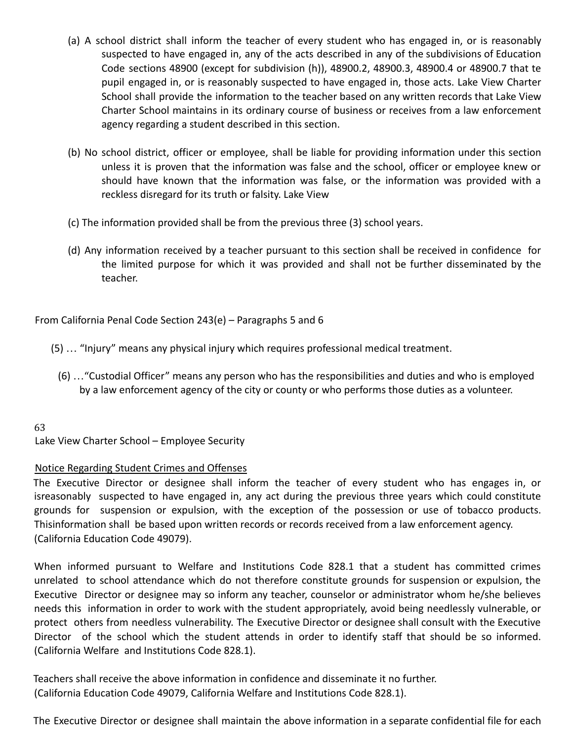(a) A school district shall inform the teacher of every student who has engaged in, or is reasonably suspected to have engaged in, any of the acts described in any of the subdivisions of Education Code sections 48900 (except for subdivision (h)), 48900.2, 48900.3, 48900.4 or 48900.7 that te pupil engaged in, or is reasonably suspected to have engaged in, those acts. Lake View Charter School shall provide the information to the teacher based on any written records that Lake View Charter School maintains in its ordinary course of business or receives from a law enforcement agency regarding a student described in this section.

(b) No school district, officer or employee, shall be liable for providing information under this section unless it is proven that the information was false and the school, officer or employee knew or should have known that the information was false, or the information was provided with a reckless disregard for its truth or falsity. Lake View

(c) The information provided shall be from the previous three (3) school years.

(d) Any information received by a teacher pursuant to this section shall be received in confidence for the limited purpose for which it was provided and shall not be further disseminated by the teacher.

From California Penal Code Section 243(e) – Paragraphs 5 and 6

(5) … "Injury" means any physical injury which requires professional medical treatment.

(6) …"Custodial Officer" means any person who has the responsibilities and duties and who is employed by a law enforcement agency of the city or county or who performs those duties as a volunteer.

Lake View Charter School – Employee Security

<u>Notice Regarding Student Crimes and Offenses</u>

The Executive Director or designee shall inform the teacher of every student who has engages in, or isreasonably suspected to have engaged in, any act during the previous three years which could constitute grounds for suspension or expulsion, with the exception of the possession or use of tobacco products. Thisinformation shall be based upon written records or records received from a law enforcement agency. (California Education Code 49079).

When informed pursuant to Welfare and Institutions Code 828.1 that a student has committed crimes unrelated to school attendance which do not therefore constitute grounds for suspension or expulsion, the Executive Director or designee may so inform any teacher, counselor or administrator whom he/she believes needs this information in order to work with the student appropriately, avoid being needlessly vulnerable, or protect others from needless vulnerability. The Executive Director or designee shall consult with the Executive Director of the school which the student attends in order to identify staff that should be so informed. (California Welfare and Institutions Code 828.1).

Teachers shall receive the above information in confidence and disseminate it no further. (California Education Code 49079, California Welfare and Institutions Code 828.1).

The Executive Director or designee shall maintain the above information in a separate confidential file for each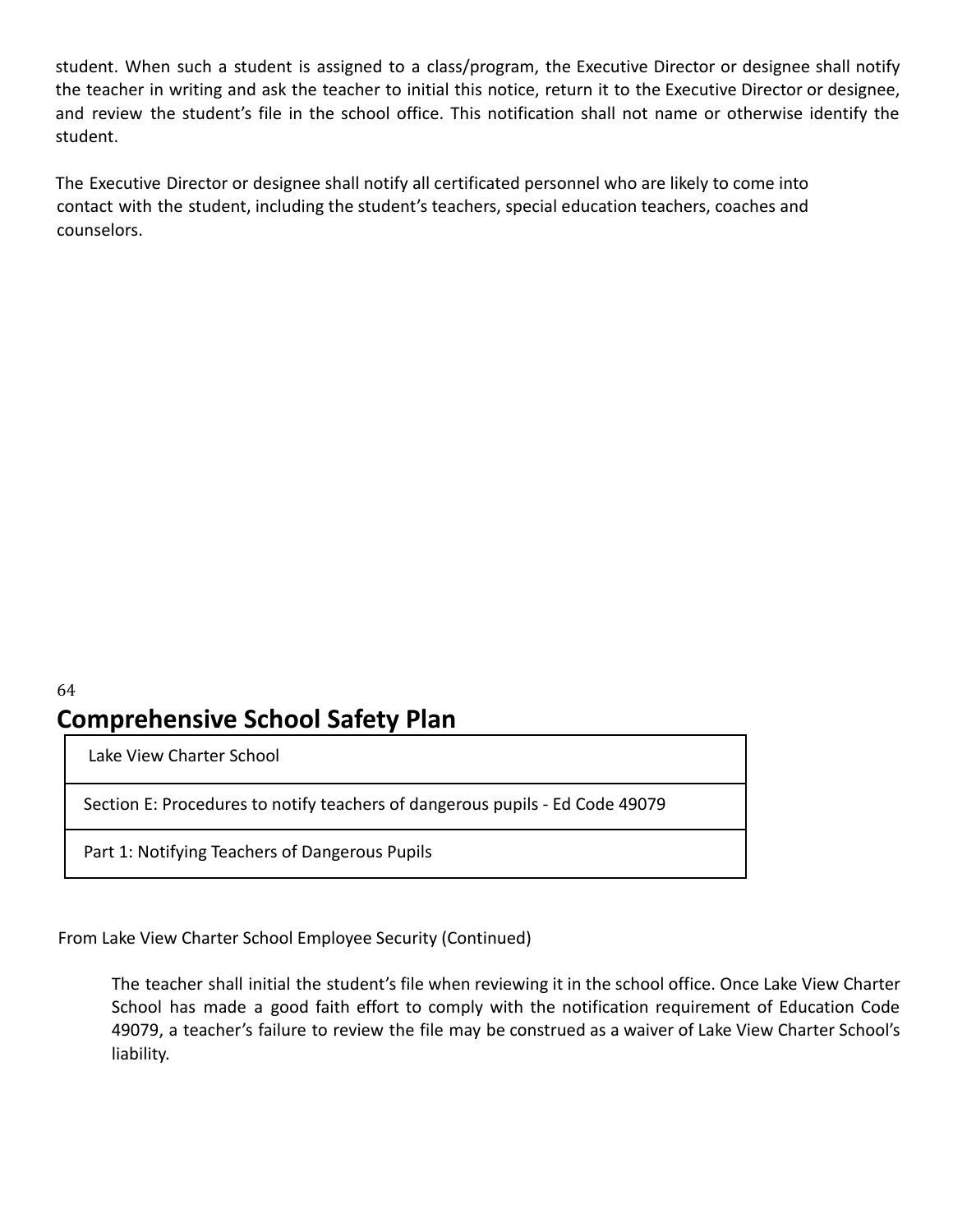student. When such a student is assigned to a class/program, the Executive Director or designee shall notify the teacher in writing and ask the teacher to initial this notice, return it to the Executive Director or designee, and review the student's file in the school office. This notification shall not name or otherwise identify the student.

The Executive Director or designee shall notify all certificated personnel who are likely to come into contact with the student, including the student's teachers, special education teachers, coaches and counselors.

## Comprehensive School Safety Plan

| Lake View Charter School |
|---|
| Section E: Procedures to notify teachers of dangerous pupils - Ed Code 49079 |
| Part 1: Notifying Teachers of Dangerous Pupils |

From Lake View Charter School Employee Security (Continued)

> The teacher shall initial the student's file when reviewing it in the school office. Once Lake View Charter School has made a good faith effort to comply with the notification requirement of Education Code 49079, a teacher's failure to review the file may be construed as a waiver of Lake View Charter School's liability.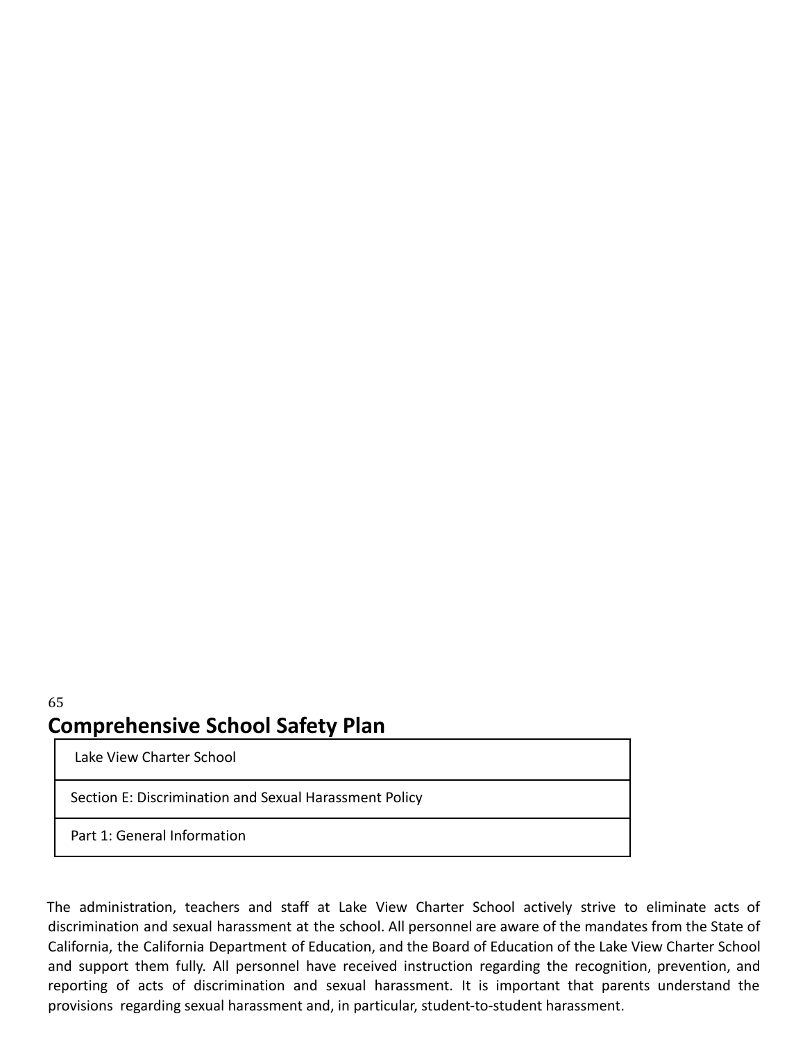# Comprehensive School Safety Plan

| Lake View Charter School |
|---|
| Section E: Discrimination and Sexual Harassment Policy |
| Part 1: General Information |

The administration, teachers and staff at Lake View Charter School actively strive to eliminate acts of discrimination and sexual harassment at the school. All personnel are aware of the mandates from the State of California, the California Department of Education, and the Board of Education of the Lake View Charter School and support them fully. All personnel have received instruction regarding the recognition, prevention, and reporting of acts of discrimination and sexual harassment. It is important that parents understand the provisions regarding sexual harassment and, in particular, student-to-student harassment.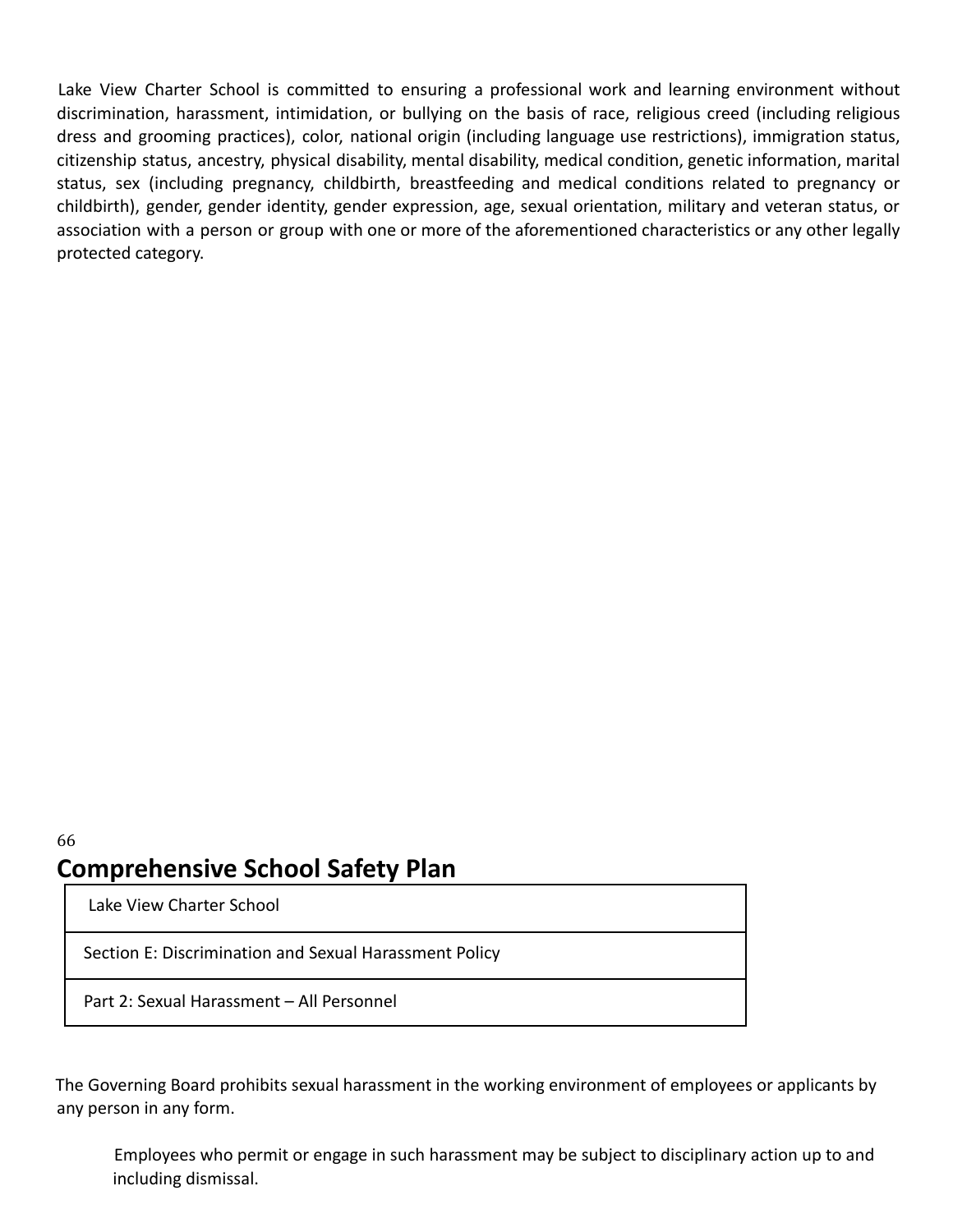Lake View Charter School is committed to ensuring a professional work and learning environment without discrimination, harassment, intimidation, or bullying on the basis of race, religious creed (including religious dress and grooming practices), color, national origin (including language use restrictions), immigration status, citizenship status, ancestry, physical disability, mental disability, medical condition, genetic information, marital status, sex (including pregnancy, childbirth, breastfeeding and medical conditions related to pregnancy or childbirth), gender, gender identity, gender expression, age, sexual orientation, military and veteran status, or association with a person or group with one or more of the aforementioned characteristics or any other legally protected category.

# Comprehensive School Safety Plan

| Lake View Charter School |
| --- |
| Section E: Discrimination and Sexual Harassment Policy |
| Part 2: Sexual Harassment – All Personnel |

The Governing Board prohibits sexual harassment in the working environment of employees or applicants by any person in any form.

> Employees who permit or engage in such harassment may be subject to disciplinary action up to and including dismissal.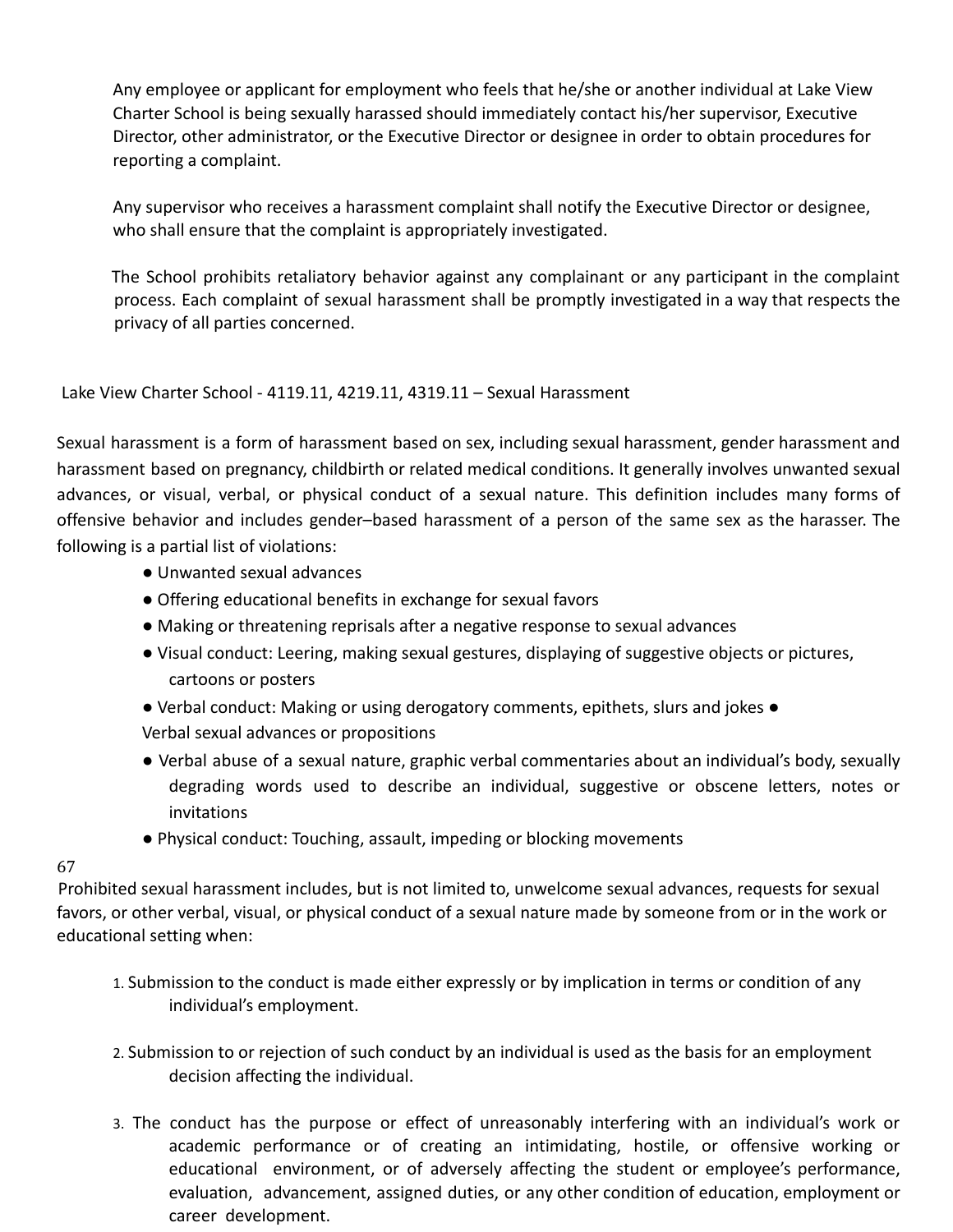Any employee or applicant for employment who feels that he/she or another individual at Lake View Charter School is being sexually harassed should immediately contact his/her supervisor, Executive Director, other administrator, or the Executive Director or designee in order to obtain procedures for reporting a complaint.

Any supervisor who receives a harassment complaint shall notify the Executive Director or designee, who shall ensure that the complaint is appropriately investigated.

The School prohibits retaliatory behavior against any complainant or any participant in the complaint process. Each complaint of sexual harassment shall be promptly investigated in a way that respects the privacy of all parties concerned.

Lake View Charter School - 4119.11, 4219.11, 4319.11 – Sexual Harassment

Sexual harassment is a form of harassment based on sex, including sexual harassment, gender harassment and harassment based on pregnancy, childbirth or related medical conditions. It generally involves unwanted sexual advances, or visual, verbal, or physical conduct of a sexual nature. This definition includes many forms of offensive behavior and includes gender–based harassment of a person of the same sex as the harasser. The following is a partial list of violations:

- Unwanted sexual advances
- Offering educational benefits in exchange for sexual favors
- Making or threatening reprisals after a negative response to sexual advances
- Visual conduct: Leering, making sexual gestures, displaying of suggestive objects or pictures, cartoons or posters
- Verbal conduct: Making or using derogatory comments, epithets, slurs and jokes
- Verbal sexual advances or propositions
- Verbal abuse of a sexual nature, graphic verbal commentaries about an individual's body, sexually degrading words used to describe an individual, suggestive or obscene letters, notes or invitations
- Physical conduct: Touching, assault, impeding or blocking movements

Prohibited sexual harassment includes, but is not limited to, unwelcome sexual advances, requests for sexual favors, or other verbal, visual, or physical conduct of a sexual nature made by someone from or in the work or educational setting when:

1. Submission to the conduct is made either expressly or by implication in terms or condition of any individual's employment.
2. Submission to or rejection of such conduct by an individual is used as the basis for an employment decision affecting the individual.
3. The conduct has the purpose or effect of unreasonably interfering with an individual's work or academic performance or of creating an intimidating, hostile, or offensive working or educational environment, or of adversely affecting the student or employee's performance, evaluation, advancement, assigned duties, or any other condition of education, employment or career development.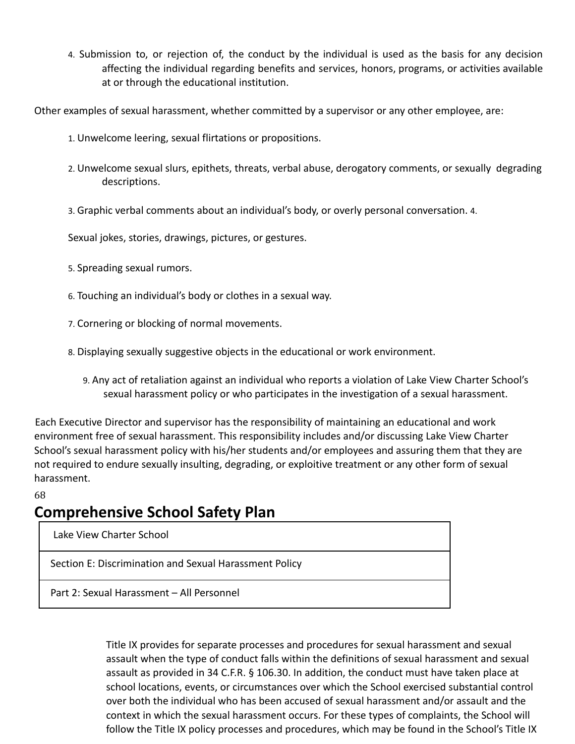4. Submission to, or rejection of, the conduct by the individual is used as the basis for any decision affecting the individual regarding benefits and services, honors, programs, or activities available at or through the educational institution.

Other examples of sexual harassment, whether committed by a supervisor or any other employee, are:

1. Unwelcome leering, sexual flirtations or propositions.
2. Unwelcome sexual slurs, epithets, threats, verbal abuse, derogatory comments, or sexually degrading descriptions.
3. Graphic verbal comments about an individual's body, or overly personal conversation.
4. Sexual jokes, stories, drawings, pictures, or gestures.
5. Spreading sexual rumors.
6. Touching an individual's body or clothes in a sexual way.
7. Cornering or blocking of normal movements.
8. Displaying sexually suggestive objects in the educational or work environment.
9. Any act of retaliation against an individual who reports a violation of Lake View Charter School's sexual harassment policy or who participates in the investigation of a sexual harassment.

Each Executive Director and supervisor has the responsibility of maintaining an educational and work environment free of sexual harassment. This responsibility includes and/or discussing Lake View Charter School's sexual harassment policy with his/her students and/or employees and assuring them that they are not required to endure sexually insulting, degrading, or exploitive treatment or any other form of sexual harassment.

# Comprehensive School Safety Plan

| Lake View Charter School |
|---|
| Section E: Discrimination and Sexual Harassment Policy |
| Part 2: Sexual Harassment – All Personnel |

Title IX provides for separate processes and procedures for sexual harassment and sexual assault when the type of conduct falls within the definitions of sexual harassment and sexual assault as provided in 34 C.F.R. § 106.30. In addition, the conduct must have taken place at school locations, events, or circumstances over which the School exercised substantial control over both the individual who has been accused of sexual harassment and/or assault and the context in which the sexual harassment occurs. For these types of complaints, the School will follow the Title IX policy processes and procedures, which may be found in the School's Title IX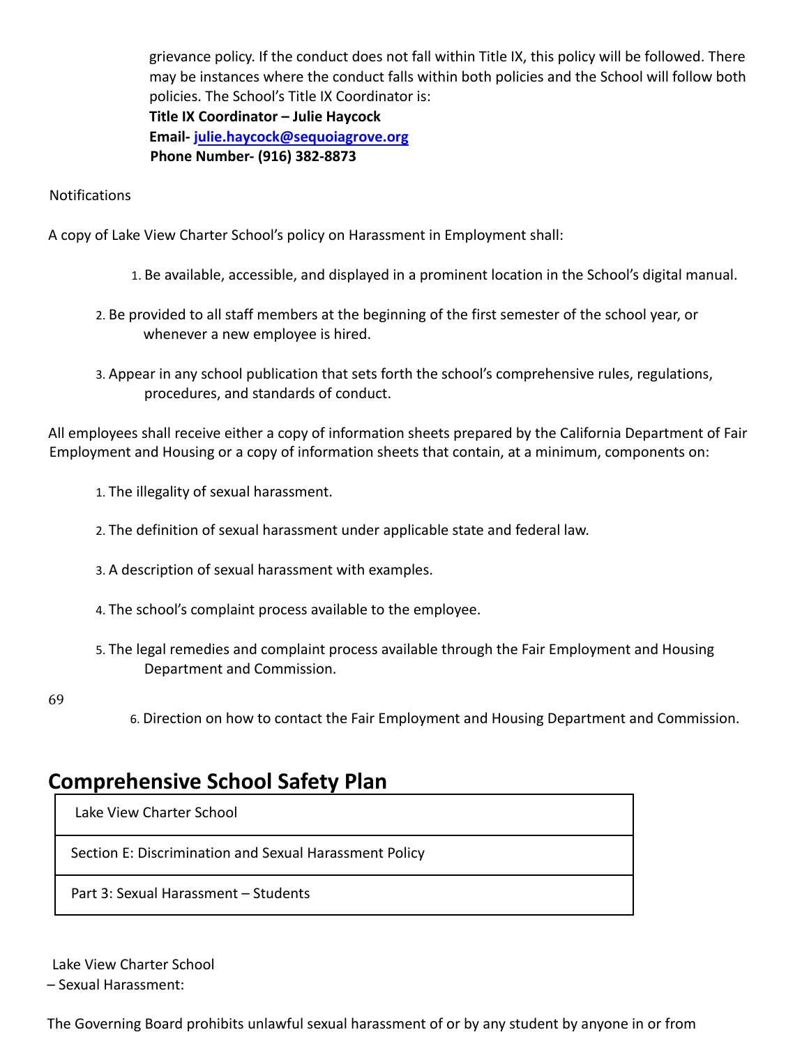grievance policy. If the conduct does not fall within Title IX, this policy will be followed. There may be instances where the conduct falls within both policies and the School will follow both policies. The School's Title IX Coordinator is:
**Title IX Coordinator – Julie Haycock**
**Email- julie.haycock@sequoiagrove.org**
**Phone Number- (916) 382-8873**

Notifications

A copy of Lake View Charter School's policy on Harassment in Employment shall:

1. Be available, accessible, and displayed in a prominent location in the School's digital manual.
2. Be provided to all staff members at the beginning of the first semester of the school year, or whenever a new employee is hired.
3. Appear in any school publication that sets forth the school's comprehensive rules, regulations, procedures, and standards of conduct.

All employees shall receive either a copy of information sheets prepared by the California Department of Fair Employment and Housing or a copy of information sheets that contain, at a minimum, components on:

1. The illegality of sexual harassment.
2. The definition of sexual harassment under applicable state and federal law.
3. A description of sexual harassment with examples.
4. The school's complaint process available to the employee.
5. The legal remedies and complaint process available through the Fair Employment and Housing Department and Commission.
6. Direction on how to contact the Fair Employment and Housing Department and Commission.

## Comprehensive School Safety Plan

| Lake View Charter School |
|---|
| Section E: Discrimination and Sexual Harassment Policy |
| Part 3: Sexual Harassment – Students |

Lake View Charter School
– Sexual Harassment:

The Governing Board prohibits unlawful sexual harassment of or by any student by anyone in or from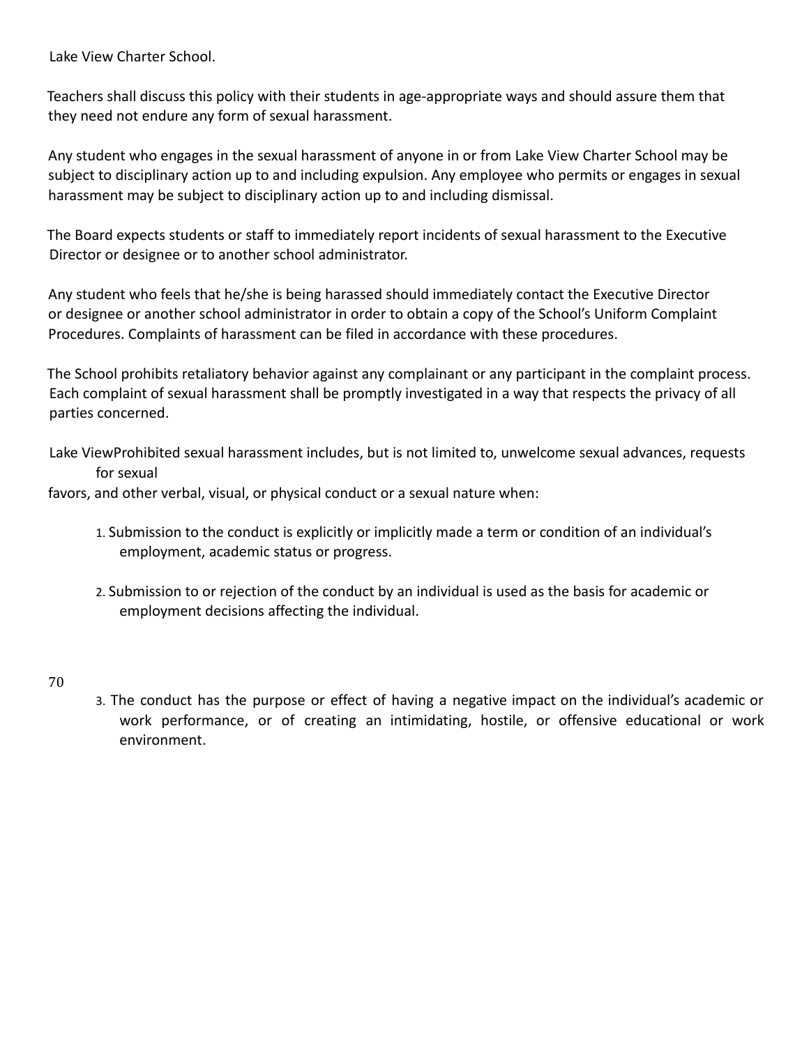Lake View Charter School.

Teachers shall discuss this policy with their students in age-appropriate ways and should assure them that they need not endure any form of sexual harassment.

Any student who engages in the sexual harassment of anyone in or from Lake View Charter School may be subject to disciplinary action up to and including expulsion. Any employee who permits or engages in sexual harassment may be subject to disciplinary action up to and including dismissal.

The Board expects students or staff to immediately report incidents of sexual harassment to the Executive Director or designee or to another school administrator.

Any student who feels that he/she is being harassed should immediately contact the Executive Director or designee or another school administrator in order to obtain a copy of the School's Uniform Complaint Procedures. Complaints of harassment can be filed in accordance with these procedures.

The School prohibits retaliatory behavior against any complainant or any participant in the complaint process. Each complaint of sexual harassment shall be promptly investigated in a way that respects the privacy of all parties concerned.

Lake ViewProhibited sexual harassment includes, but is not limited to, unwelcome sexual advances, requests for sexual favors, and other verbal, visual, or physical conduct or a sexual nature when:

1. Submission to the conduct is explicitly or implicitly made a term or condition of an individual's employment, academic status or progress.
2. Submission to or rejection of the conduct by an individual is used as the basis for academic or employment decisions affecting the individual.
3. The conduct has the purpose or effect of having a negative impact on the individual's academic or work performance, or of creating an intimidating, hostile, or offensive educational or work environment.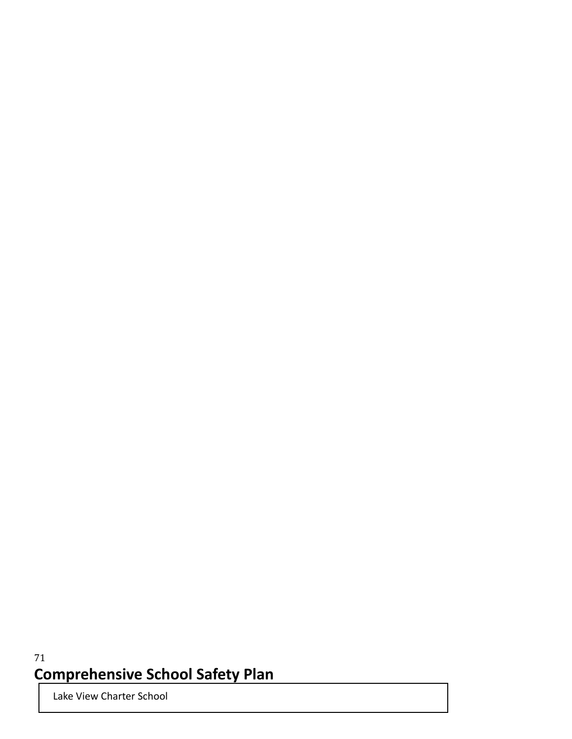# Comprehensive School Safety Plan

Lake View Charter School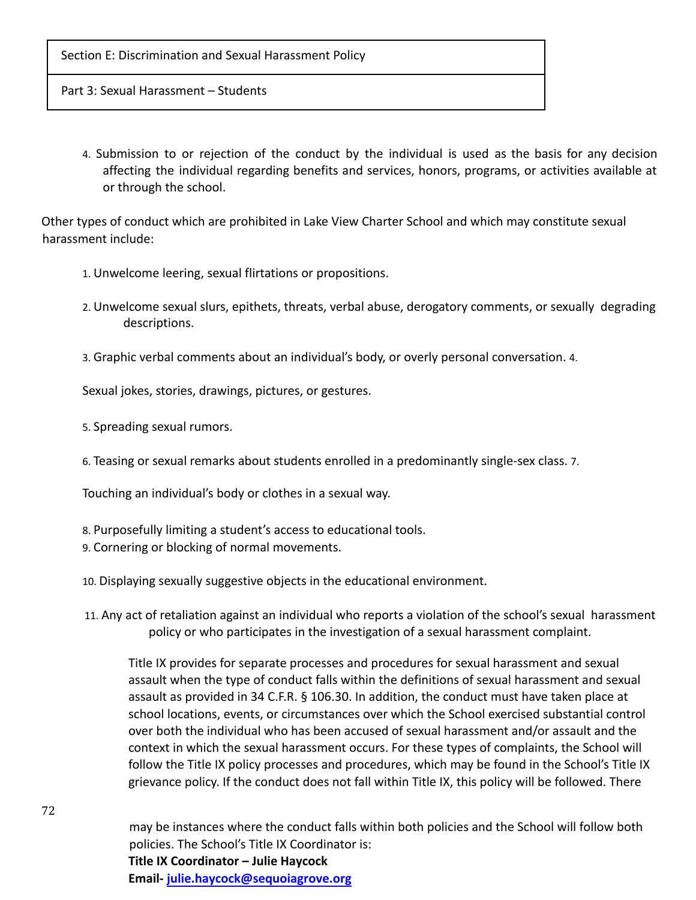| Section E: Discrimination and Sexual Harassment Policy |
|---|
| Part 3: Sexual Harassment – Students |

4. Submission to or rejection of the conduct by the individual is used as the basis for any decision affecting the individual regarding benefits and services, honors, programs, or activities available at or through the school.

Other types of conduct which are prohibited in Lake View Charter School and which may constitute sexual harassment include:

1. Unwelcome leering, sexual flirtations or propositions.
2. Unwelcome sexual slurs, epithets, threats, verbal abuse, derogatory comments, or sexually degrading descriptions.
3. Graphic verbal comments about an individual's body, or overly personal conversation.
4. Sexual jokes, stories, drawings, pictures, or gestures.
5. Spreading sexual rumors.
6. Teasing or sexual remarks about students enrolled in a predominantly single-sex class.
7. Touching an individual's body or clothes in a sexual way.
8. Purposefully limiting a student's access to educational tools.
9. Cornering or blocking of normal movements.
10. Displaying sexually suggestive objects in the educational environment.
11. Any act of retaliation against an individual who reports a violation of the school's sexual harassment policy or who participates in the investigation of a sexual harassment complaint.

Title IX provides for separate processes and procedures for sexual harassment and sexual assault when the type of conduct falls within the definitions of sexual harassment and sexual assault as provided in 34 C.F.R. § 106.30. In addition, the conduct must have taken place at school locations, events, or circumstances over which the School exercised substantial control over both the individual who has been accused of sexual harassment and/or assault and the context in which the sexual harassment occurs. For these types of complaints, the School will follow the Title IX policy processes and procedures, which may be found in the School's Title IX grievance policy. If the conduct does not fall within Title IX, this policy will be followed. There may be instances where the conduct falls within both policies and the School will follow both policies. The School's Title IX Coordinator is:

**Title IX Coordinator – Julie Haycock**
**Email- [julie.haycock@sequoiagrove.org](mailto:julie.haycock@sequoiagrove.org)**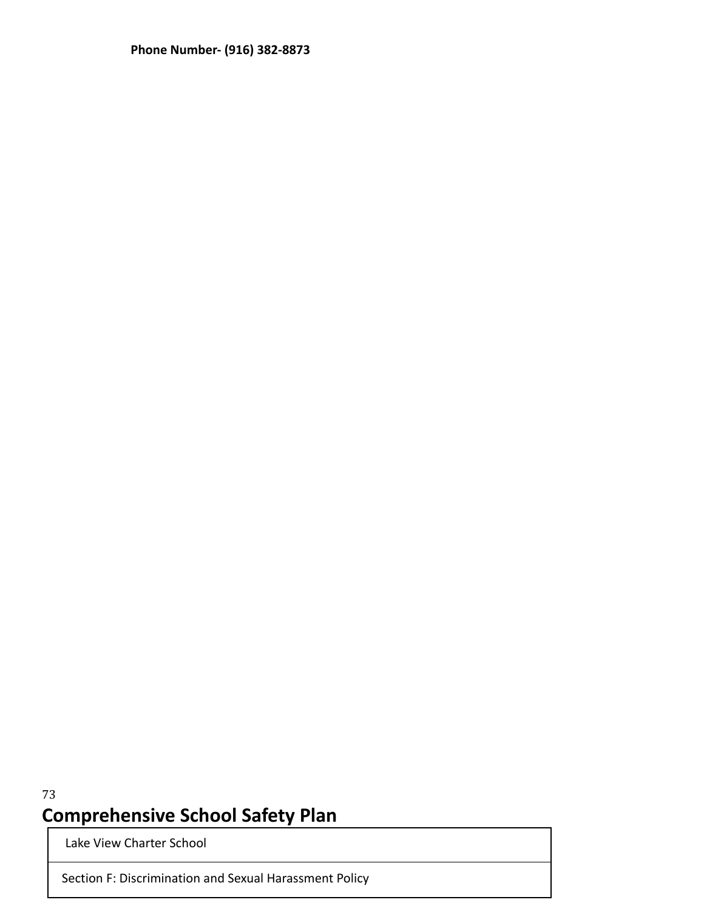**Phone Number- (916) 382-8873**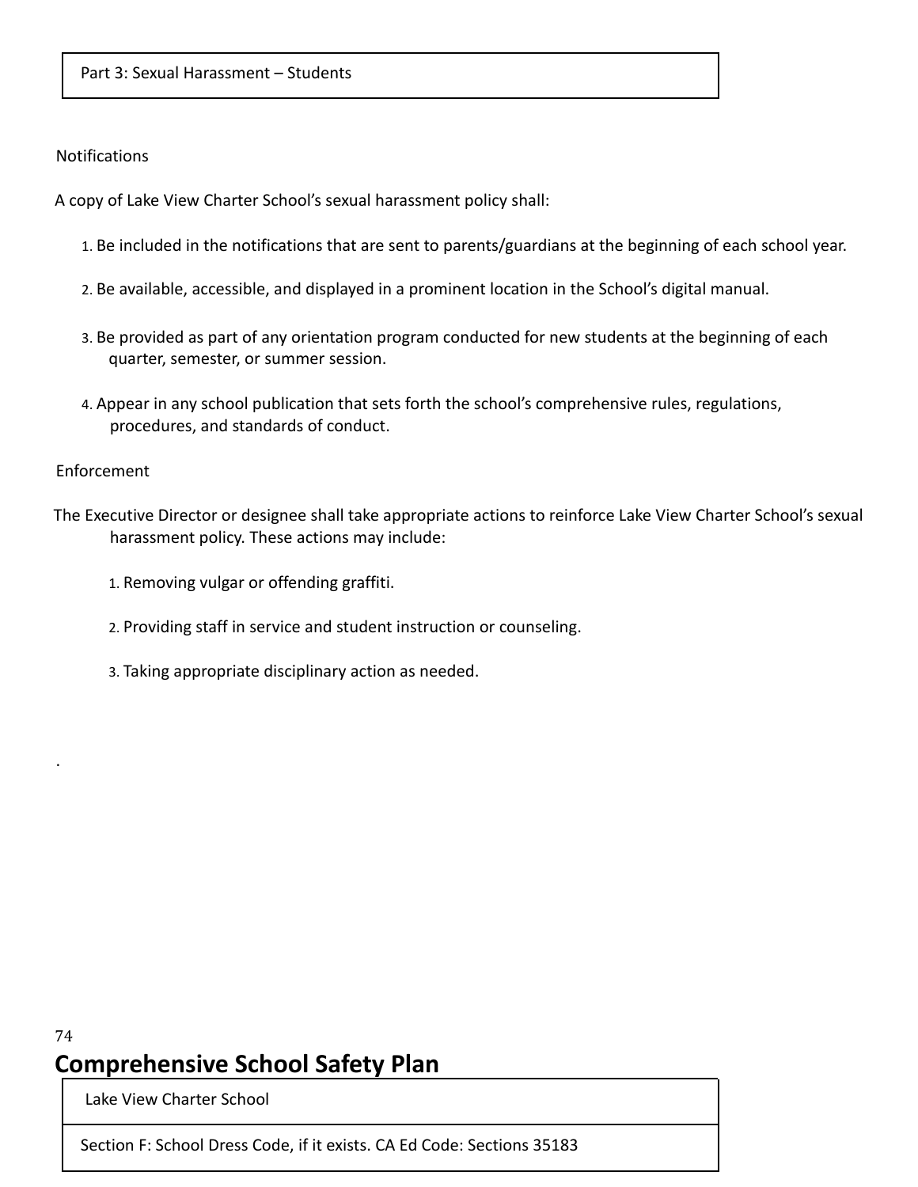Part 3: Sexual Harassment – Students

Notifications

A copy of Lake View Charter School's sexual harassment policy shall:

1. Be included in the notifications that are sent to parents/guardians at the beginning of each school year.
2. Be available, accessible, and displayed in a prominent location in the School's digital manual.
3. Be provided as part of any orientation program conducted for new students at the beginning of each quarter, semester, or summer session.
4. Appear in any school publication that sets forth the school's comprehensive rules, regulations, procedures, and standards of conduct.

Enforcement

The Executive Director or designee shall take appropriate actions to reinforce Lake View Charter School's sexual harassment policy. These actions may include:

1. Removing vulgar or offending graffiti.
2. Providing staff in service and student instruction or counseling.
3. Taking appropriate disciplinary action as needed.

.

# Comprehensive School Safety Plan

Lake View Charter School

Section F: School Dress Code, if it exists. CA Ed Code: Sections 35183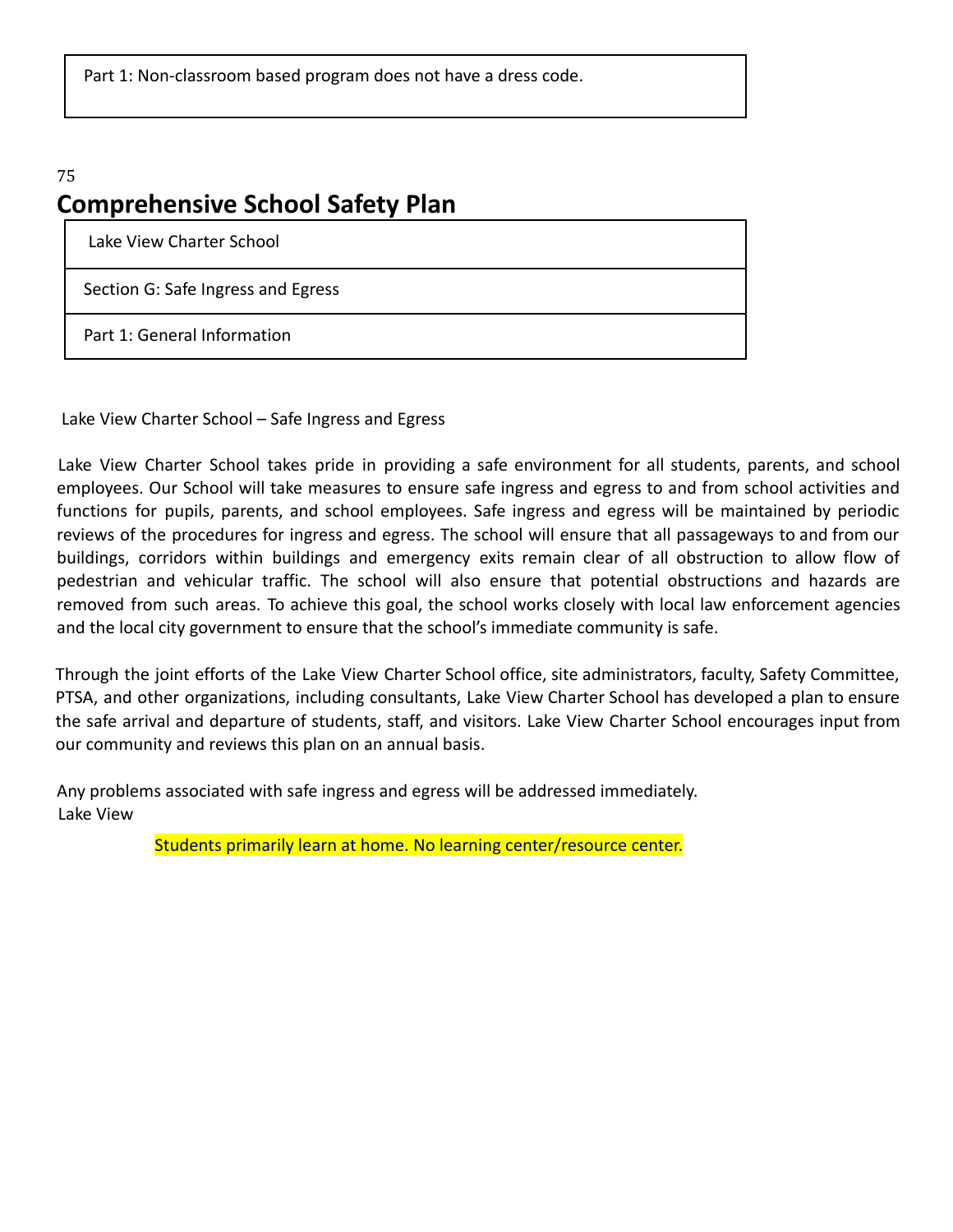Part 1: Non-classroom based program does not have a dress code.

# Comprehensive School Safety Plan

Lake View Charter School

Section G: Safe Ingress and Egress

Part 1: General Information

Lake View Charter School – Safe Ingress and Egress

Lake View Charter School takes pride in providing a safe environment for all students, parents, and school employees. Our School will take measures to ensure safe ingress and egress to and from school activities and functions for pupils, parents, and school employees. Safe ingress and egress will be maintained by periodic reviews of the procedures for ingress and egress. The school will ensure that all passageways to and from our buildings, corridors within buildings and emergency exits remain clear of all obstruction to allow flow of pedestrian and vehicular traffic. The school will also ensure that potential obstructions and hazards are removed from such areas. To achieve this goal, the school works closely with local law enforcement agencies and the local city government to ensure that the school's immediate community is safe.

Through the joint efforts of the Lake View Charter School office, site administrators, faculty, Safety Committee, PTSA, and other organizations, including consultants, Lake View Charter School has developed a plan to ensure the safe arrival and departure of students, staff, and visitors. Lake View Charter School encourages input from our community and reviews this plan on an annual basis.

Any problems associated with safe ingress and egress will be addressed immediately.
Lake View

Students primarily learn at home. No learning center/resource center.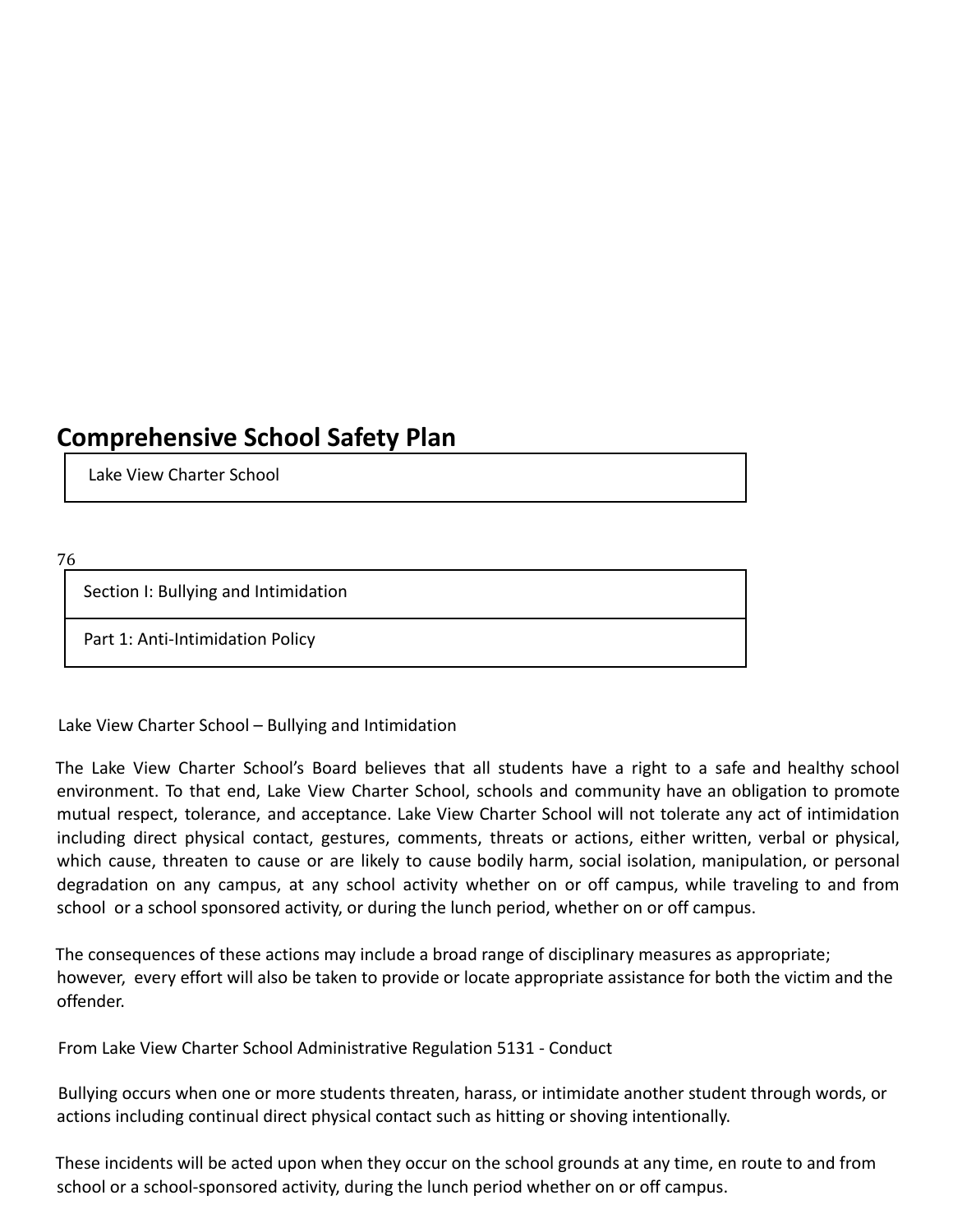# Comprehensive School Safety Plan

Lake View Charter School

Section I: Bullying and Intimidation

Part 1: Anti-Intimidation Policy

Lake View Charter School – Bullying and Intimidation

The Lake View Charter School's Board believes that all students have a right to a safe and healthy school environment. To that end, Lake View Charter School, schools and community have an obligation to promote mutual respect, tolerance, and acceptance. Lake View Charter School will not tolerate any act of intimidation including direct physical contact, gestures, comments, threats or actions, either written, verbal or physical, which cause, threaten to cause or are likely to cause bodily harm, social isolation, manipulation, or personal degradation on any campus, at any school activity whether on or off campus, while traveling to and from school or a school sponsored activity, or during the lunch period, whether on or off campus.

The consequences of these actions may include a broad range of disciplinary measures as appropriate; however, every effort will also be taken to provide or locate appropriate assistance for both the victim and the offender.

From Lake View Charter School Administrative Regulation 5131 - Conduct

Bullying occurs when one or more students threaten, harass, or intimidate another student through words, or actions including continual direct physical contact such as hitting or shoving intentionally.

These incidents will be acted upon when they occur on the school grounds at any time, en route to and from school or a school-sponsored activity, during the lunch period whether on or off campus.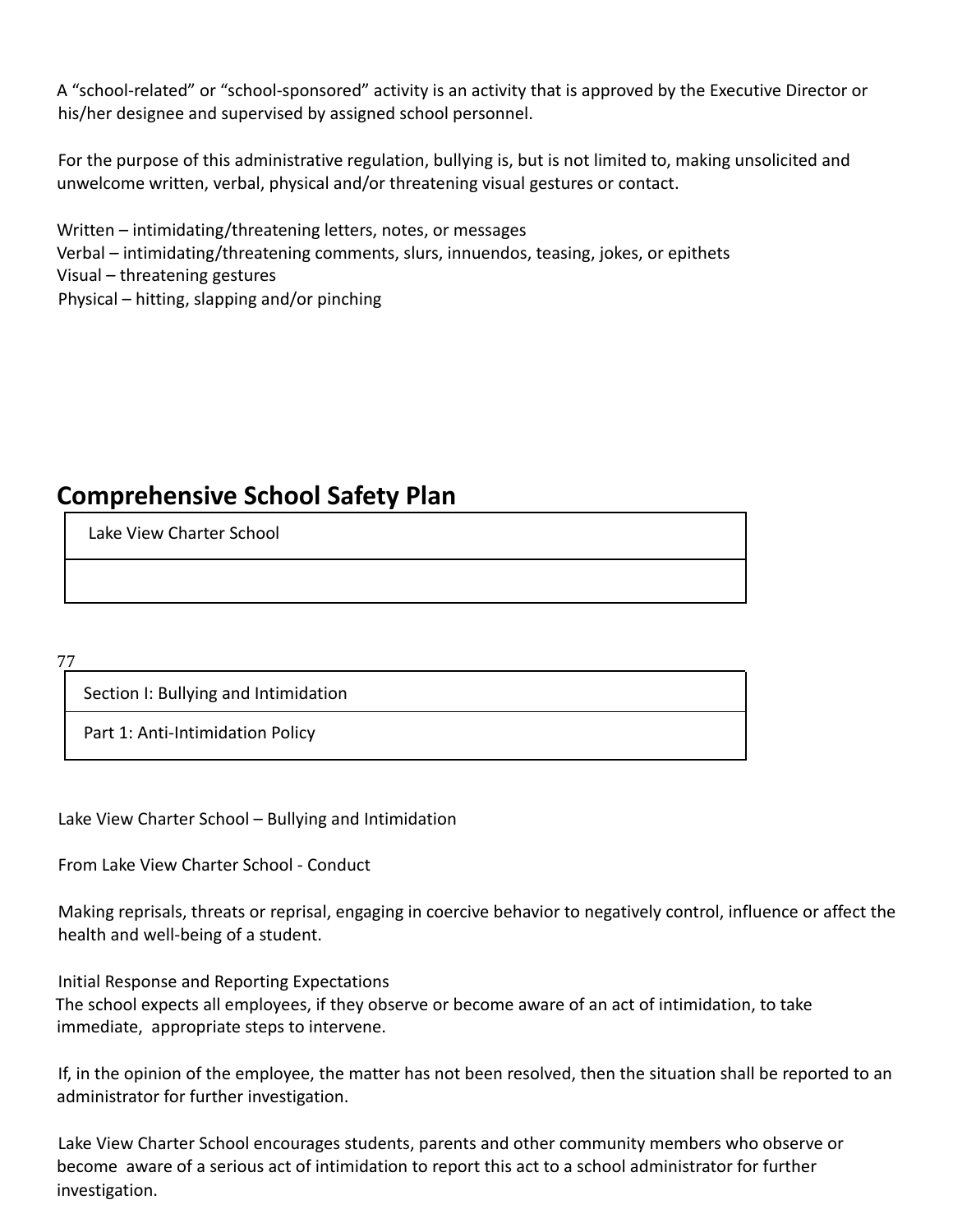A “school-related” or “school-sponsored” activity is an activity that is approved by the Executive Director or his/her designee and supervised by assigned school personnel.

For the purpose of this administrative regulation, bullying is, but is not limited to, making unsolicited and unwelcome written, verbal, physical and/or threatening visual gestures or contact.

Written – intimidating/threatening letters, notes, or messages
Verbal – intimidating/threatening comments, slurs, innuendos, teasing, jokes, or epithets
Visual – threatening gestures
Physical – hitting, slapping and/or pinching

## Comprehensive School Safety Plan

| Lake View Charter School |
|---|
| |

| Section I: Bullying and Intimidation |
|---|
| Part 1: Anti-Intimidation Policy |

Lake View Charter School – Bullying and Intimidation

From Lake View Charter School - Conduct

Making reprisals, threats or reprisal, engaging in coercive behavior to negatively control, influence or affect the health and well-being of a student.

Initial Response and Reporting Expectations
The school expects all employees, if they observe or become aware of an act of intimidation, to take immediate, appropriate steps to intervene.

If, in the opinion of the employee, the matter has not been resolved, then the situation shall be reported to an administrator for further investigation.

Lake View Charter School encourages students, parents and other community members who observe or become aware of a serious act of intimidation to report this act to a school administrator for further investigation.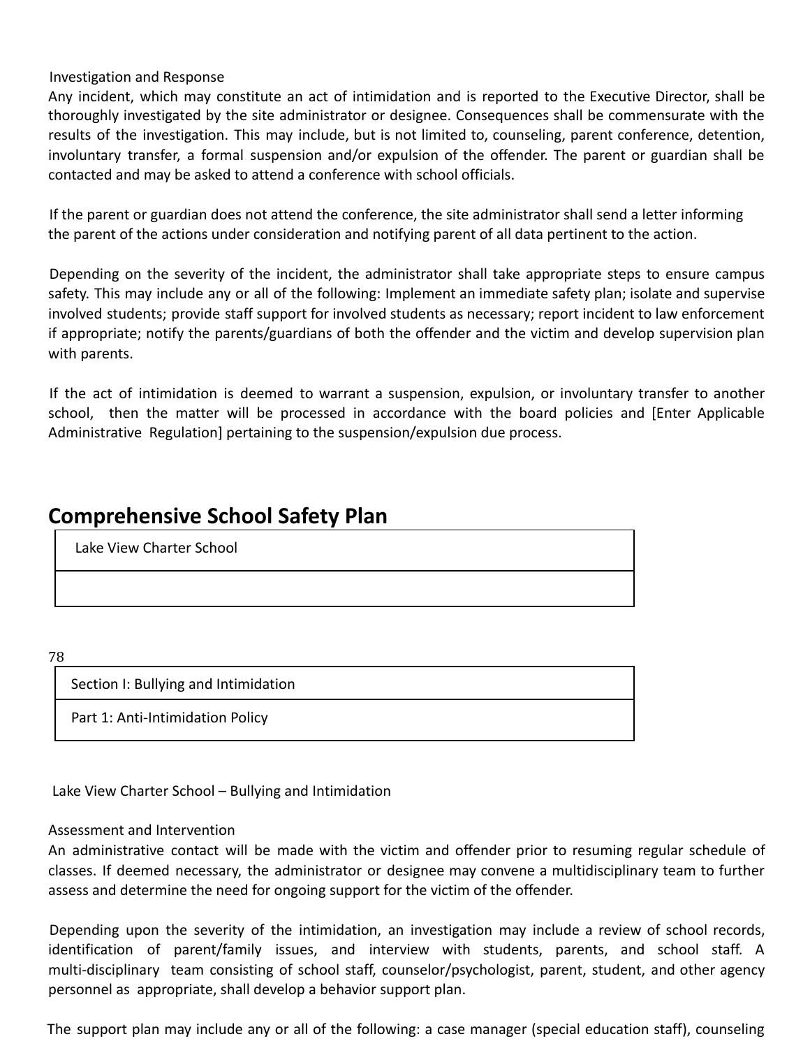Investigation and Response

Any incident, which may constitute an act of intimidation and is reported to the Executive Director, shall be thoroughly investigated by the site administrator or designee. Consequences shall be commensurate with the results of the investigation. This may include, but is not limited to, counseling, parent conference, detention, involuntary transfer, a formal suspension and/or expulsion of the offender. The parent or guardian shall be contacted and may be asked to attend a conference with school officials.

If the parent or guardian does not attend the conference, the site administrator shall send a letter informing the parent of the actions under consideration and notifying parent of all data pertinent to the action.

Depending on the severity of the incident, the administrator shall take appropriate steps to ensure campus safety. This may include any or all of the following: Implement an immediate safety plan; isolate and supervise involved students; provide staff support for involved students as necessary; report incident to law enforcement if appropriate; notify the parents/guardians of both the offender and the victim and develop supervision plan with parents.

If the act of intimidation is deemed to warrant a suspension, expulsion, or involuntary transfer to another school, then the matter will be processed in accordance with the board policies and [Enter Applicable Administrative Regulation] pertaining to the suspension/expulsion due process.

## Comprehensive School Safety Plan

| Lake View Charter School |
|---|
| |

| Section I: Bullying and Intimidation |
|---|
| Part 1: Anti-Intimidation Policy |

Lake View Charter School – Bullying and Intimidation

Assessment and Intervention

An administrative contact will be made with the victim and offender prior to resuming regular schedule of classes. If deemed necessary, the administrator or designee may convene a multidisciplinary team to further assess and determine the need for ongoing support for the victim of the offender.

Depending upon the severity of the intimidation, an investigation may include a review of school records, identification of parent/family issues, and interview with students, parents, and school staff. A multi-disciplinary team consisting of school staff, counselor/psychologist, parent, student, and other agency personnel as appropriate, shall develop a behavior support plan.

The support plan may include any or all of the following: a case manager (special education staff), counseling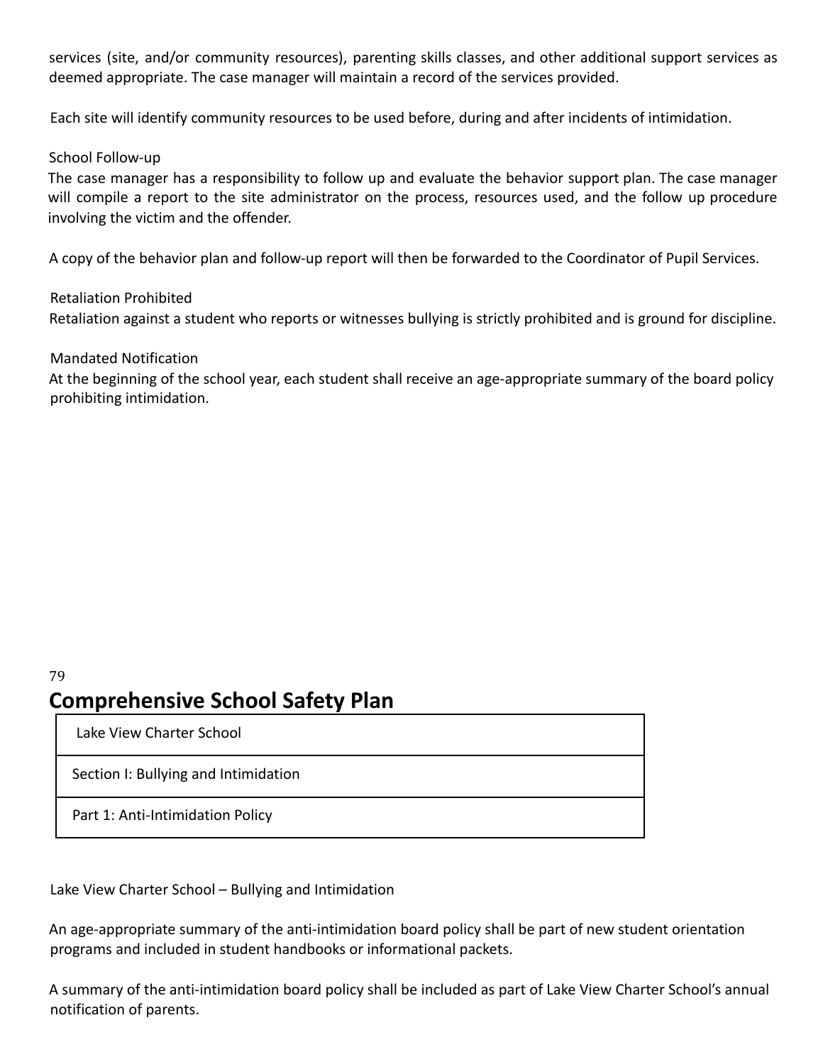services (site, and/or community resources), parenting skills classes, and other additional support services as deemed appropriate. The case manager will maintain a record of the services provided.

Each site will identify community resources to be used before, during and after incidents of intimidation.

School Follow-up
The case manager has a responsibility to follow up and evaluate the behavior support plan. The case manager will compile a report to the site administrator on the process, resources used, and the follow up procedure involving the victim and the offender.

A copy of the behavior plan and follow-up report will then be forwarded to the Coordinator of Pupil Services.

Retaliation Prohibited
Retaliation against a student who reports or witnesses bullying is strictly prohibited and is ground for discipline.

Mandated Notification
At the beginning of the school year, each student shall receive an age-appropriate summary of the board policy prohibiting intimidation.

## Comprehensive School Safety Plan

| Lake View Charter School |
| --- |
| Section I: Bullying and Intimidation |
| Part 1: Anti-Intimidation Policy |

Lake View Charter School – Bullying and Intimidation

An age-appropriate summary of the anti-intimidation board policy shall be part of new student orientation programs and included in student handbooks or informational packets.

A summary of the anti-intimidation board policy shall be included as part of Lake View Charter School's annual notification of parents.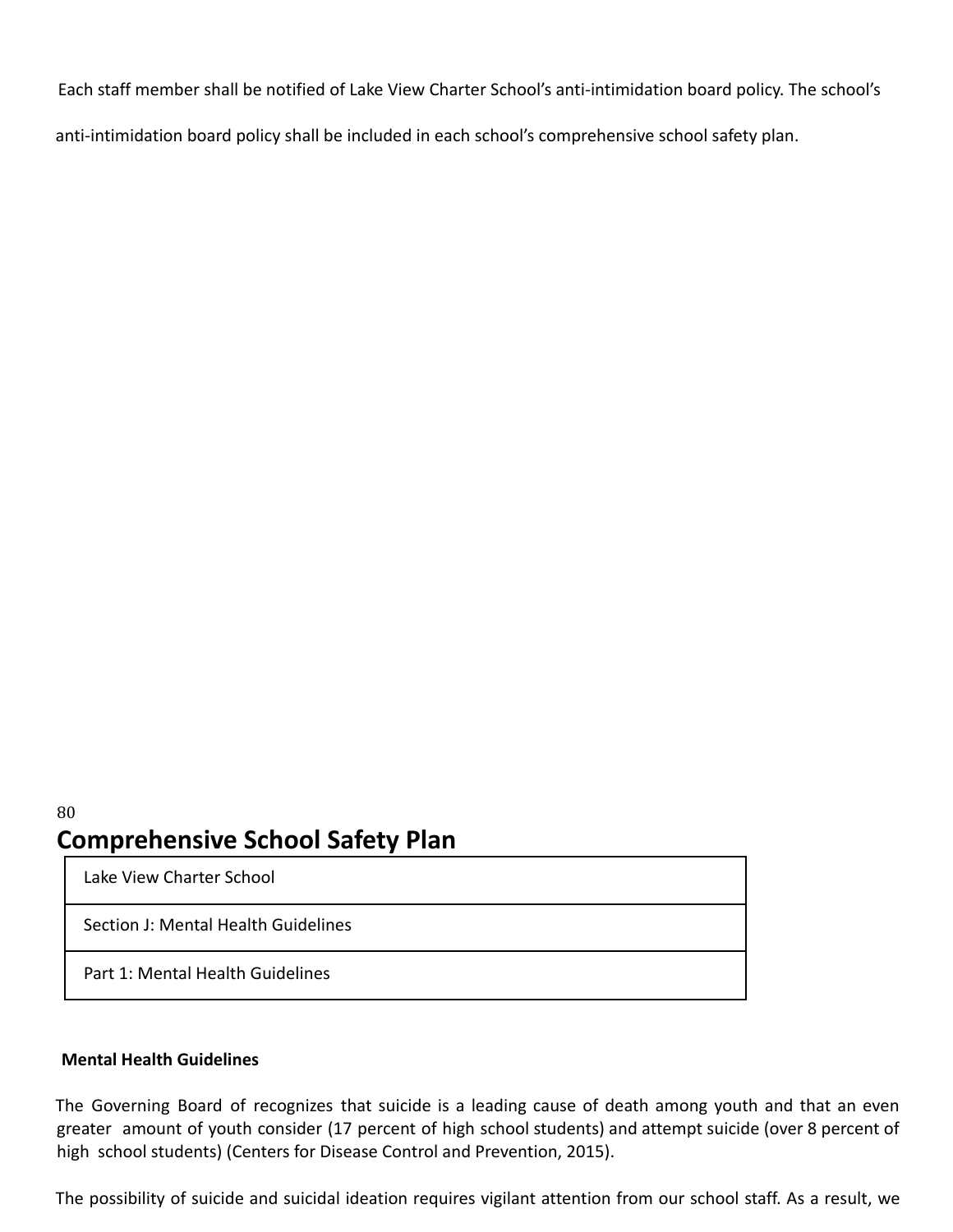Each staff member shall be notified of Lake View Charter School's anti-intimidation board policy. The school's anti-intimidation board policy shall be included in each school's comprehensive school safety plan.

# Comprehensive School Safety Plan

| Lake View Charter School |
|---|
| Section J: Mental Health Guidelines |
| Part 1: Mental Health Guidelines |

**Mental Health Guidelines**

The Governing Board of recognizes that suicide is a leading cause of death among youth and that an even greater amount of youth consider (17 percent of high school students) and attempt suicide (over 8 percent of high school students) (Centers for Disease Control and Prevention, 2015).

The possibility of suicide and suicidal ideation requires vigilant attention from our school staff. As a result, we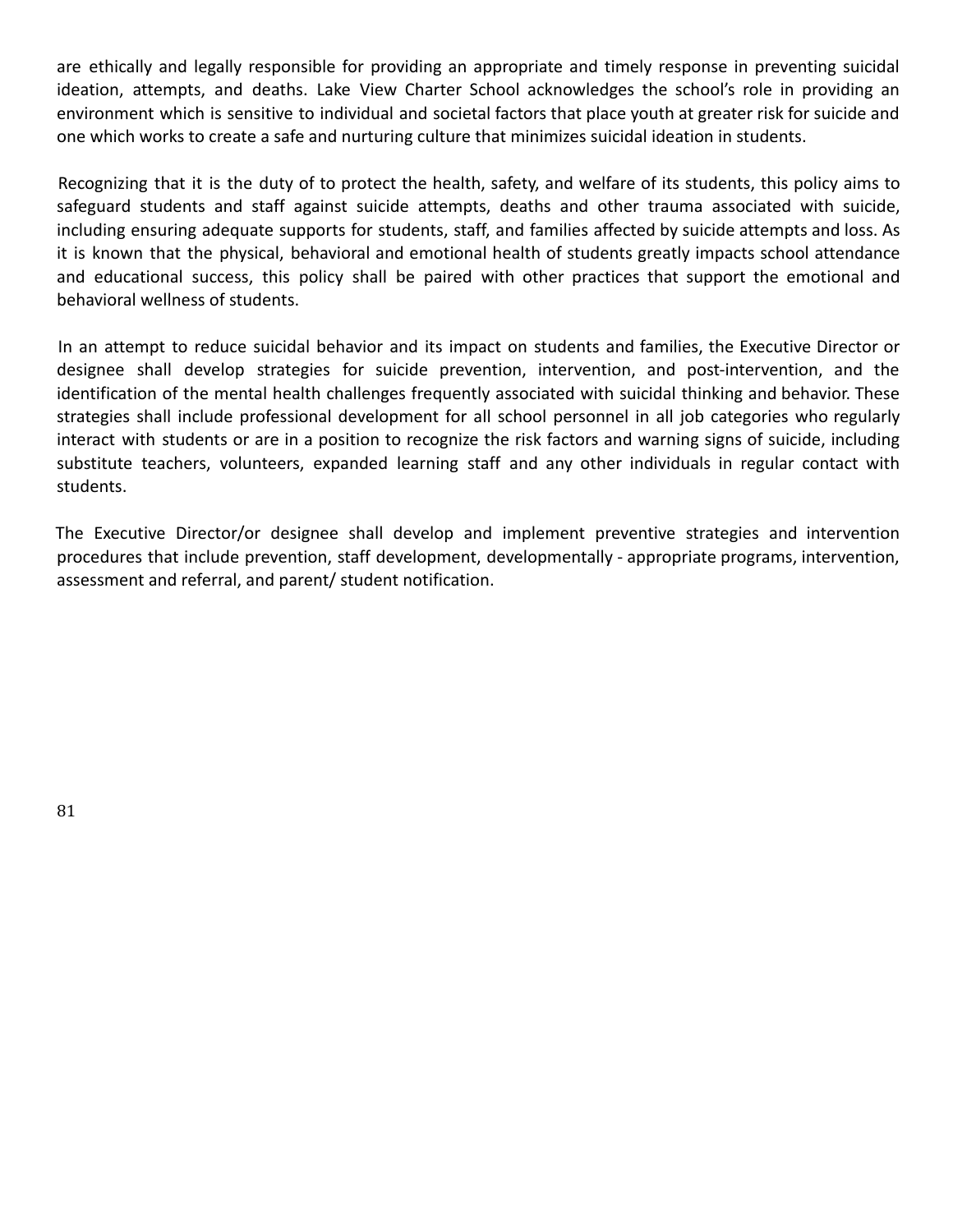are ethically and legally responsible for providing an appropriate and timely response in preventing suicidal ideation, attempts, and deaths. Lake View Charter School acknowledges the school's role in providing an environment which is sensitive to individual and societal factors that place youth at greater risk for suicide and one which works to create a safe and nurturing culture that minimizes suicidal ideation in students.

Recognizing that it is the duty of to protect the health, safety, and welfare of its students, this policy aims to safeguard students and staff against suicide attempts, deaths and other trauma associated with suicide, including ensuring adequate supports for students, staff, and families affected by suicide attempts and loss. As it is known that the physical, behavioral and emotional health of students greatly impacts school attendance and educational success, this policy shall be paired with other practices that support the emotional and behavioral wellness of students.

In an attempt to reduce suicidal behavior and its impact on students and families, the Executive Director or designee shall develop strategies for suicide prevention, intervention, and post-intervention, and the identification of the mental health challenges frequently associated with suicidal thinking and behavior. These strategies shall include professional development for all school personnel in all job categories who regularly interact with students or are in a position to recognize the risk factors and warning signs of suicide, including substitute teachers, volunteers, expanded learning staff and any other individuals in regular contact with students.

The Executive Director/or designee shall develop and implement preventive strategies and intervention procedures that include prevention, staff development, developmentally - appropriate programs, intervention, assessment and referral, and parent/ student notification.